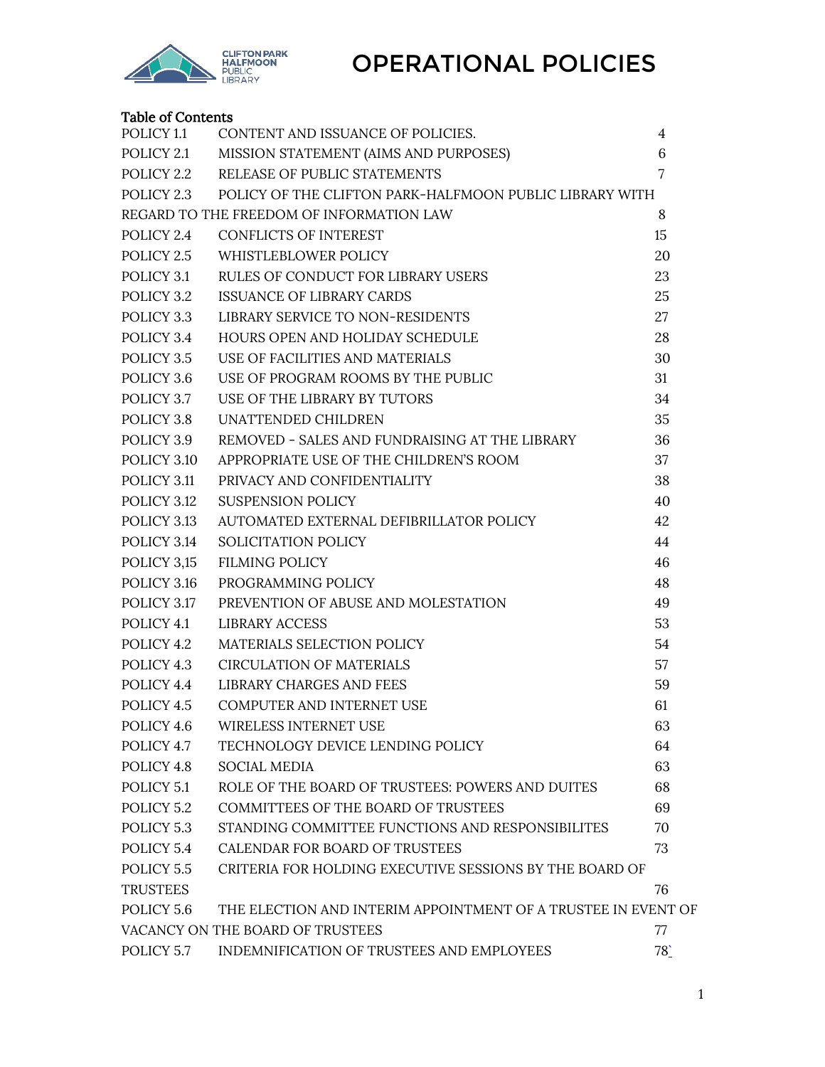# OPERATIONAL POLICIES

## Table of Contents

| | | |
|---|---|---|
| POLICY 1.1 | CONTENT AND ISSUANCE OF POLICIES. | 4 |
| POLICY 2.1 | MISSION STATEMENT (AIMS AND PURPOSES) | 6 |
| POLICY 2.2 | RELEASE OF PUBLIC STATEMENTS | 7 |
| POLICY 2.3 | POLICY OF THE CLIFTON PARK-HALFMOON PUBLIC LIBRARY WITH REGARD TO THE FREEDOM OF INFORMATION LAW | 8 |
| POLICY 2.4 | CONFLICTS OF INTEREST | 15 |
| POLICY 2.5 | WHISTLEBLOWER POLICY | 20 |
| POLICY 3.1 | RULES OF CONDUCT FOR LIBRARY USERS | 23 |
| POLICY 3.2 | ISSUANCE OF LIBRARY CARDS | 25 |
| POLICY 3.3 | LIBRARY SERVICE TO NON-RESIDENTS | 27 |
| POLICY 3.4 | HOURS OPEN AND HOLIDAY SCHEDULE | 28 |
| POLICY 3.5 | USE OF FACILITIES AND MATERIALS | 30 |
| POLICY 3.6 | USE OF PROGRAM ROOMS BY THE PUBLIC | 31 |
| POLICY 3.7 | USE OF THE LIBRARY BY TUTORS | 34 |
| POLICY 3.8 | UNATTENDED CHILDREN | 35 |
| POLICY 3.9 | REMOVED - SALES AND FUNDRAISING AT THE LIBRARY | 36 |
| POLICY 3.10 | APPROPRIATE USE OF THE CHILDREN'S ROOM | 37 |
| POLICY 3.11 | PRIVACY AND CONFIDENTIALITY | 38 |
| POLICY 3.12 | SUSPENSION POLICY | 40 |
| POLICY 3.13 | AUTOMATED EXTERNAL DEFIBRILLATOR POLICY | 42 |
| POLICY 3.14 | SOLICITATION POLICY | 44 |
| POLICY 3,15 | FILMING POLICY | 46 |
| POLICY 3.16 | PROGRAMMING POLICY | 48 |
| POLICY 3.17 | PREVENTION OF ABUSE AND MOLESTATION | 49 |
| POLICY 4.1 | LIBRARY ACCESS | 53 |
| POLICY 4.2 | MATERIALS SELECTION POLICY | 54 |
| POLICY 4.3 | CIRCULATION OF MATERIALS | 57 |
| POLICY 4.4 | LIBRARY CHARGES AND FEES | 59 |
| POLICY 4.5 | COMPUTER AND INTERNET USE | 61 |
| POLICY 4.6 | WIRELESS INTERNET USE | 63 |
| POLICY 4.7 | TECHNOLOGY DEVICE LENDING POLICY | 64 |
| POLICY 4.8 | SOCIAL MEDIA | 63 |
| POLICY 5.1 | ROLE OF THE BOARD OF TRUSTEES: POWERS AND DUITES | 68 |
| POLICY 5.2 | COMMITTEES OF THE BOARD OF TRUSTEES | 69 |
| POLICY 5.3 | STANDING COMMITTEE FUNCTIONS AND RESPONSIBILITES | 70 |
| POLICY 5.4 | CALENDAR FOR BOARD OF TRUSTEES | 73 |
| POLICY 5.5 | CRITERIA FOR HOLDING EXECUTIVE SESSIONS BY THE BOARD OF TRUSTEES | 76 |
| POLICY 5.6 | THE ELECTION AND INTERIM APPOINTMENT OF A TRUSTEE IN EVENT OF VACANCY ON THE BOARD OF TRUSTEES | 77 |
| POLICY 5.7 | INDEMNIFICATION OF TRUSTEES AND EMPLOYEES | 78` |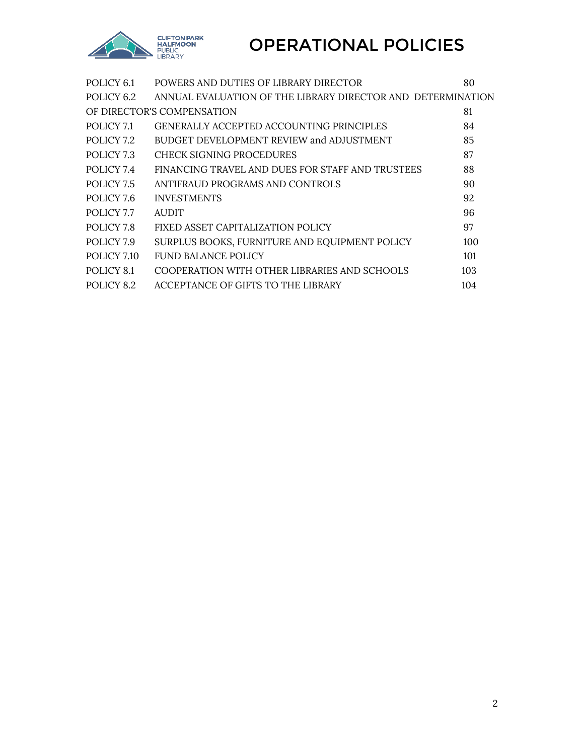# OPERATIONAL POLICIES

| | | |
|---|---|---|
| POLICY 6.1 | POWERS AND DUTIES OF LIBRARY DIRECTOR | 80 |
| POLICY 6.2 | ANNUAL EVALUATION OF THE LIBRARY DIRECTOR AND DETERMINATION OF DIRECTOR'S COMPENSATION | 81 |
| POLICY 7.1 | GENERALLY ACCEPTED ACCOUNTING PRINCIPLES | 84 |
| POLICY 7.2 | BUDGET DEVELOPMENT REVIEW and ADJUSTMENT | 85 |
| POLICY 7.3 | CHECK SIGNING PROCEDURES | 87 |
| POLICY 7.4 | FINANCING TRAVEL AND DUES FOR STAFF AND TRUSTEES | 88 |
| POLICY 7.5 | ANTIFRAUD PROGRAMS AND CONTROLS | 90 |
| POLICY 7.6 | INVESTMENTS | 92 |
| POLICY 7.7 | AUDIT | 96 |
| POLICY 7.8 | FIXED ASSET CAPITALIZATION POLICY | 97 |
| POLICY 7.9 | SURPLUS BOOKS, FURNITURE AND EQUIPMENT POLICY | 100 |
| POLICY 7.10 | FUND BALANCE POLICY | 101 |
| POLICY 8.1 | COOPERATION WITH OTHER LIBRARIES AND SCHOOLS | 103 |
| POLICY 8.2 | ACCEPTANCE OF GIFTS TO THE LIBRARY | 104 |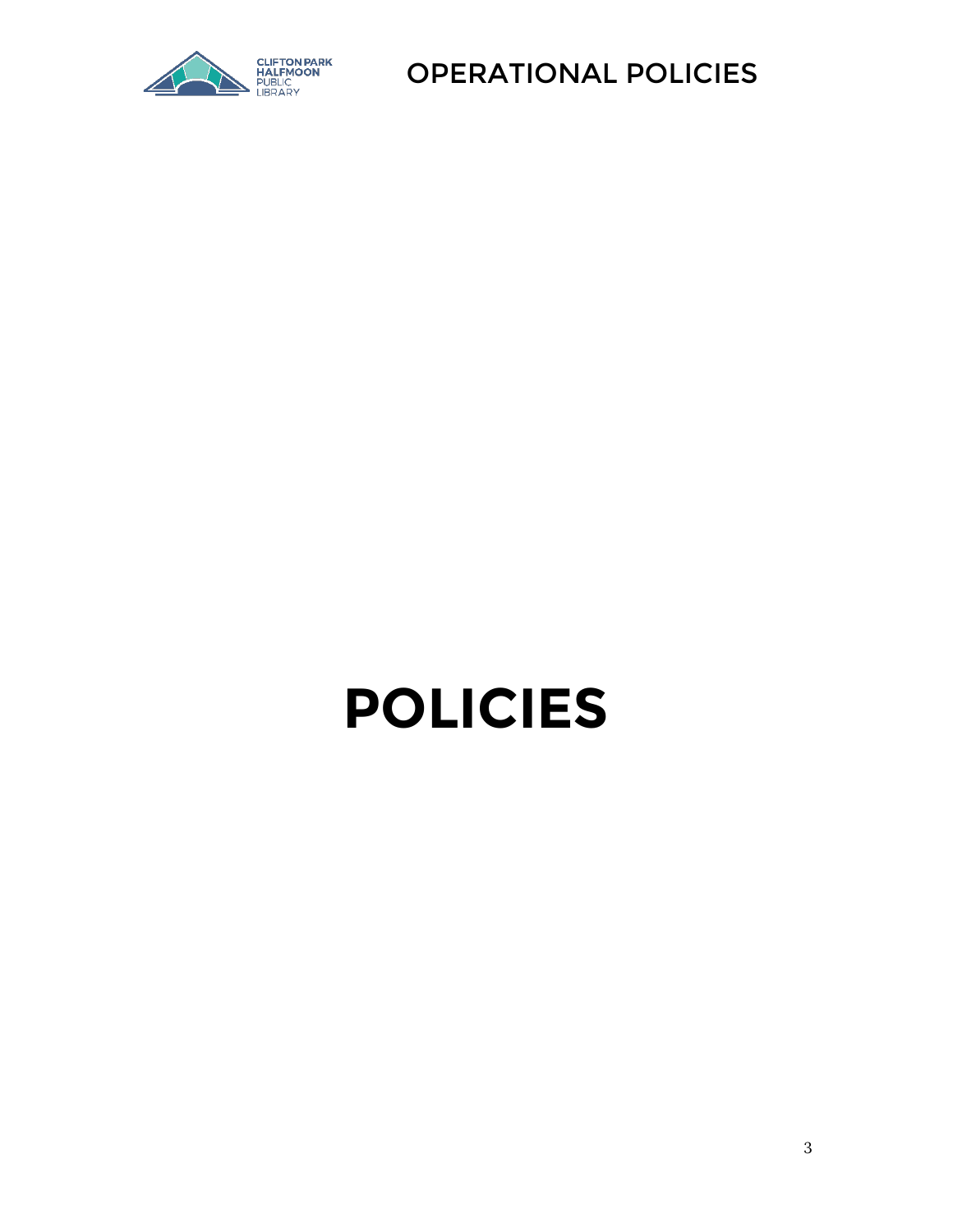# POLICIES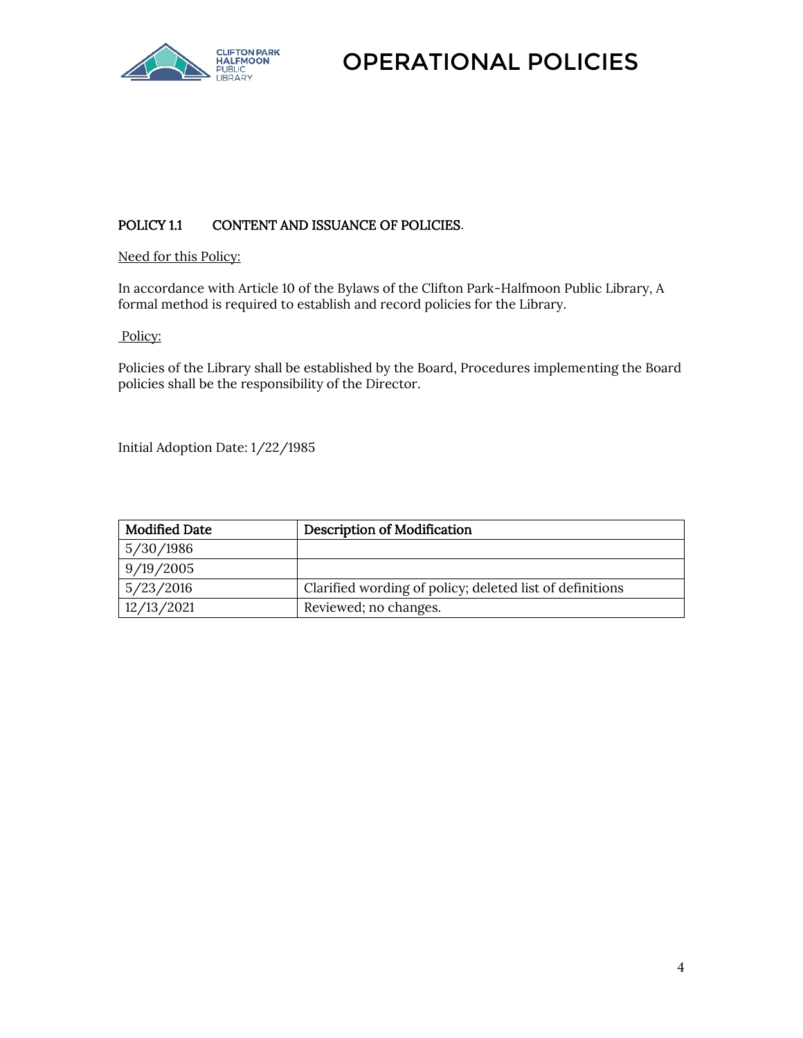# OPERATIONAL POLICIES

## POLICY 1.1 CONTENT AND ISSUANCE OF POLICIES.

Need for this Policy:

In accordance with Article 10 of the Bylaws of the Clifton Park-Halfmoon Public Library, A formal method is required to establish and record policies for the Library.

Policy:

Policies of the Library shall be established by the Board, Procedures implementing the Board policies shall be the responsibility of the Director.

Initial Adoption Date: 1/22/1985

| Modified Date | Description of Modification |
|---|---|
| 5/30/1986 | |
| 9/19/2005 | |
| 5/23/2016 | Clarified wording of policy; deleted list of definitions |
| 12/13/2021 | Reviewed; no changes. |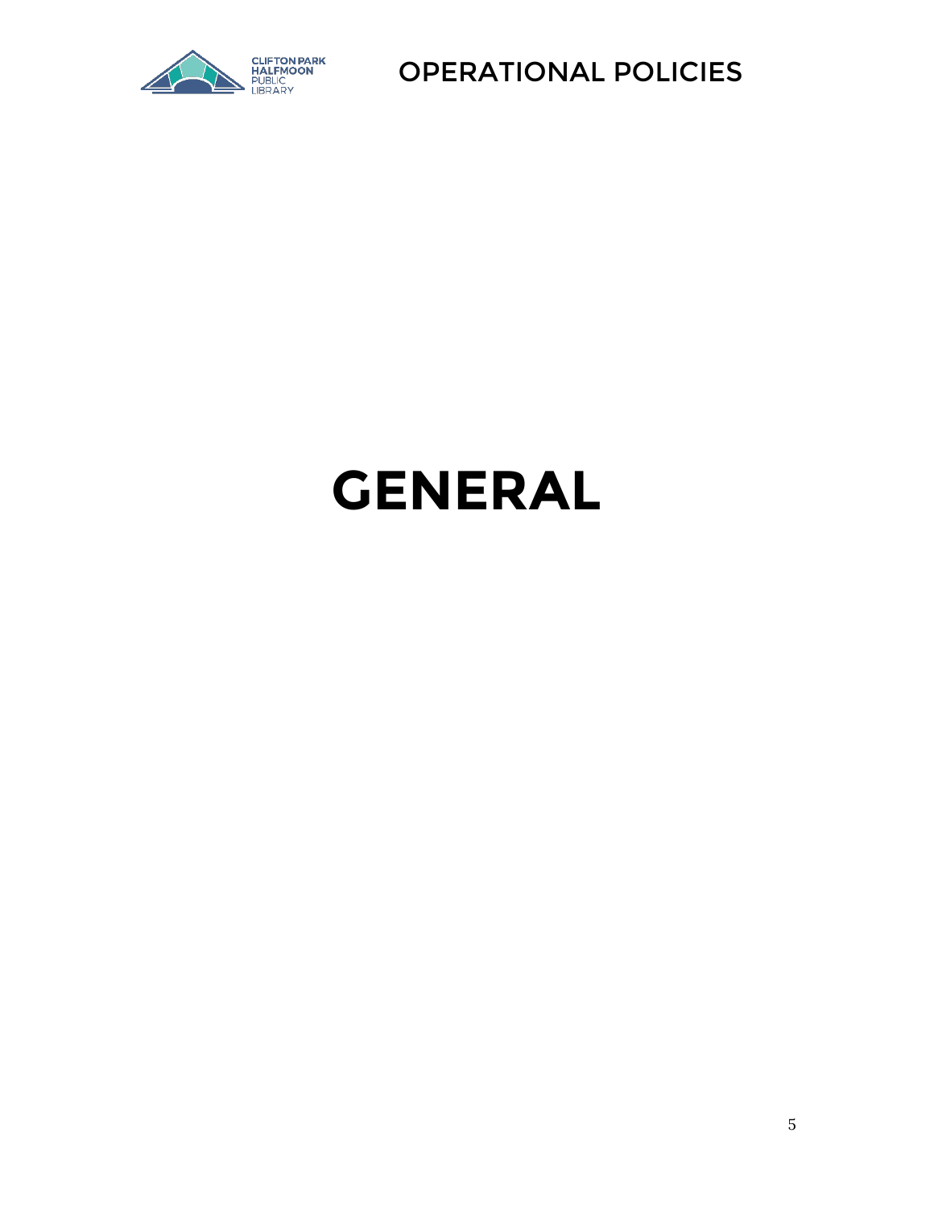# GENERAL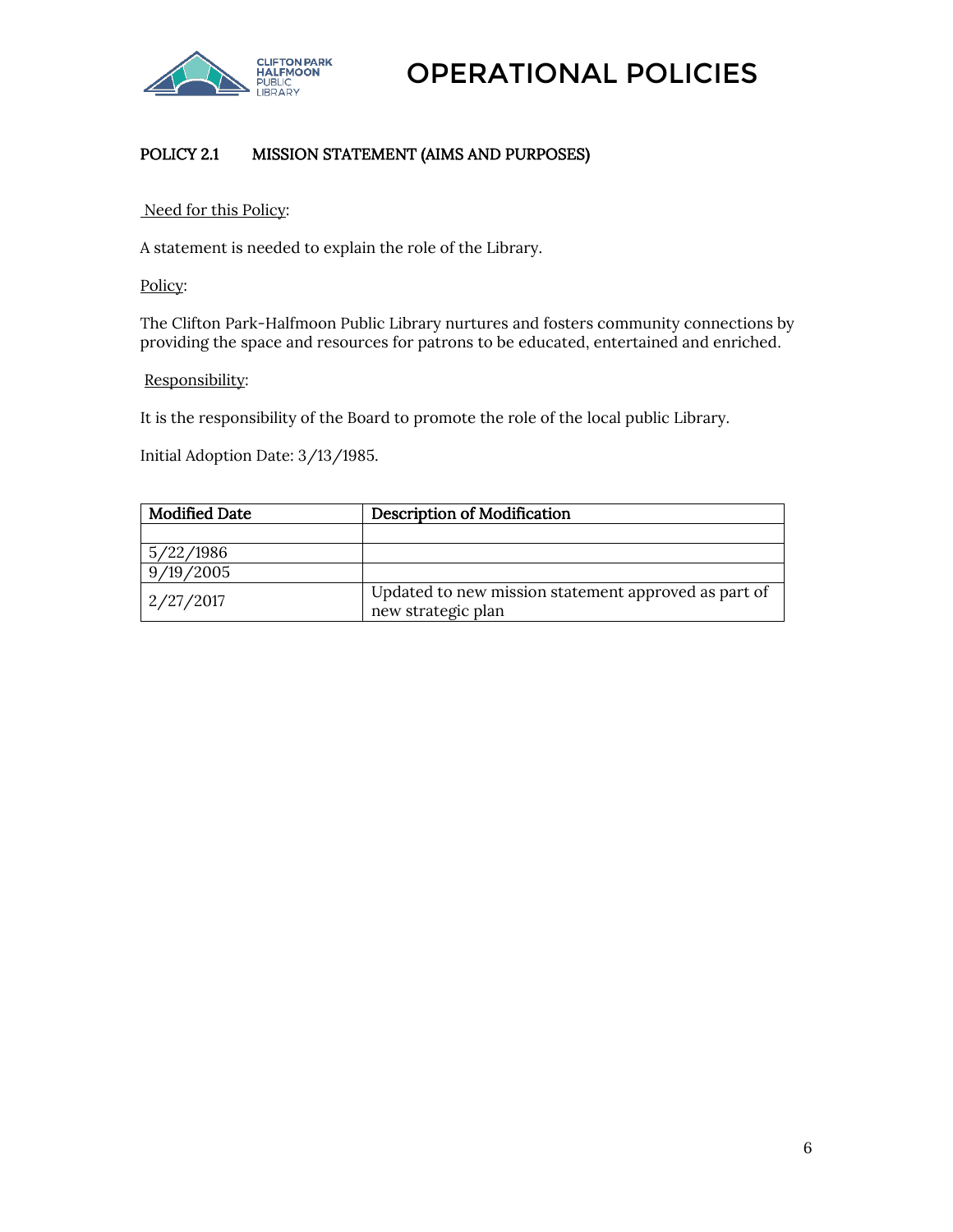# OPERATIONAL POLICIES

## POLICY 2.1 MISSION STATEMENT (AIMS AND PURPOSES)

Need for this Policy:

A statement is needed to explain the role of the Library.

Policy:

The Clifton Park-Halfmoon Public Library nurtures and fosters community connections by providing the space and resources for patrons to be educated, entertained and enriched.

Responsibility:

It is the responsibility of the Board to promote the role of the local public Library.

Initial Adoption Date: 3/13/1985.

| Modified Date | Description of Modification |
|---|---|
| | |
| 5/22/1986 | |
| 9/19/2005 | |
| 2/27/2017 | Updated to new mission statement approved as part of new strategic plan |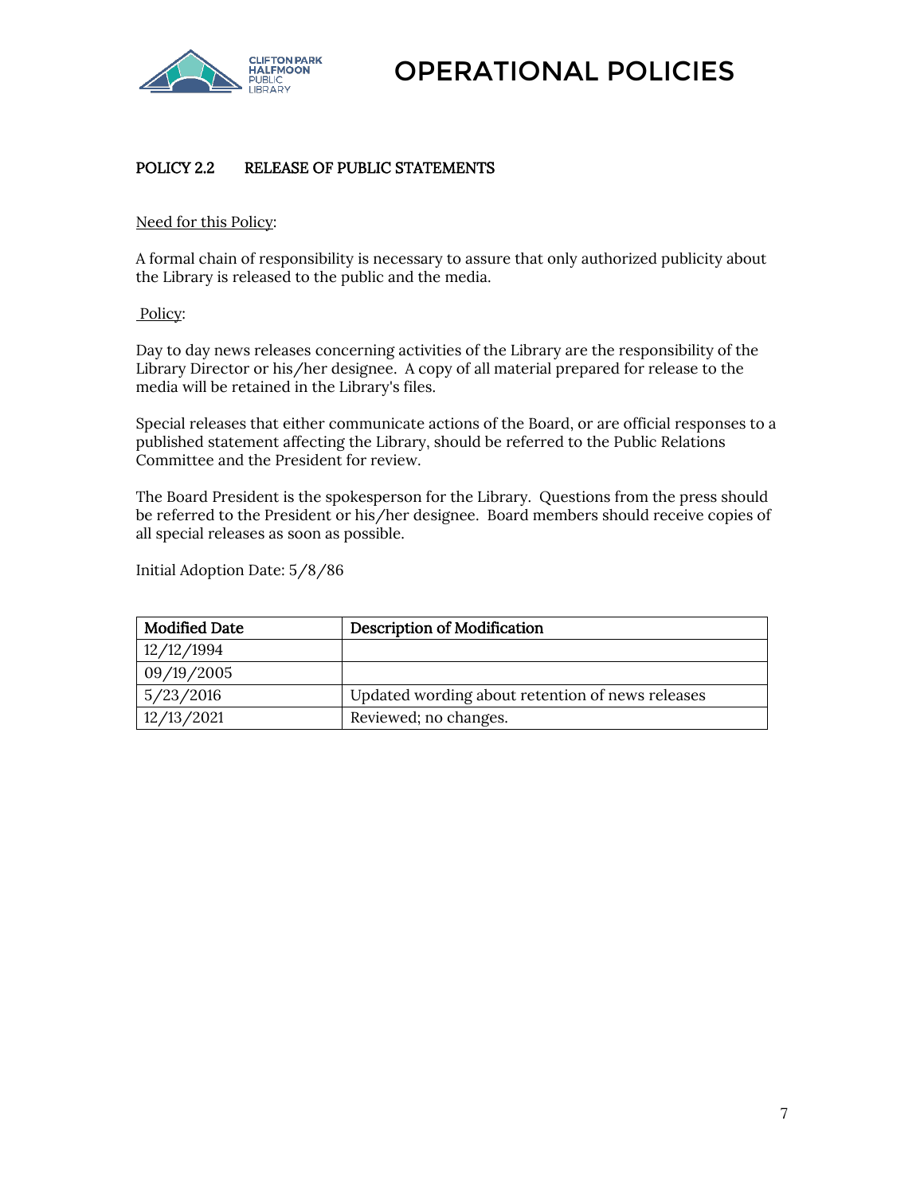# OPERATIONAL POLICIES

## POLICY 2.2 RELEASE OF PUBLIC STATEMENTS

Need for this Policy:

A formal chain of responsibility is necessary to assure that only authorized publicity about the Library is released to the public and the media.

Policy:

Day to day news releases concerning activities of the Library are the responsibility of the Library Director or his/her designee. A copy of all material prepared for release to the media will be retained in the Library's files.

Special releases that either communicate actions of the Board, or are official responses to a published statement affecting the Library, should be referred to the Public Relations Committee and the President for review.

The Board President is the spokesperson for the Library. Questions from the press should be referred to the President or his/her designee. Board members should receive copies of all special releases as soon as possible.

Initial Adoption Date: 5/8/86

| Modified Date | Description of Modification |
|---|---|
| 12/12/1994 | |
| 09/19/2005 | |
| 5/23/2016 | Updated wording about retention of news releases |
| 12/13/2021 | Reviewed; no changes. |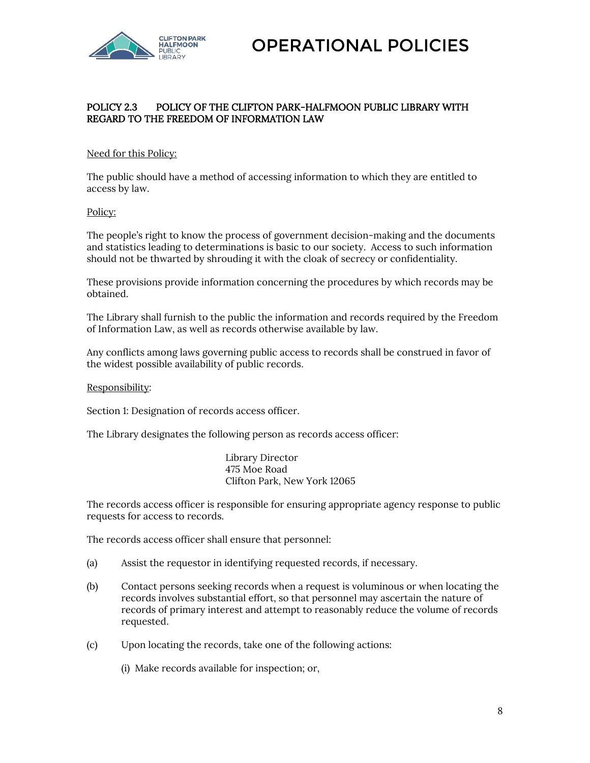## POLICY 2.3 POLICY OF THE CLIFTON PARK-HALFMOON PUBLIC LIBRARY WITH REGARD TO THE FREEDOM OF INFORMATION LAW

Need for this Policy:

The public should have a method of accessing information to which they are entitled to access by law.

Policy:

The people's right to know the process of government decision-making and the documents and statistics leading to determinations is basic to our society. Access to such information should not be thwarted by shrouding it with the cloak of secrecy or confidentiality.

These provisions provide information concerning the procedures by which records may be obtained.

The Library shall furnish to the public the information and records required by the Freedom of Information Law, as well as records otherwise available by law.

Any conflicts among laws governing public access to records shall be construed in favor of the widest possible availability of public records.

Responsibility:

Section 1: Designation of records access officer.

The Library designates the following person as records access officer:

Library Director
475 Moe Road
Clifton Park, New York 12065

The records access officer is responsible for ensuring appropriate agency response to public requests for access to records.

The records access officer shall ensure that personnel:

(a) Assist the requestor in identifying requested records, if necessary.

(b) Contact persons seeking records when a request is voluminous or when locating the records involves substantial effort, so that personnel may ascertain the nature of records of primary interest and attempt to reasonably reduce the volume of records requested.

(c) Upon locating the records, take one of the following actions:

(i) Make records available for inspection; or,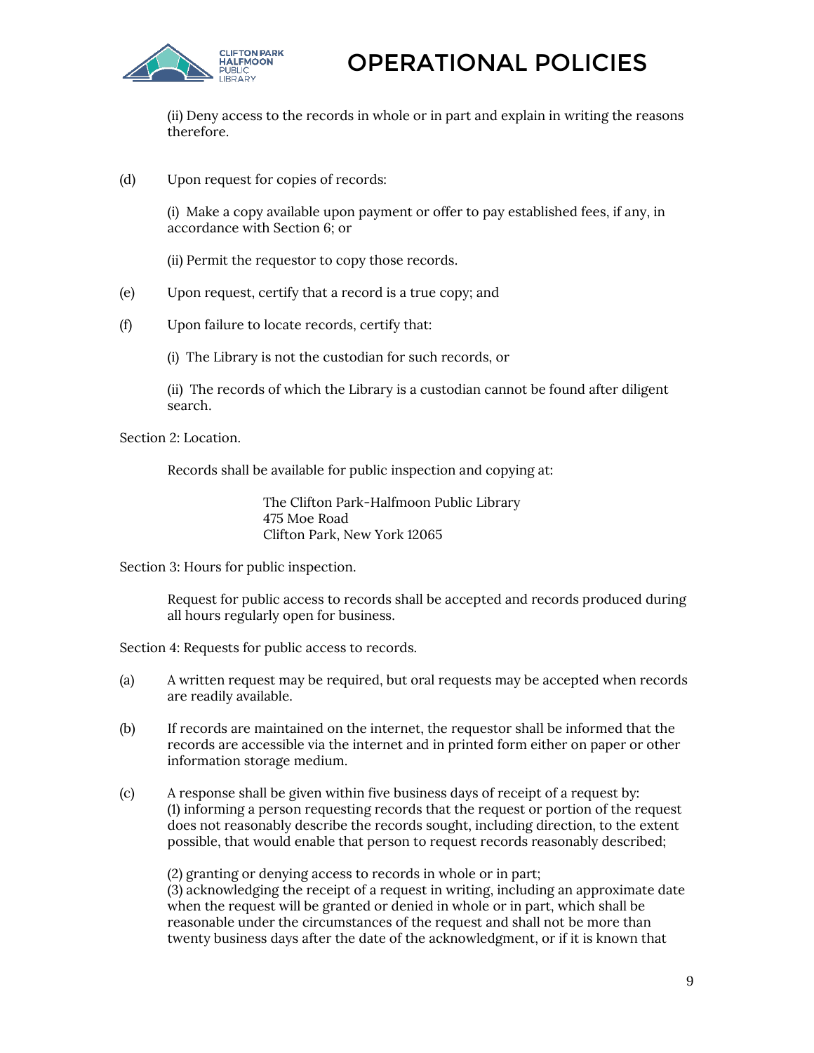(ii) Deny access to the records in whole or in part and explain in writing the reasons therefore.

(d) Upon request for copies of records:

(i) Make a copy available upon payment or offer to pay established fees, if any, in accordance with Section 6; or

(ii) Permit the requestor to copy those records.

(e) Upon request, certify that a record is a true copy; and

(f) Upon failure to locate records, certify that:

(i) The Library is not the custodian for such records, or

(ii) The records of which the Library is a custodian cannot be found after diligent search.

Section 2: Location.

Records shall be available for public inspection and copying at:

The Clifton Park-Halfmoon Public Library
475 Moe Road
Clifton Park, New York 12065

Section 3: Hours for public inspection.

Request for public access to records shall be accepted and records produced during all hours regularly open for business.

Section 4: Requests for public access to records.

(a) A written request may be required, but oral requests may be accepted when records are readily available.

(b) If records are maintained on the internet, the requestor shall be informed that the records are accessible via the internet and in printed form either on paper or other information storage medium.

(c) A response shall be given within five business days of receipt of a request by:
(1) informing a person requesting records that the request or portion of the request does not reasonably describe the records sought, including direction, to the extent possible, that would enable that person to request records reasonably described;

(2) granting or denying access to records in whole or in part;
(3) acknowledging the receipt of a request in writing, including an approximate date when the request will be granted or denied in whole or in part, which shall be reasonable under the circumstances of the request and shall not be more than twenty business days after the date of the acknowledgment, or if it is known that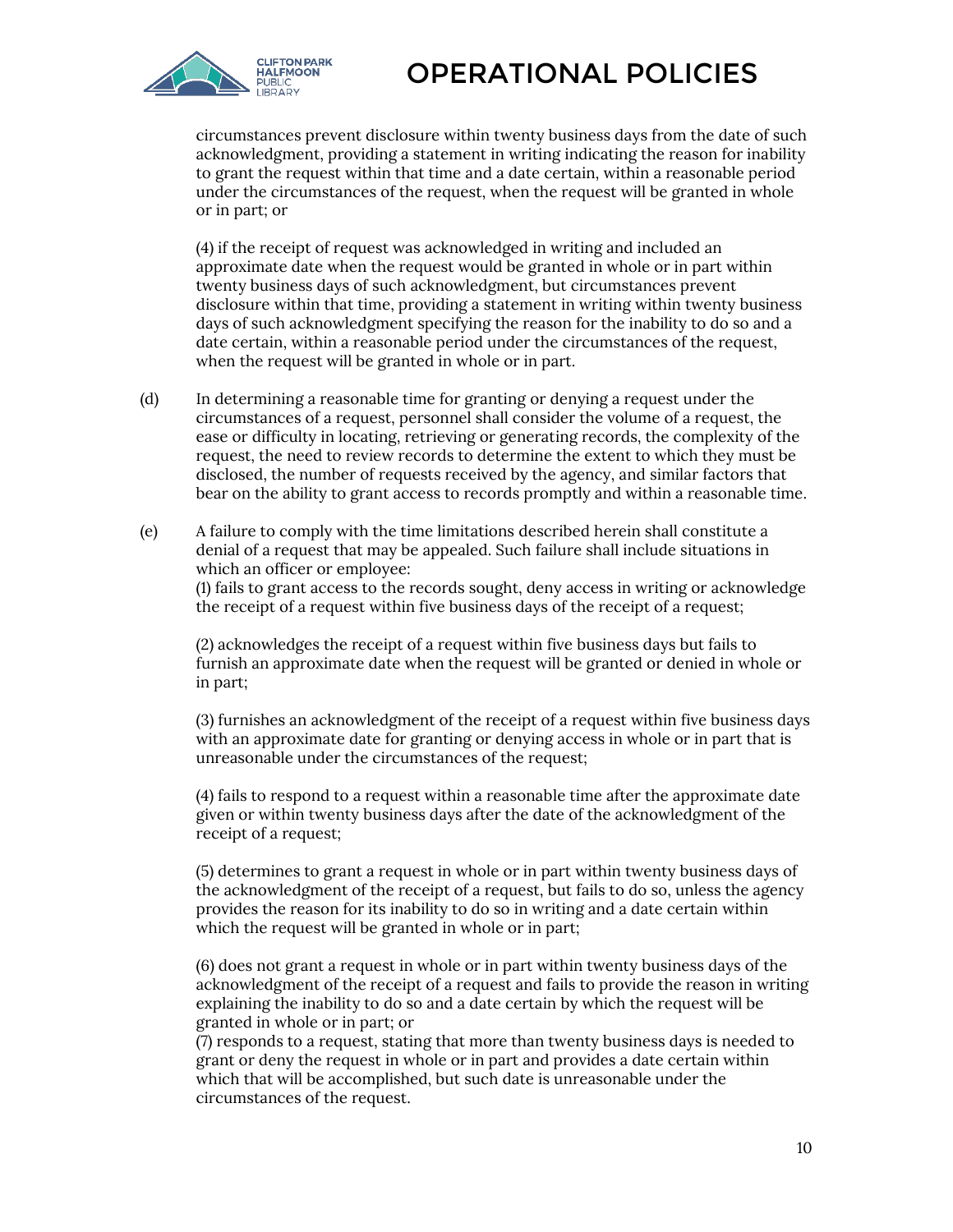circumstances prevent disclosure within twenty business days from the date of such acknowledgment, providing a statement in writing indicating the reason for inability to grant the request within that time and a date certain, within a reasonable period under the circumstances of the request, when the request will be granted in whole or in part; or

(4) if the receipt of request was acknowledged in writing and included an approximate date when the request would be granted in whole or in part within twenty business days of such acknowledgment, but circumstances prevent disclosure within that time, providing a statement in writing within twenty business days of such acknowledgment specifying the reason for the inability to do so and a date certain, within a reasonable period under the circumstances of the request, when the request will be granted in whole or in part.

(d) In determining a reasonable time for granting or denying a request under the circumstances of a request, personnel shall consider the volume of a request, the ease or difficulty in locating, retrieving or generating records, the complexity of the request, the need to review records to determine the extent to which they must be disclosed, the number of requests received by the agency, and similar factors that bear on the ability to grant access to records promptly and within a reasonable time.

(e) A failure to comply with the time limitations described herein shall constitute a denial of a request that may be appealed. Such failure shall include situations in which an officer or employee:

(1) fails to grant access to the records sought, deny access in writing or acknowledge the receipt of a request within five business days of the receipt of a request;

(2) acknowledges the receipt of a request within five business days but fails to furnish an approximate date when the request will be granted or denied in whole or in part;

(3) furnishes an acknowledgment of the receipt of a request within five business days with an approximate date for granting or denying access in whole or in part that is unreasonable under the circumstances of the request;

(4) fails to respond to a request within a reasonable time after the approximate date given or within twenty business days after the date of the acknowledgment of the receipt of a request;

(5) determines to grant a request in whole or in part within twenty business days of the acknowledgment of the receipt of a request, but fails to do so, unless the agency provides the reason for its inability to do so in writing and a date certain within which the request will be granted in whole or in part;

(6) does not grant a request in whole or in part within twenty business days of the acknowledgment of the receipt of a request and fails to provide the reason in writing explaining the inability to do so and a date certain by which the request will be granted in whole or in part; or

(7) responds to a request, stating that more than twenty business days is needed to grant or deny the request in whole or in part and provides a date certain within which that will be accomplished, but such date is unreasonable under the circumstances of the request.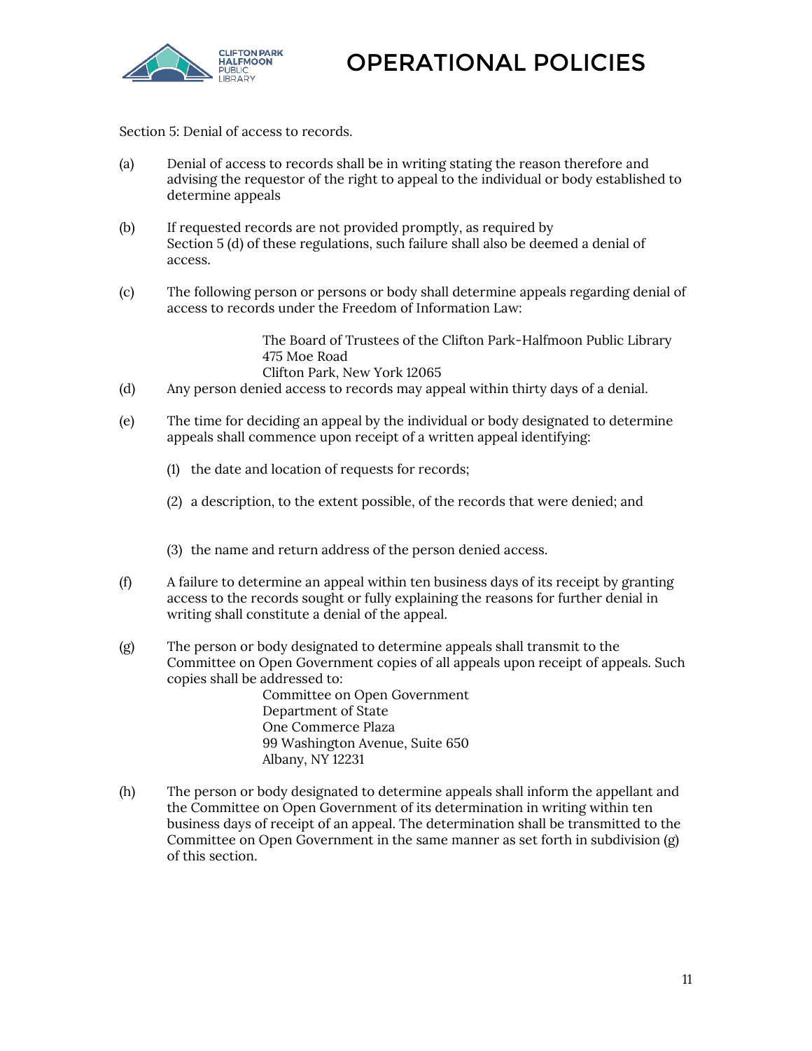Section 5: Denial of access to records.

(a) Denial of access to records shall be in writing stating the reason therefore and advising the requestor of the right to appeal to the individual or body established to determine appeals

(b) If requested records are not provided promptly, as required by Section 5 (d) of these regulations, such failure shall also be deemed a denial of access.

(c) The following person or persons or body shall determine appeals regarding denial of access to records under the Freedom of Information Law:

> The Board of Trustees of the Clifton Park-Halfmoon Public Library
> 475 Moe Road
> Clifton Park, New York 12065

(d) Any person denied access to records may appeal within thirty days of a denial.

(e) The time for deciding an appeal by the individual or body designated to determine appeals shall commence upon receipt of a written appeal identifying:

(1) the date and location of requests for records;

(2) a description, to the extent possible, of the records that were denied; and

(3) the name and return address of the person denied access.

(f) A failure to determine an appeal within ten business days of its receipt by granting access to the records sought or fully explaining the reasons for further denial in writing shall constitute a denial of the appeal.

(g) The person or body designated to determine appeals shall transmit to the Committee on Open Government copies of all appeals upon receipt of appeals. Such copies shall be addressed to:

> Committee on Open Government
> Department of State
> One Commerce Plaza
> 99 Washington Avenue, Suite 650
> Albany, NY 12231

(h) The person or body designated to determine appeals shall inform the appellant and the Committee on Open Government of its determination in writing within ten business days of receipt of an appeal. The determination shall be transmitted to the Committee on Open Government in the same manner as set forth in subdivision (g) of this section.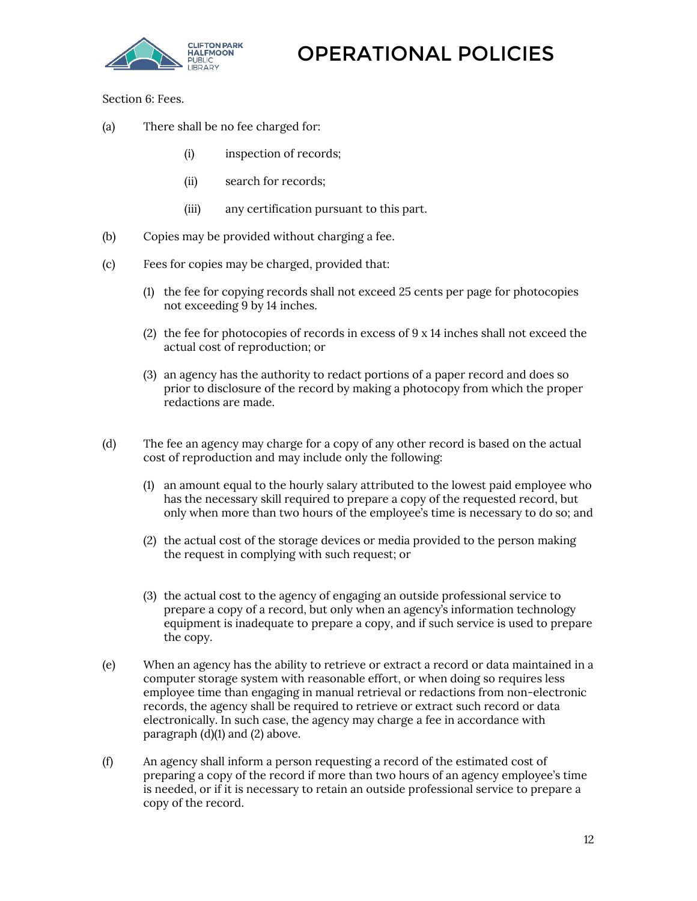Section 6: Fees.

(a) There shall be no fee charged for:

- (i) inspection of records;
- (ii) search for records;
- (iii) any certification pursuant to this part.

(b) Copies may be provided without charging a fee.

(c) Fees for copies may be charged, provided that:

1. the fee for copying records shall not exceed 25 cents per page for photocopies not exceeding 9 by 14 inches.
2. the fee for photocopies of records in excess of 9 x 14 inches shall not exceed the actual cost of reproduction; or
3. an agency has the authority to redact portions of a paper record and does so prior to disclosure of the record by making a photocopy from which the proper redactions are made.

(d) The fee an agency may charge for a copy of any other record is based on the actual cost of reproduction and may include only the following:

1. an amount equal to the hourly salary attributed to the lowest paid employee who has the necessary skill required to prepare a copy of the requested record, but only when more than two hours of the employee's time is necessary to do so; and
2. the actual cost of the storage devices or media provided to the person making the request in complying with such request; or
3. the actual cost to the agency of engaging an outside professional service to prepare a copy of a record, but only when an agency's information technology equipment is inadequate to prepare a copy, and if such service is used to prepare the copy.

(e) When an agency has the ability to retrieve or extract a record or data maintained in a computer storage system with reasonable effort, or when doing so requires less employee time than engaging in manual retrieval or redactions from non-electronic records, the agency shall be required to retrieve or extract such record or data electronically. In such case, the agency may charge a fee in accordance with paragraph (d)(1) and (2) above.

(f) An agency shall inform a person requesting a record of the estimated cost of preparing a copy of the record if more than two hours of an agency employee's time is needed, or if it is necessary to retain an outside professional service to prepare a copy of the record.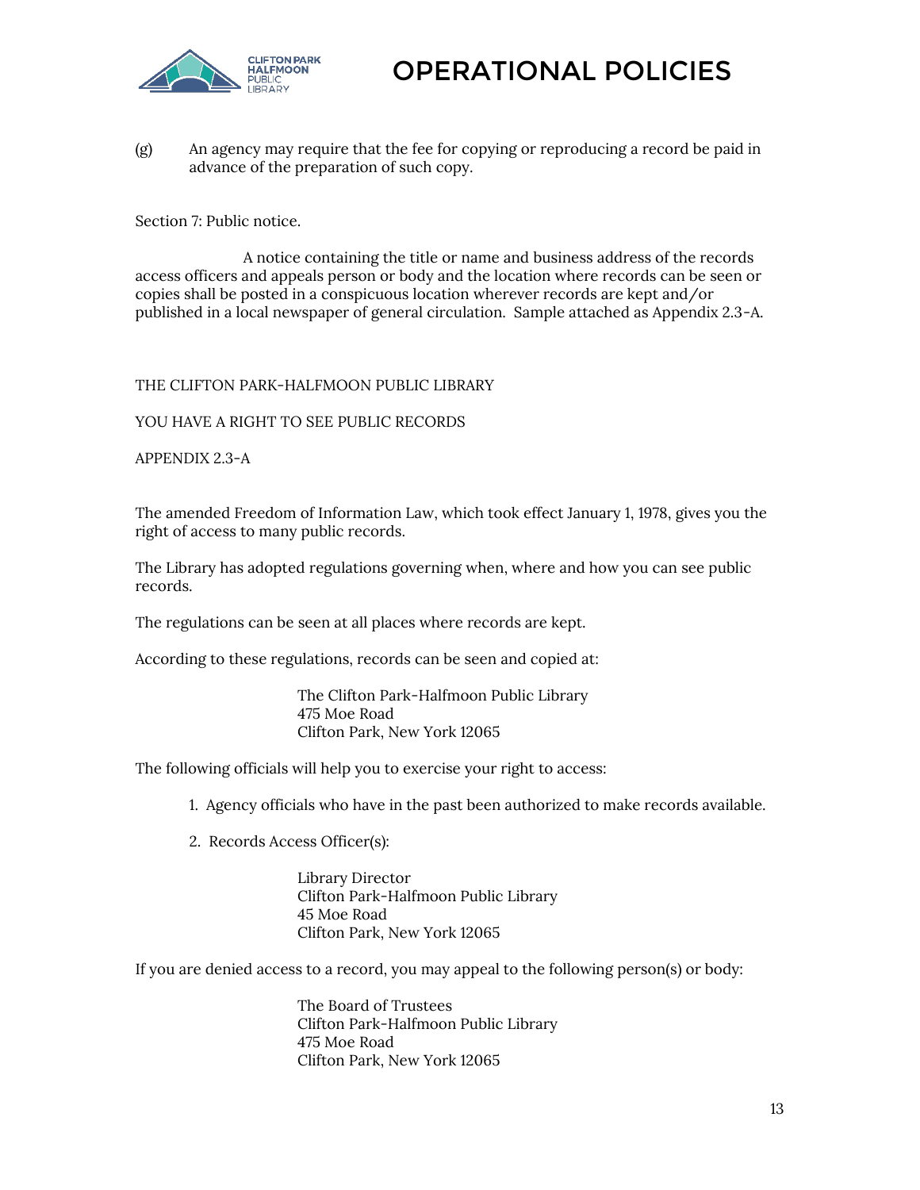(g) An agency may require that the fee for copying or reproducing a record be paid in advance of the preparation of such copy.

Section 7: Public notice.

A notice containing the title or name and business address of the records access officers and appeals person or body and the location where records can be seen or copies shall be posted in a conspicuous location wherever records are kept and/or published in a local newspaper of general circulation. Sample attached as Appendix 2.3-A.

THE CLIFTON PARK-HALFMOON PUBLIC LIBRARY

YOU HAVE A RIGHT TO SEE PUBLIC RECORDS

APPENDIX 2.3-A

The amended Freedom of Information Law, which took effect January 1, 1978, gives you the right of access to many public records.

The Library has adopted regulations governing when, where and how you can see public records.

The regulations can be seen at all places where records are kept.

According to these regulations, records can be seen and copied at:

> The Clifton Park-Halfmoon Public Library
> 475 Moe Road
> Clifton Park, New York 12065

The following officials will help you to exercise your right to access:

1. Agency officials who have in the past been authorized to make records available.
2. Records Access Officer(s):

> Library Director
> Clifton Park-Halfmoon Public Library
> 45 Moe Road
> Clifton Park, New York 12065

If you are denied access to a record, you may appeal to the following person(s) or body:

> The Board of Trustees
> Clifton Park-Halfmoon Public Library
> 475 Moe Road
> Clifton Park, New York 12065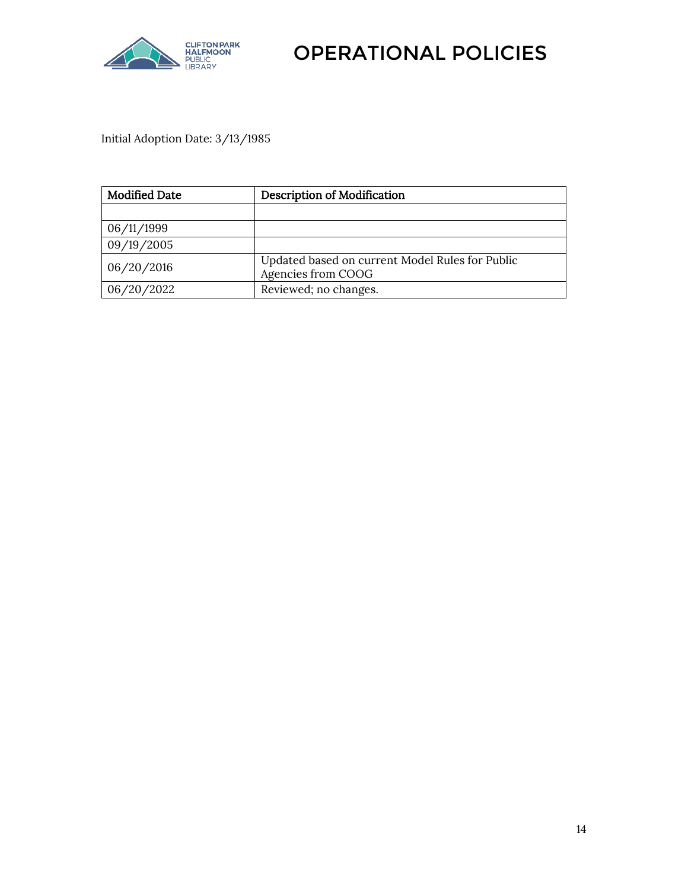Initial Adoption Date: 3/13/1985

| Modified Date | Description of Modification |
| --- | --- |
| | |
| 06/11/1999 | |
| 09/19/2005 | |
| 06/20/2016 | Updated based on current Model Rules for Public Agencies from COOG |
| 06/20/2022 | Reviewed; no changes. |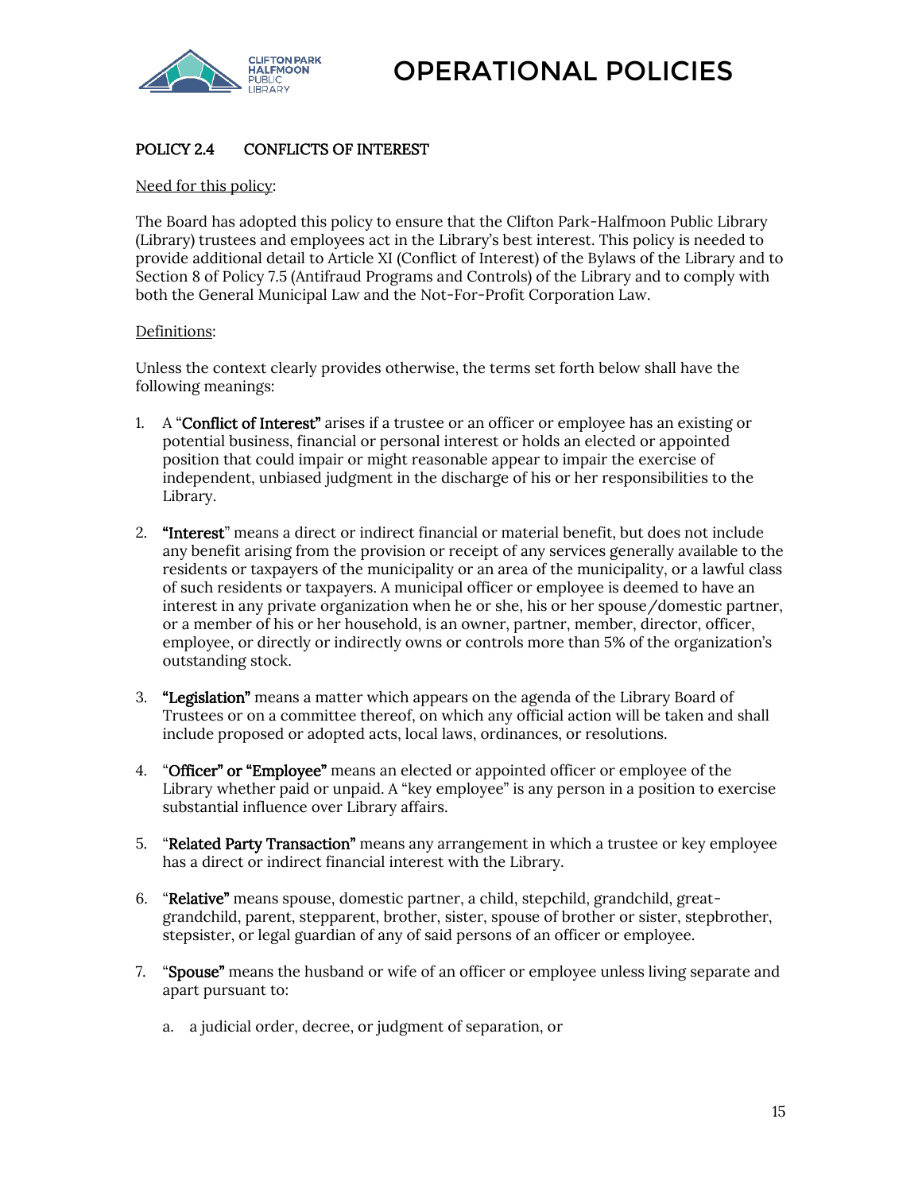# OPERATIONAL POLICIES

## POLICY 2.4 CONFLICTS OF INTEREST

Need for this policy:

The Board has adopted this policy to ensure that the Clifton Park-Halfmoon Public Library (Library) trustees and employees act in the Library's best interest. This policy is needed to provide additional detail to Article XI (Conflict of Interest) of the Bylaws of the Library and to Section 8 of Policy 7.5 (Antifraud Programs and Controls) of the Library and to comply with both the General Municipal Law and the Not-For-Profit Corporation Law.

Definitions:

Unless the context clearly provides otherwise, the terms set forth below shall have the following meanings:

1. A "**Conflict of Interest**" arises if a trustee or an officer or employee has an existing or potential business, financial or personal interest or holds an elected or appointed position that could impair or might reasonable appear to impair the exercise of independent, unbiased judgment in the discharge of his or her responsibilities to the Library.

2. "**Interest**" means a direct or indirect financial or material benefit, but does not include any benefit arising from the provision or receipt of any services generally available to the residents or taxpayers of the municipality or an area of the municipality, or a lawful class of such residents or taxpayers. A municipal officer or employee is deemed to have an interest in any private organization when he or she, his or her spouse/domestic partner, or a member of his or her household, is an owner, partner, member, director, officer, employee, or directly or indirectly owns or controls more than 5% of the organization's outstanding stock.

3. "**Legislation**" means a matter which appears on the agenda of the Library Board of Trustees or on a committee thereof, on which any official action will be taken and shall include proposed or adopted acts, local laws, ordinances, or resolutions.

4. "**Officer**" or "**Employee**" means an elected or appointed officer or employee of the Library whether paid or unpaid. A "key employee" is any person in a position to exercise substantial influence over Library affairs.

5. "**Related Party Transaction**" means any arrangement in which a trustee or key employee has a direct or indirect financial interest with the Library.

6. "**Relative**" means spouse, domestic partner, a child, stepchild, grandchild, great-grandchild, parent, stepparent, brother, sister, spouse of brother or sister, stepbrother, stepsister, or legal guardian of any of said persons of an officer or employee.

7. "**Spouse**" means the husband or wife of an officer or employee unless living separate and apart pursuant to:

   a. a judicial order, decree, or judgment of separation, or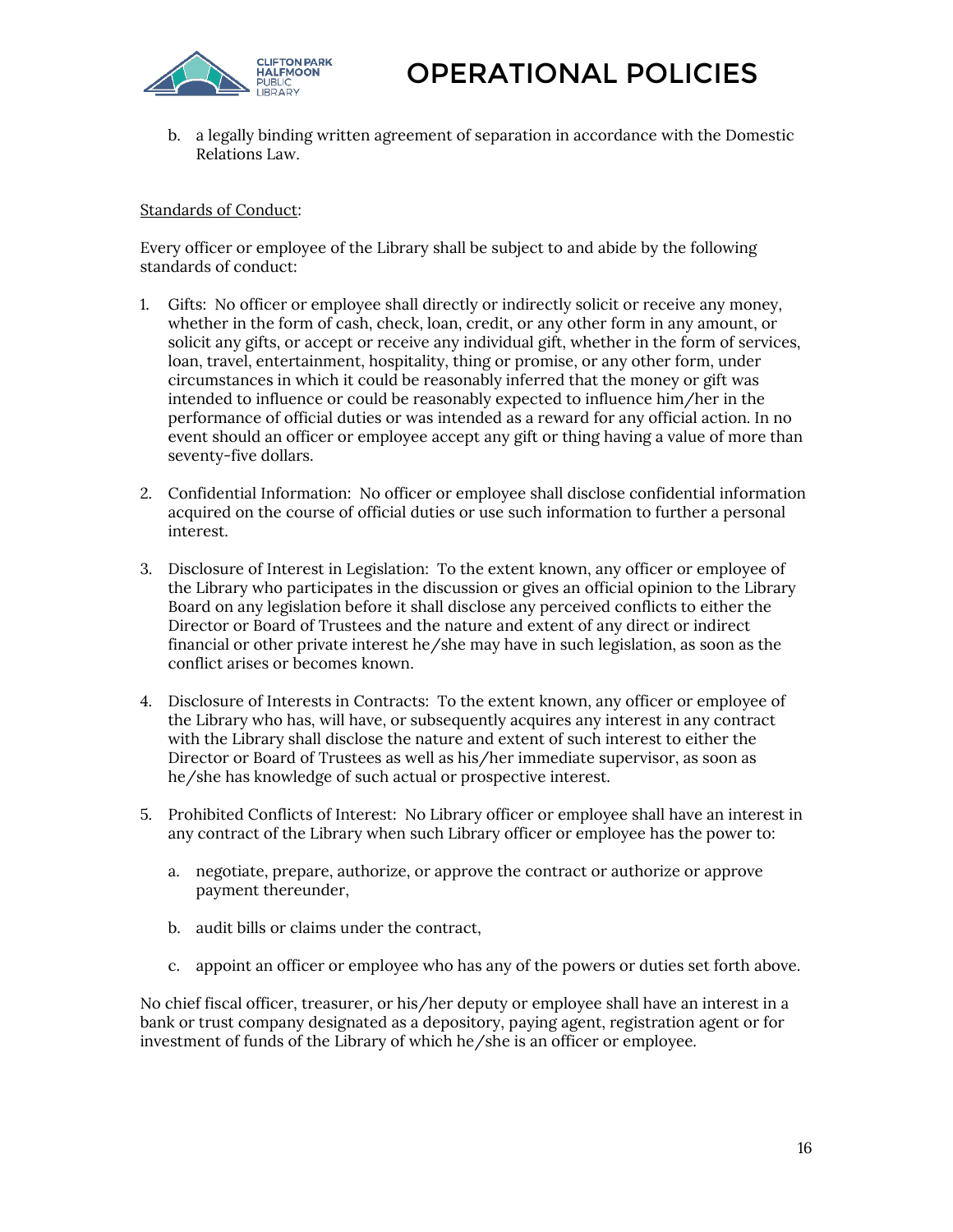b. a legally binding written agreement of separation in accordance with the Domestic Relations Law.

Standards of Conduct:

Every officer or employee of the Library shall be subject to and abide by the following standards of conduct:

1. Gifts: No officer or employee shall directly or indirectly solicit or receive any money, whether in the form of cash, check, loan, credit, or any other form in any amount, or solicit any gifts, or accept or receive any individual gift, whether in the form of services, loan, travel, entertainment, hospitality, thing or promise, or any other form, under circumstances in which it could be reasonably inferred that the money or gift was intended to influence or could be reasonably expected to influence him/her in the performance of official duties or was intended as a reward for any official action. In no event should an officer or employee accept any gift or thing having a value of more than seventy-five dollars.

2. Confidential Information: No officer or employee shall disclose confidential information acquired on the course of official duties or use such information to further a personal interest.

3. Disclosure of Interest in Legislation: To the extent known, any officer or employee of the Library who participates in the discussion or gives an official opinion to the Library Board on any legislation before it shall disclose any perceived conflicts to either the Director or Board of Trustees and the nature and extent of any direct or indirect financial or other private interest he/she may have in such legislation, as soon as the conflict arises or becomes known.

4. Disclosure of Interests in Contracts: To the extent known, any officer or employee of the Library who has, will have, or subsequently acquires any interest in any contract with the Library shall disclose the nature and extent of such interest to either the Director or Board of Trustees as well as his/her immediate supervisor, as soon as he/she has knowledge of such actual or prospective interest.

5. Prohibited Conflicts of Interest: No Library officer or employee shall have an interest in any contract of the Library when such Library officer or employee has the power to:

   a. negotiate, prepare, authorize, or approve the contract or authorize or approve payment thereunder,

   b. audit bills or claims under the contract,

   c. appoint an officer or employee who has any of the powers or duties set forth above.

No chief fiscal officer, treasurer, or his/her deputy or employee shall have an interest in a bank or trust company designated as a depository, paying agent, registration agent or for investment of funds of the Library of which he/she is an officer or employee.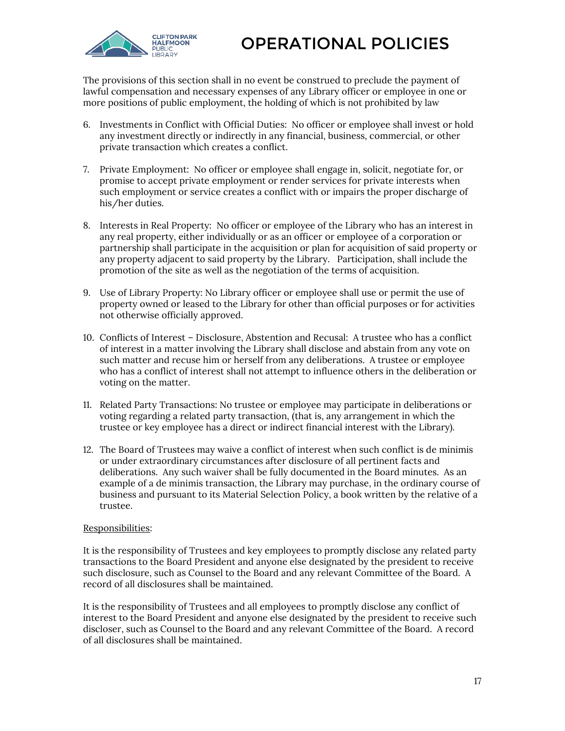The provisions of this section shall in no event be construed to preclude the payment of lawful compensation and necessary expenses of any Library officer or employee in one or more positions of public employment, the holding of which is not prohibited by law

6. Investments in Conflict with Official Duties: No officer or employee shall invest or hold any investment directly or indirectly in any financial, business, commercial, or other private transaction which creates a conflict.

7. Private Employment: No officer or employee shall engage in, solicit, negotiate for, or promise to accept private employment or render services for private interests when such employment or service creates a conflict with or impairs the proper discharge of his/her duties.

8. Interests in Real Property: No officer or employee of the Library who has an interest in any real property, either individually or as an officer or employee of a corporation or partnership shall participate in the acquisition or plan for acquisition of said property or any property adjacent to said property by the Library. Participation, shall include the promotion of the site as well as the negotiation of the terms of acquisition.

9. Use of Library Property: No Library officer or employee shall use or permit the use of property owned or leased to the Library for other than official purposes or for activities not otherwise officially approved.

10. Conflicts of Interest – Disclosure, Abstention and Recusal: A trustee who has a conflict of interest in a matter involving the Library shall disclose and abstain from any vote on such matter and recuse him or herself from any deliberations. A trustee or employee who has a conflict of interest shall not attempt to influence others in the deliberation or voting on the matter.

11. Related Party Transactions: No trustee or employee may participate in deliberations or voting regarding a related party transaction, (that is, any arrangement in which the trustee or key employee has a direct or indirect financial interest with the Library).

12. The Board of Trustees may waive a conflict of interest when such conflict is de minimis or under extraordinary circumstances after disclosure of all pertinent facts and deliberations. Any such waiver shall be fully documented in the Board minutes. As an example of a de minimis transaction, the Library may purchase, in the ordinary course of business and pursuant to its Material Selection Policy, a book written by the relative of a trustee.

Responsibilities:

It is the responsibility of Trustees and key employees to promptly disclose any related party transactions to the Board President and anyone else designated by the president to receive such disclosure, such as Counsel to the Board and any relevant Committee of the Board. A record of all disclosures shall be maintained.

It is the responsibility of Trustees and all employees to promptly disclose any conflict of interest to the Board President and anyone else designated by the president to receive such discloser, such as Counsel to the Board and any relevant Committee of the Board. A record of all disclosures shall be maintained.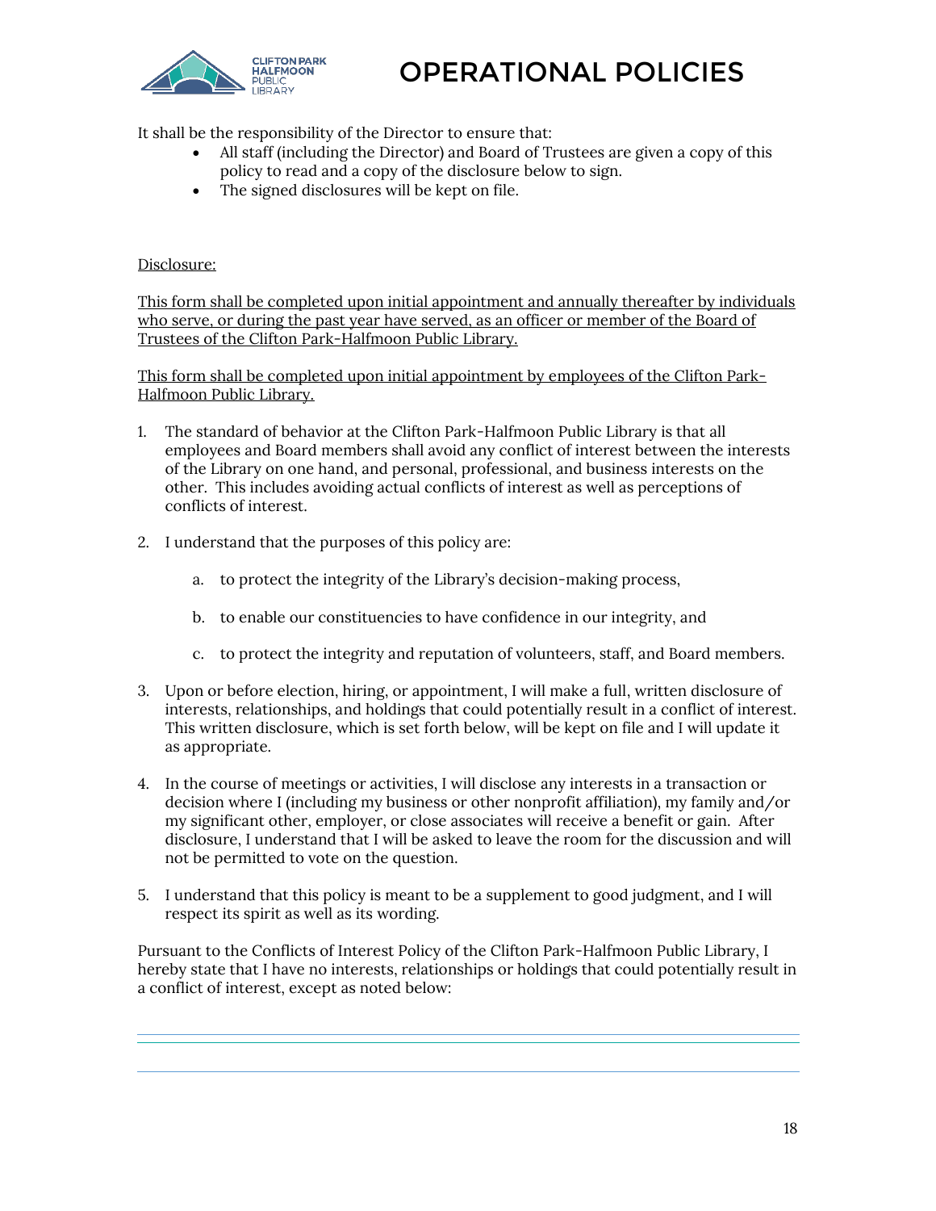It shall be the responsibility of the Director to ensure that:

- All staff (including the Director) and Board of Trustees are given a copy of this policy to read and a copy of the disclosure below to sign.
- The signed disclosures will be kept on file.

<u>Disclosure:</u>

<u>This form shall be completed upon initial appointment and annually thereafter by individuals who serve, or during the past year have served, as an officer or member of the Board of Trustees of the Clifton Park-Halfmoon Public Library.</u>

<u>This form shall be completed upon initial appointment by employees of the Clifton Park-Halfmoon Public Library.</u>

1. The standard of behavior at the Clifton Park-Halfmoon Public Library is that all employees and Board members shall avoid any conflict of interest between the interests of the Library on one hand, and personal, professional, and business interests on the other. This includes avoiding actual conflicts of interest as well as perceptions of conflicts of interest.

2. I understand that the purposes of this policy are:

    a. to protect the integrity of the Library's decision-making process,

    b. to enable our constituencies to have confidence in our integrity, and

    c. to protect the integrity and reputation of volunteers, staff, and Board members.

3. Upon or before election, hiring, or appointment, I will make a full, written disclosure of interests, relationships, and holdings that could potentially result in a conflict of interest. This written disclosure, which is set forth below, will be kept on file and I will update it as appropriate.

4. In the course of meetings or activities, I will disclose any interests in a transaction or decision where I (including my business or other nonprofit affiliation), my family and/or my significant other, employer, or close associates will receive a benefit or gain. After disclosure, I understand that I will be asked to leave the room for the discussion and will not be permitted to vote on the question.

5. I understand that this policy is meant to be a supplement to good judgment, and I will respect its spirit as well as its wording.

Pursuant to the Conflicts of Interest Policy of the Clifton Park-Halfmoon Public Library, I hereby state that I have no interests, relationships or holdings that could potentially result in a conflict of interest, except as noted below:

______________________________________________________________________________

______________________________________________________________________________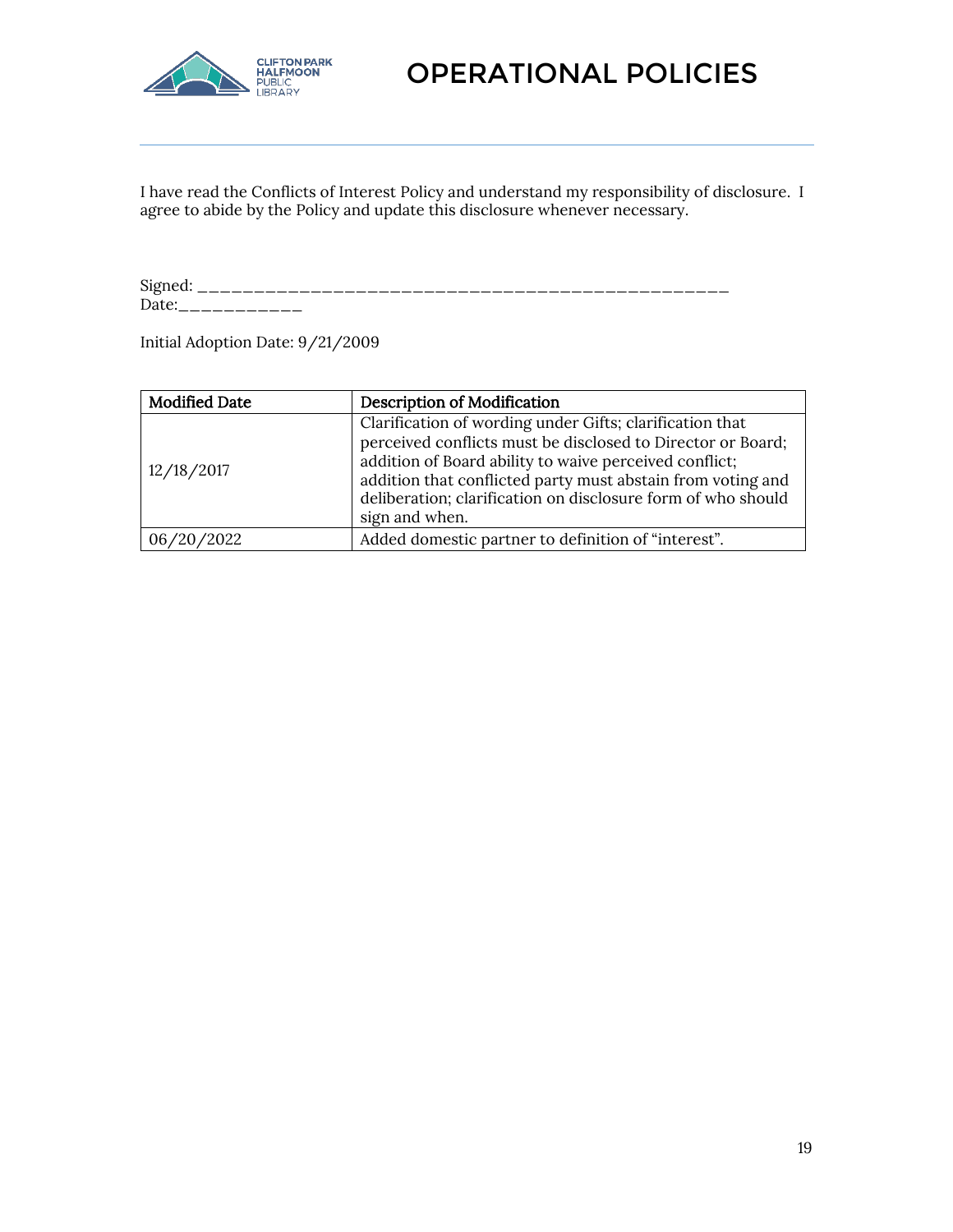I have read the Conflicts of Interest Policy and understand my responsibility of disclosure. I agree to abide by the Policy and update this disclosure whenever necessary.

Signed: _______________________________________________
Date:___________

Initial Adoption Date: 9/21/2009

| Modified Date | Description of Modification |
| --- | --- |
| 12/18/2017 | Clarification of wording under Gifts; clarification that perceived conflicts must be disclosed to Director or Board; addition of Board ability to waive perceived conflict; addition that conflicted party must abstain from voting and deliberation; clarification on disclosure form of who should sign and when. |
| 06/20/2022 | Added domestic partner to definition of "interest". |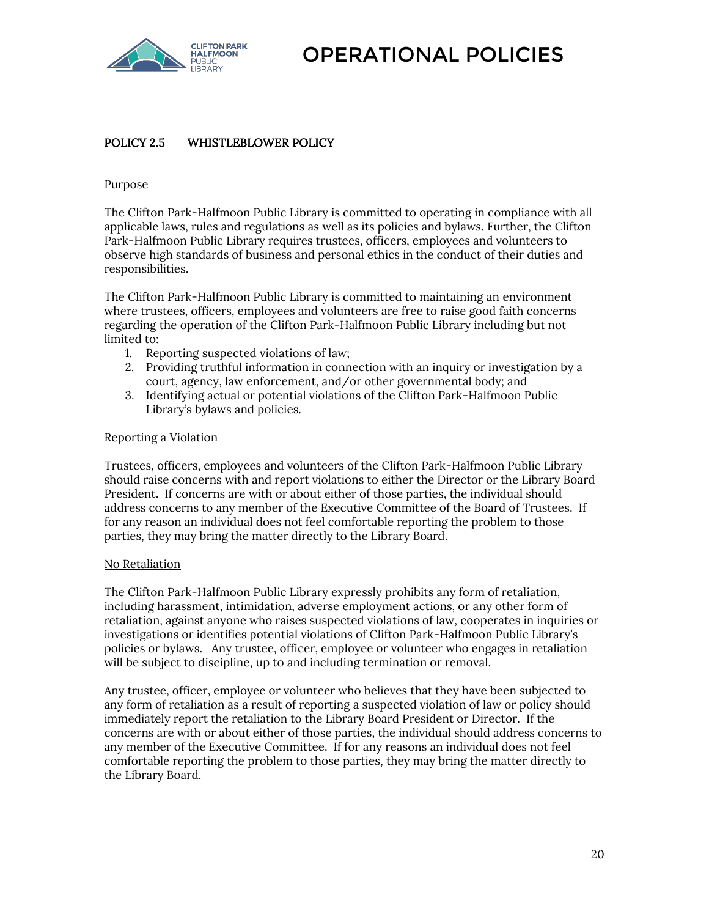# POLICY 2.5 WHISTLEBLOWER POLICY

Purpose

The Clifton Park-Halfmoon Public Library is committed to operating in compliance with all applicable laws, rules and regulations as well as its policies and bylaws. Further, the Clifton Park-Halfmoon Public Library requires trustees, officers, employees and volunteers to observe high standards of business and personal ethics in the conduct of their duties and responsibilities.

The Clifton Park-Halfmoon Public Library is committed to maintaining an environment where trustees, officers, employees and volunteers are free to raise good faith concerns regarding the operation of the Clifton Park-Halfmoon Public Library including but not limited to:

1. Reporting suspected violations of law;
2. Providing truthful information in connection with an inquiry or investigation by a court, agency, law enforcement, and/or other governmental body; and
3. Identifying actual or potential violations of the Clifton Park-Halfmoon Public Library's bylaws and policies.

Reporting a Violation

Trustees, officers, employees and volunteers of the Clifton Park-Halfmoon Public Library should raise concerns with and report violations to either the Director or the Library Board President. If concerns are with or about either of those parties, the individual should address concerns to any member of the Executive Committee of the Board of Trustees. If for any reason an individual does not feel comfortable reporting the problem to those parties, they may bring the matter directly to the Library Board.

No Retaliation

The Clifton Park-Halfmoon Public Library expressly prohibits any form of retaliation, including harassment, intimidation, adverse employment actions, or any other form of retaliation, against anyone who raises suspected violations of law, cooperates in inquiries or investigations or identifies potential violations of Clifton Park-Halfmoon Public Library's policies or bylaws. Any trustee, officer, employee or volunteer who engages in retaliation will be subject to discipline, up to and including termination or removal.

Any trustee, officer, employee or volunteer who believes that they have been subjected to any form of retaliation as a result of reporting a suspected violation of law or policy should immediately report the retaliation to the Library Board President or Director. If the concerns are with or about either of those parties, the individual should address concerns to any member of the Executive Committee. If for any reasons an individual does not feel comfortable reporting the problem to those parties, they may bring the matter directly to the Library Board.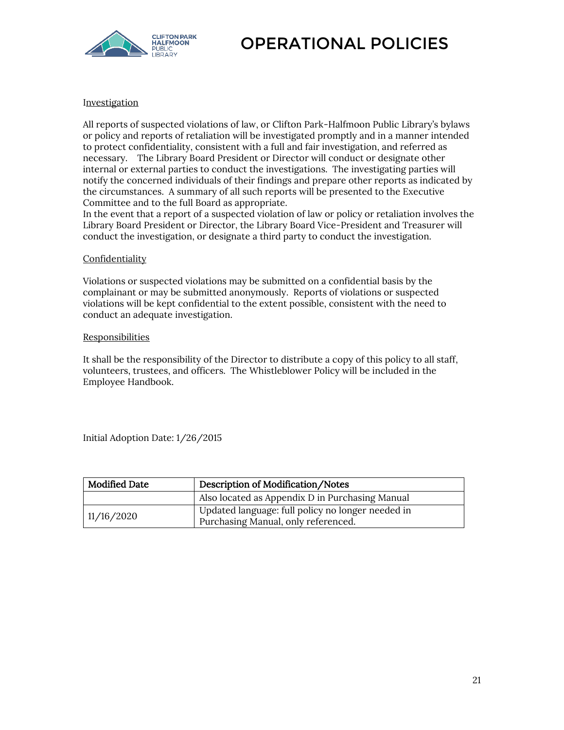Investigation

All reports of suspected violations of law, or Clifton Park-Halfmoon Public Library's bylaws or policy and reports of retaliation will be investigated promptly and in a manner intended to protect confidentiality, consistent with a full and fair investigation, and referred as necessary. The Library Board President or Director will conduct or designate other internal or external parties to conduct the investigations. The investigating parties will notify the concerned individuals of their findings and prepare other reports as indicated by the circumstances. A summary of all such reports will be presented to the Executive Committee and to the full Board as appropriate.
In the event that a report of a suspected violation of law or policy or retaliation involves the Library Board President or Director, the Library Board Vice-President and Treasurer will conduct the investigation, or designate a third party to conduct the investigation.

Confidentiality

Violations or suspected violations may be submitted on a confidential basis by the complainant or may be submitted anonymously. Reports of violations or suspected violations will be kept confidential to the extent possible, consistent with the need to conduct an adequate investigation.

Responsibilities

It shall be the responsibility of the Director to distribute a copy of this policy to all staff, volunteers, trustees, and officers. The Whistleblower Policy will be included in the Employee Handbook.

Initial Adoption Date: 1/26/2015

| Modified Date | Description of Modification/Notes |
|---|---|
| | Also located as Appendix D in Purchasing Manual |
| 11/16/2020 | Updated language: full policy no longer needed in Purchasing Manual, only referenced. |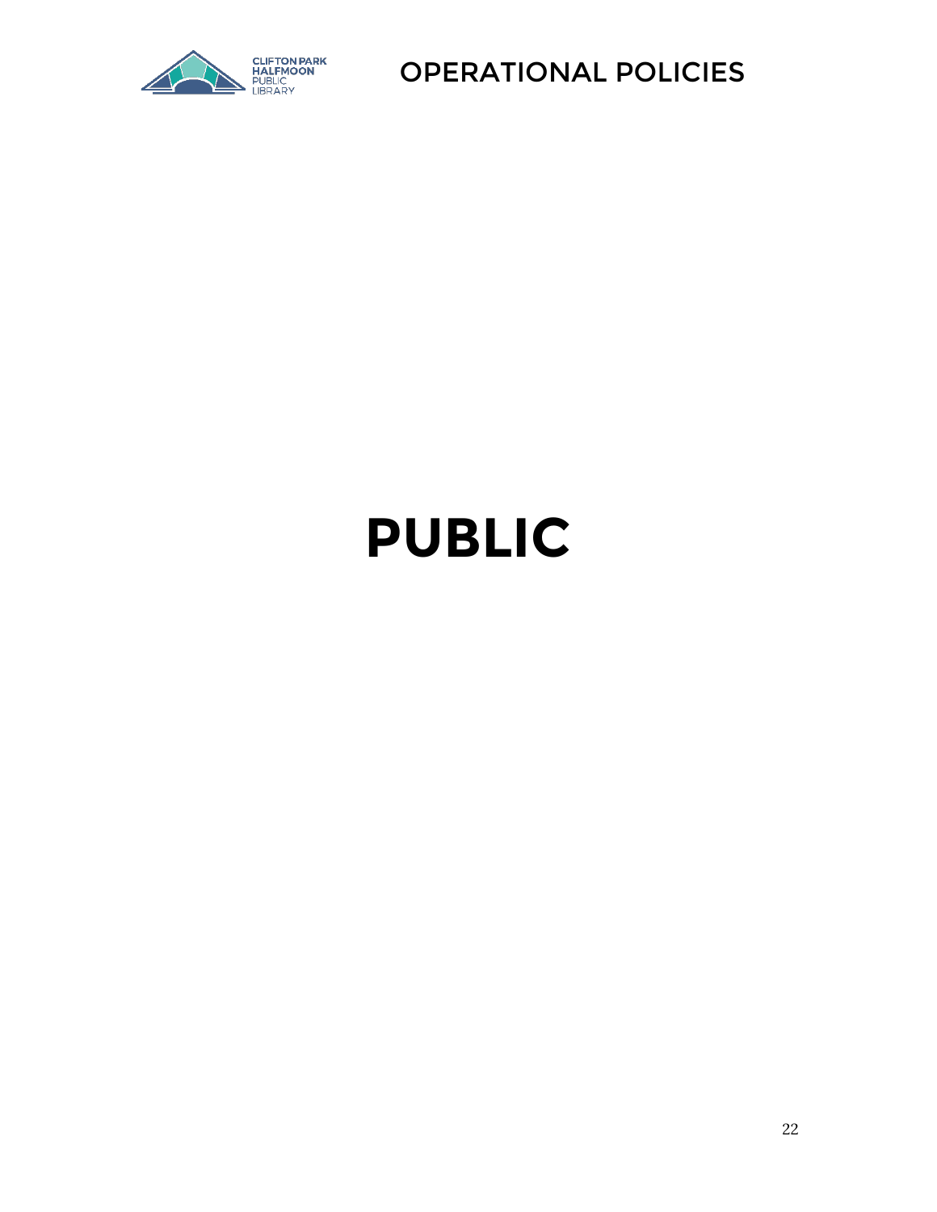# PUBLIC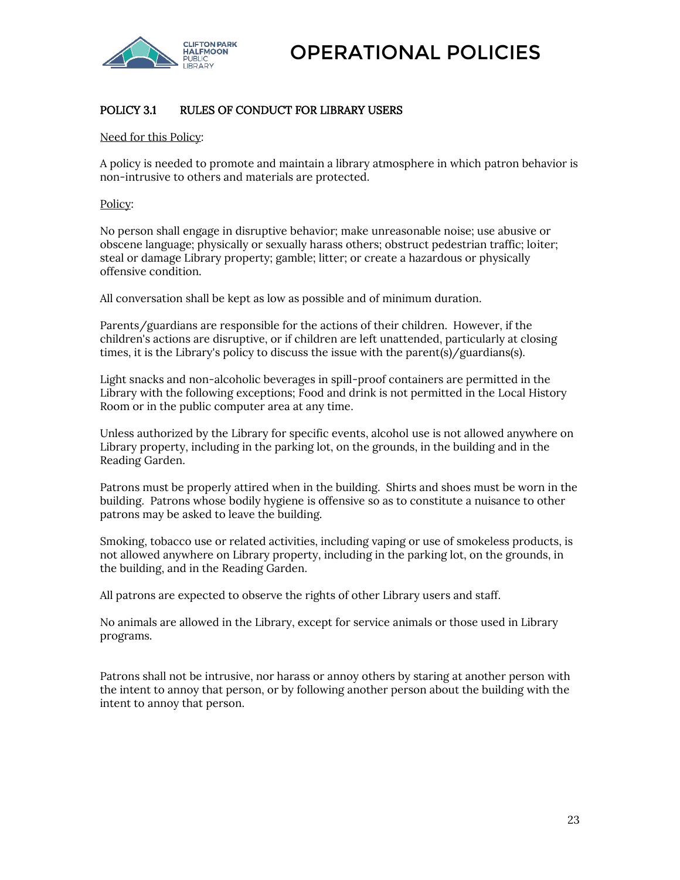# OPERATIONAL POLICIES

## POLICY 3.1 RULES OF CONDUCT FOR LIBRARY USERS

Need for this Policy:

A policy is needed to promote and maintain a library atmosphere in which patron behavior is non-intrusive to others and materials are protected.

Policy:

No person shall engage in disruptive behavior; make unreasonable noise; use abusive or obscene language; physically or sexually harass others; obstruct pedestrian traffic; loiter; steal or damage Library property; gamble; litter; or create a hazardous or physically offensive condition.

All conversation shall be kept as low as possible and of minimum duration.

Parents/guardians are responsible for the actions of their children. However, if the children's actions are disruptive, or if children are left unattended, particularly at closing times, it is the Library's policy to discuss the issue with the parent(s)/guardians(s).

Light snacks and non-alcoholic beverages in spill-proof containers are permitted in the Library with the following exceptions; Food and drink is not permitted in the Local History Room or in the public computer area at any time.

Unless authorized by the Library for specific events, alcohol use is not allowed anywhere on Library property, including in the parking lot, on the grounds, in the building and in the Reading Garden.

Patrons must be properly attired when in the building. Shirts and shoes must be worn in the building. Patrons whose bodily hygiene is offensive so as to constitute a nuisance to other patrons may be asked to leave the building.

Smoking, tobacco use or related activities, including vaping or use of smokeless products, is not allowed anywhere on Library property, including in the parking lot, on the grounds, in the building, and in the Reading Garden.

All patrons are expected to observe the rights of other Library users and staff.

No animals are allowed in the Library, except for service animals or those used in Library programs.

Patrons shall not be intrusive, nor harass or annoy others by staring at another person with the intent to annoy that person, or by following another person about the building with the intent to annoy that person.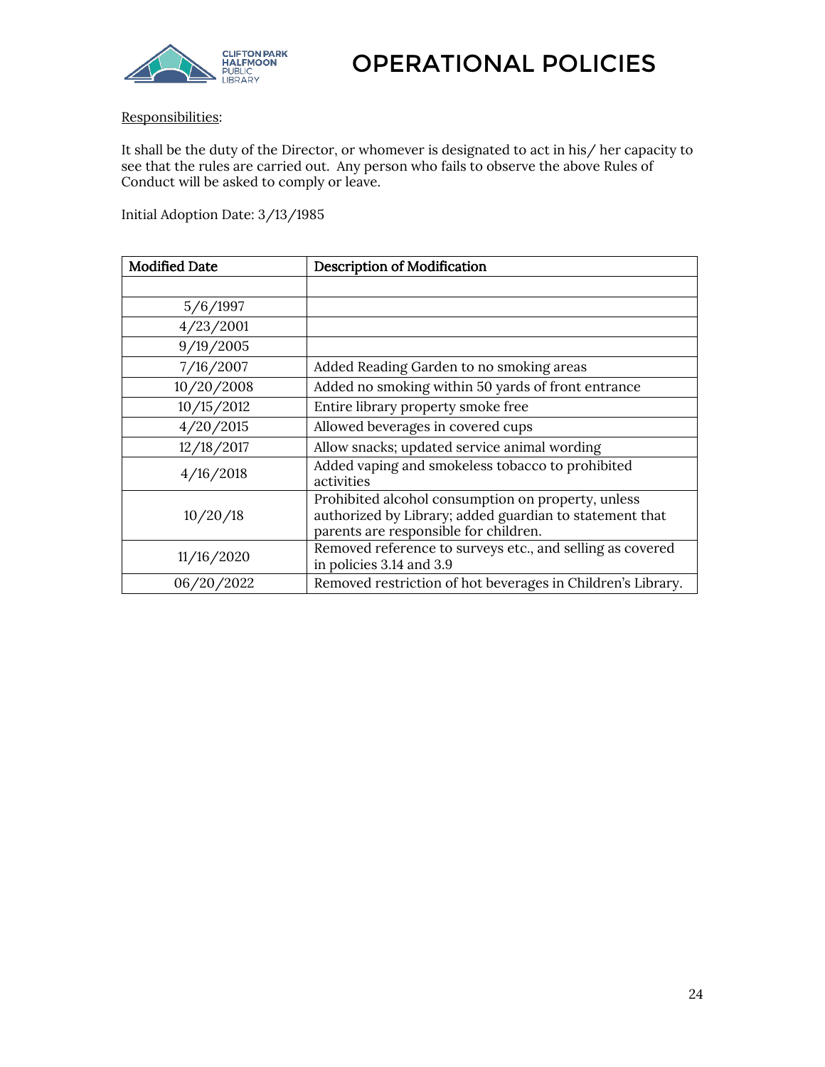Responsibilities:

It shall be the duty of the Director, or whomever is designated to act in his/ her capacity to see that the rules are carried out. Any person who fails to observe the above Rules of Conduct will be asked to comply or leave.

Initial Adoption Date: 3/13/1985

| Modified Date | Description of Modification |
|---|---|
| | |
| 5/6/1997 | |
| 4/23/2001 | |
| 9/19/2005 | |
| 7/16/2007 | Added Reading Garden to no smoking areas |
| 10/20/2008 | Added no smoking within 50 yards of front entrance |
| 10/15/2012 | Entire library property smoke free |
| 4/20/2015 | Allowed beverages in covered cups |
| 12/18/2017 | Allow snacks; updated service animal wording |
| 4/16/2018 | Added vaping and smokeless tobacco to prohibited activities |
| 10/20/18 | Prohibited alcohol consumption on property, unless authorized by Library; added guardian to statement that parents are responsible for children. |
| 11/16/2020 | Removed reference to surveys etc., and selling as covered in policies 3.14 and 3.9 |
| 06/20/2022 | Removed restriction of hot beverages in Children's Library. |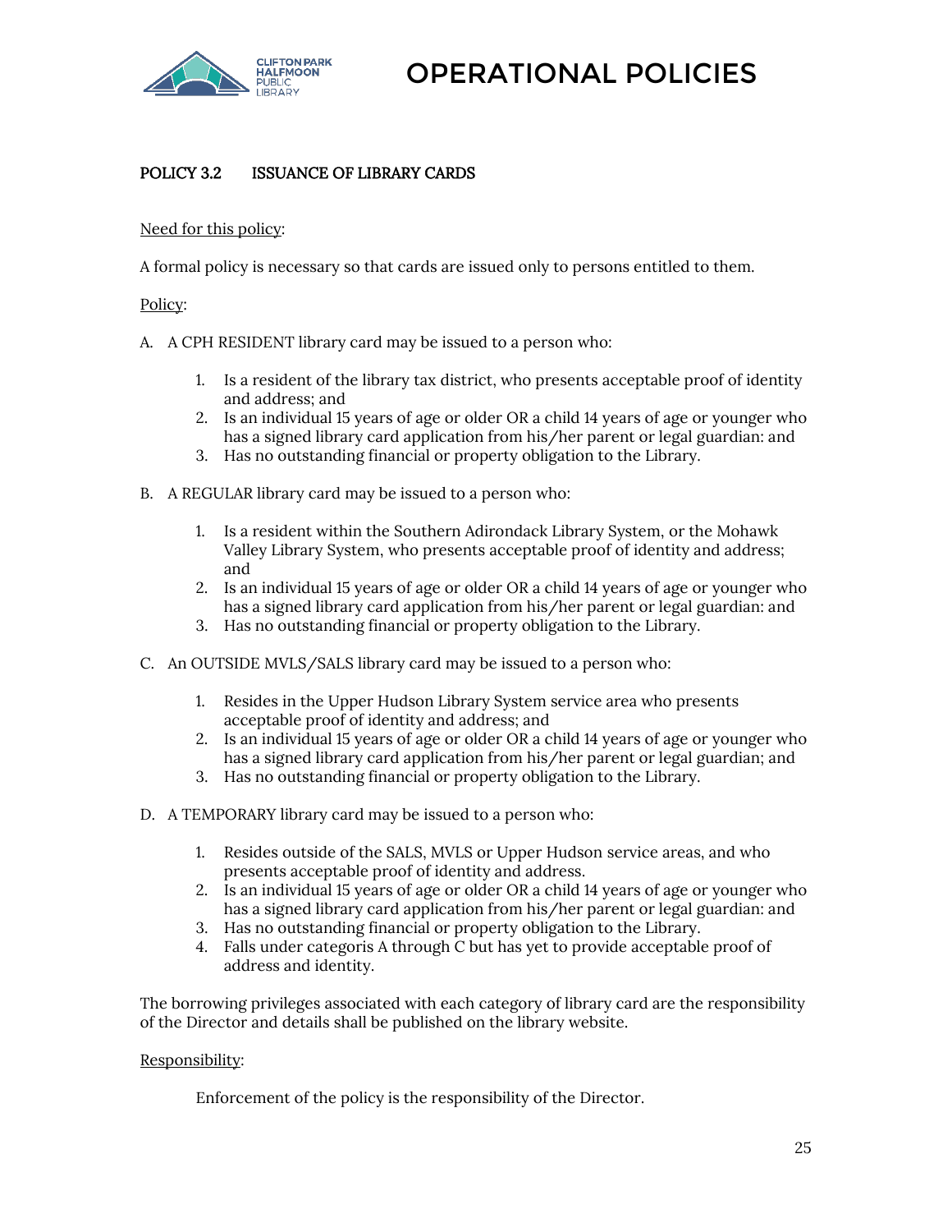# OPERATIONAL POLICIES

## POLICY 3.2 ISSUANCE OF LIBRARY CARDS

Need for this policy:

A formal policy is necessary so that cards are issued only to persons entitled to them.

Policy:

A. A CPH RESIDENT library card may be issued to a person who:

   1. Is a resident of the library tax district, who presents acceptable proof of identity and address; and
   2. Is an individual 15 years of age or older OR a child 14 years of age or younger who has a signed library card application from his/her parent or legal guardian: and
   3. Has no outstanding financial or property obligation to the Library.

B. A REGULAR library card may be issued to a person who:

   1. Is a resident within the Southern Adirondack Library System, or the Mohawk Valley Library System, who presents acceptable proof of identity and address; and
   2. Is an individual 15 years of age or older OR a child 14 years of age or younger who has a signed library card application from his/her parent or legal guardian: and
   3. Has no outstanding financial or property obligation to the Library.

C. An OUTSIDE MVLS/SALS library card may be issued to a person who:

   1. Resides in the Upper Hudson Library System service area who presents acceptable proof of identity and address;
   2. Is an individual 15 years of age or older OR a child 14 years of age or younger who has a signed library card application from his/her parent or legal guardian; and
   3. Has no outstanding financial or property obligation to the Library.

D. A TEMPORARY library card may be issued to a person who:

   1. Resides outside of the SALS, MVLS or Upper Hudson service areas, and who presents acceptable proof of identity and address.
   2. Is an individual 15 years of age or older OR a child 14 years of age or younger who has a signed library card application from his/her parent or legal guardian: and
   3. Has no outstanding financial or property obligation to the Library.
   4. Falls under categoris A through C but has yet to provide acceptable proof of address and identity.

The borrowing privileges associated with each category of library card are the responsibility of the Director and details shall be published on the library website.

Responsibility:

Enforcement of the policy is the responsibility of the Director.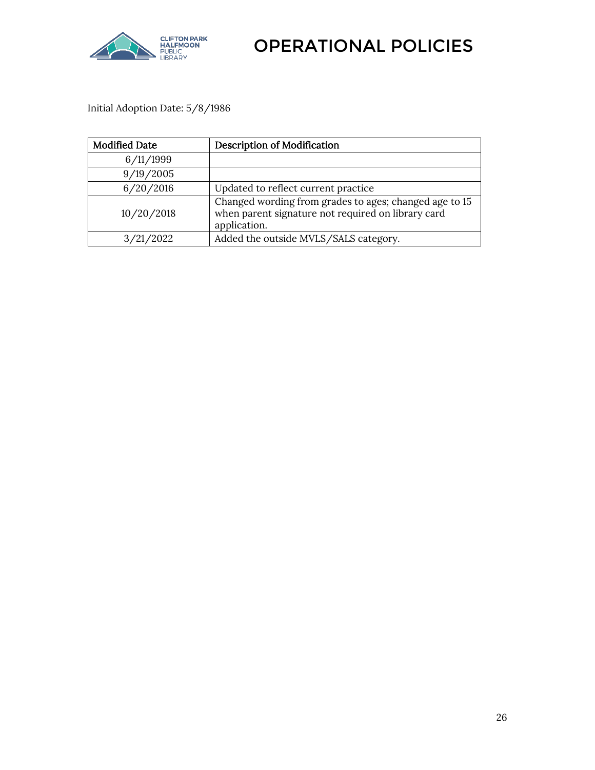Initial Adoption Date: 5/8/1986

| Modified Date | Description of Modification |
| --- | --- |
| 6/11/1999 | |
| 9/19/2005 | |
| 6/20/2016 | Updated to reflect current practice |
| 10/20/2018 | Changed wording from grades to ages; changed age to 15 when parent signature not required on library card application. |
| 3/21/2022 | Added the outside MVLS/SALS category. |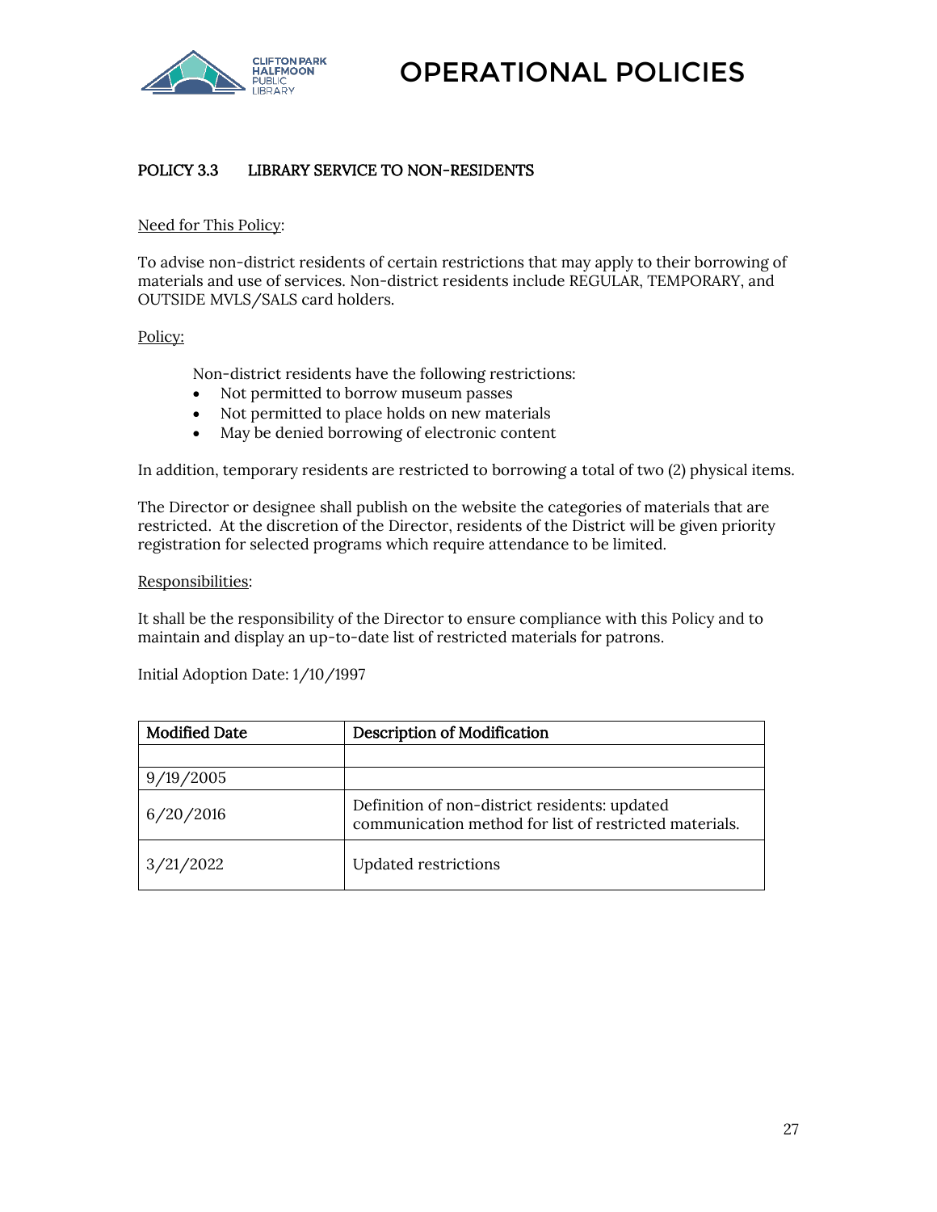# OPERATIONAL POLICIES

## POLICY 3.3 LIBRARY SERVICE TO NON-RESIDENTS

Need for This Policy:

To advise non-district residents of certain restrictions that may apply to their borrowing of materials and use of services. Non-district residents include REGULAR, TEMPORARY, and OUTSIDE MVLS/SALS card holders.

Policy:

Non-district residents have the following restrictions:

- Not permitted to borrow museum passes
- Not permitted to place holds on new materials
- May be denied borrowing of electronic content

In addition, temporary residents are restricted to borrowing a total of two (2) physical items.

The Director or designee shall publish on the website the categories of materials that are restricted. At the discretion of the Director, residents of the District will be given priority registration for selected programs which require attendance to be limited.

Responsibilities:

It shall be the responsibility of the Director to ensure compliance with this Policy and to maintain and display an up-to-date list of restricted materials for patrons.

Initial Adoption Date: 1/10/1997

| Modified Date | Description of Modification |
|---|---|
| | |
| 9/19/2005 | |
| 6/20/2016 | Definition of non-district residents: updated communication method for list of restricted materials. |
| 3/21/2022 | Updated restrictions |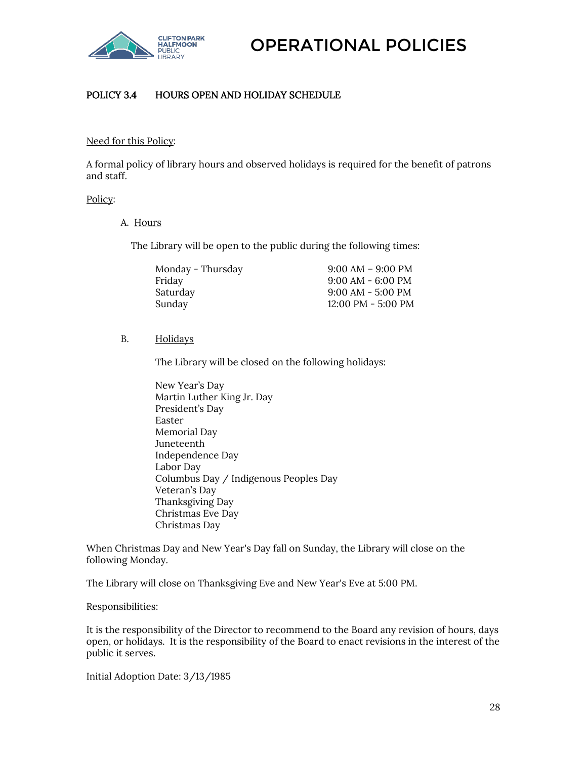# OPERATIONAL POLICIES

## POLICY 3.4 HOURS OPEN AND HOLIDAY SCHEDULE

Need for this Policy:

A formal policy of library hours and observed holidays is required for the benefit of patrons and staff.

Policy:

A. Hours

The Library will be open to the public during the following times:

| | |
|---|---|
| Monday - Thursday | 9:00 AM – 9:00 PM |
| Friday | 9:00 AM - 6:00 PM |
| Saturday | 9:00 AM - 5:00 PM |
| Sunday | 12:00 PM - 5:00 PM |

B. Holidays

The Library will be closed on the following holidays:

New Year's Day
Martin Luther King Jr. Day
President's Day
Easter
Memorial Day
Juneteenth
Independence Day
Labor Day
Columbus Day / Indigenous Peoples Day
Veteran's Day
Thanksgiving Day
Christmas Eve Day
Christmas Day

When Christmas Day and New Year's Day fall on Sunday, the Library will close on the following Monday.

The Library will close on Thanksgiving Eve and New Year's Eve at 5:00 PM.

Responsibilities:

It is the responsibility of the Director to recommend to the Board any revision of hours, days open, or holidays. It is the responsibility of the Board to enact revisions in the interest of the public it serves.

Initial Adoption Date: 3/13/1985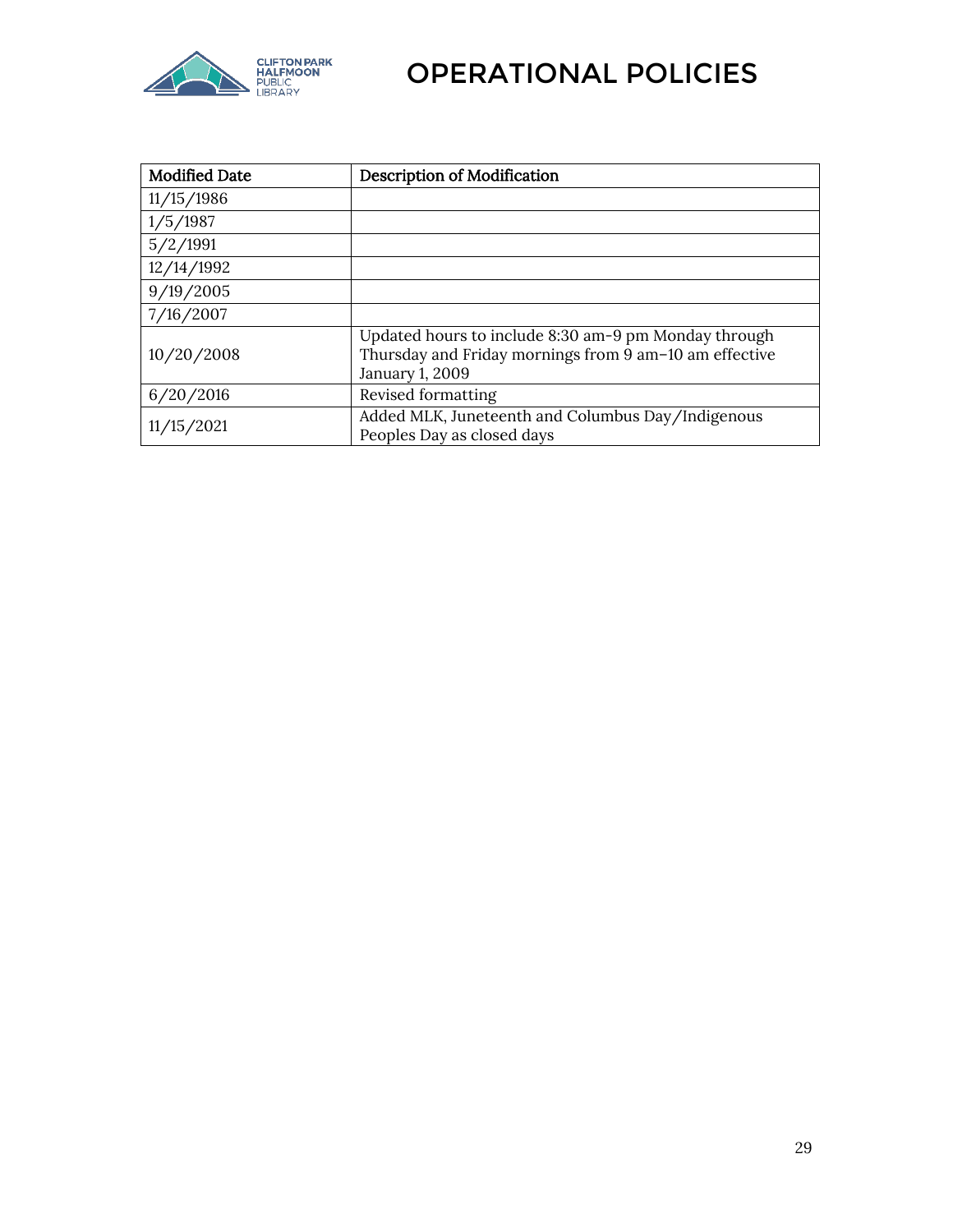| Modified Date | Description of Modification |
|---|---|
| 11/15/1986 | |
| 1/5/1987 | |
| 5/2/1991 | |
| 12/14/1992 | |
| 9/19/2005 | |
| 7/16/2007 | |
| 10/20/2008 | Updated hours to include 8:30 am-9 pm Monday through Thursday and Friday mornings from 9 am–10 am effective January 1, 2009 |
| 6/20/2016 | Revised formatting |
| 11/15/2021 | Added MLK, Juneteenth and Columbus Day/Indigenous Peoples Day as closed days |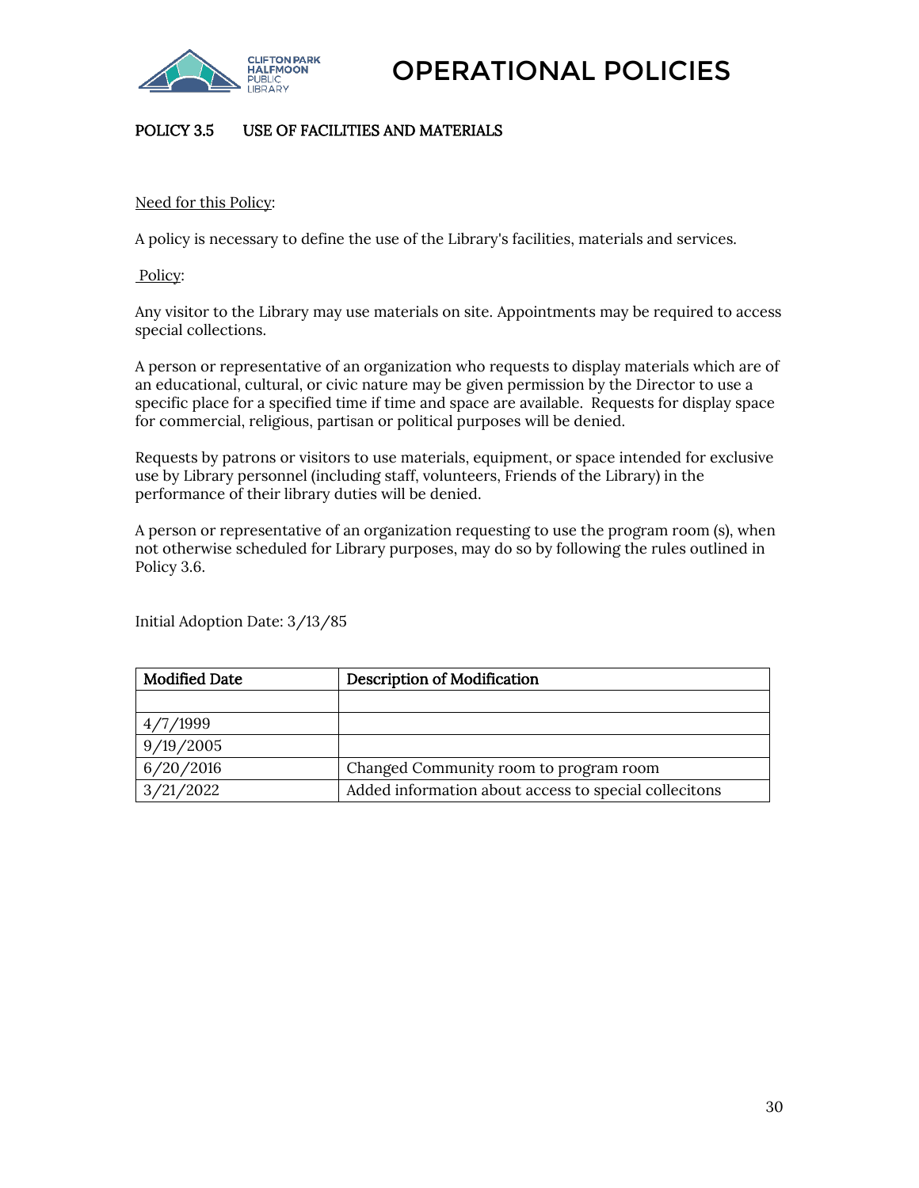# OPERATIONAL POLICIES

## POLICY 3.5 USE OF FACILITIES AND MATERIALS

Need for this Policy:

A policy is necessary to define the use of the Library's facilities, materials and services.

Policy:

Any visitor to the Library may use materials on site. Appointments may be required to access special collections.

A person or representative of an organization who requests to display materials which are of an educational, cultural, or civic nature may be given permission by the Director to use a specific place for a specified time if time and space are available. Requests for display space for commercial, religious, partisan or political purposes will be denied.

Requests by patrons or visitors to use materials, equipment, or space intended for exclusive use by Library personnel (including staff, volunteers, Friends of the Library) in the performance of their library duties will be denied.

A person or representative of an organization requesting to use the program room (s), when not otherwise scheduled for Library purposes, may do so by following the rules outlined in Policy 3.6.

Initial Adoption Date: 3/13/85

| Modified Date | Description of Modification |
| --- | --- |
| | |
| 4/7/1999 | |
| 9/19/2005 | |
| 6/20/2016 | Changed Community room to program room |
| 3/21/2022 | Added information about access to special collecitons |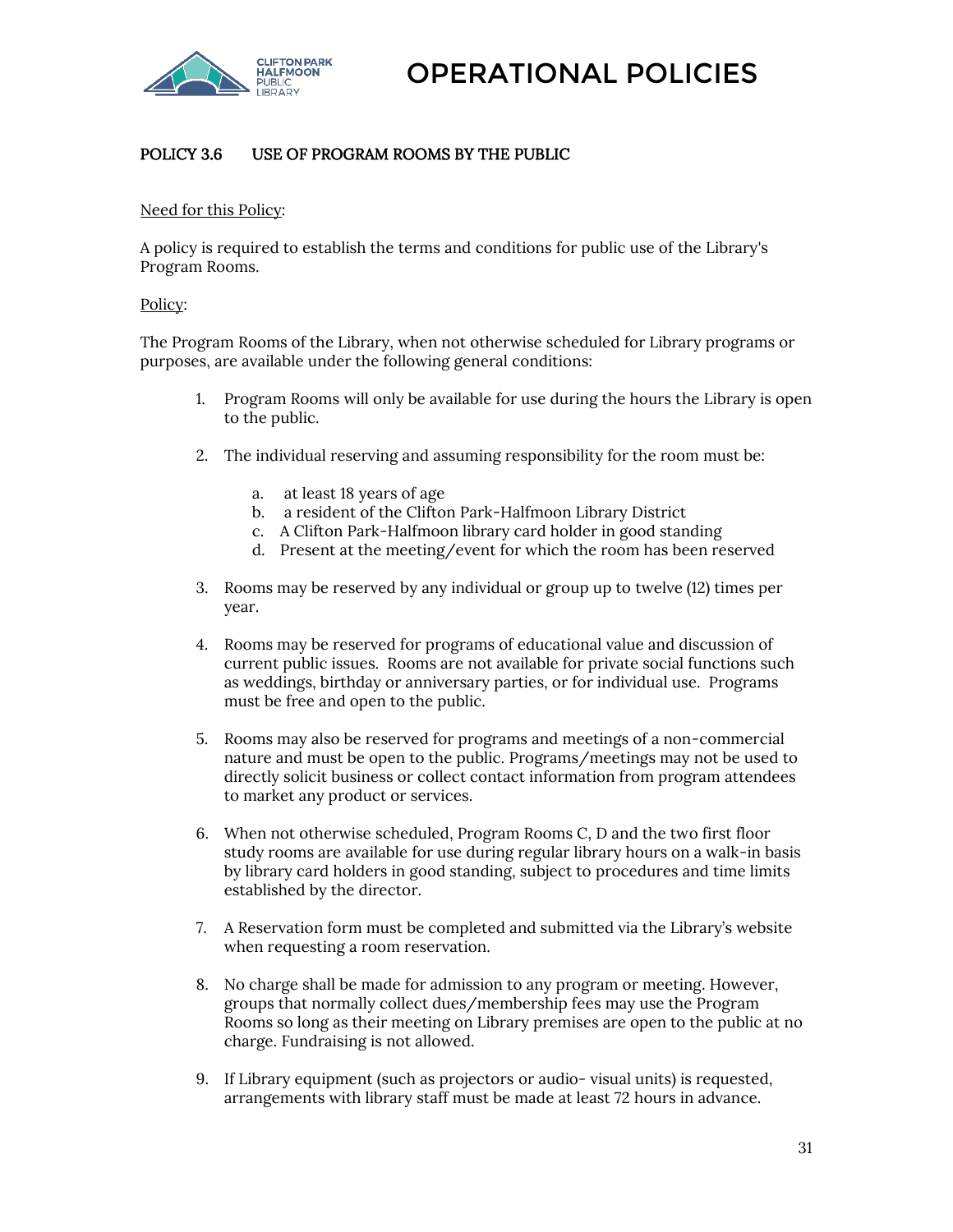# OPERATIONAL POLICIES

## POLICY 3.6 USE OF PROGRAM ROOMS BY THE PUBLIC

Need for this Policy:

A policy is required to establish the terms and conditions for public use of the Library's Program Rooms.

Policy:

The Program Rooms of the Library, when not otherwise scheduled for Library programs or purposes, are available under the following general conditions:

1. Program Rooms will only be available for use during the hours the Library is open to the public.

2. The individual reserving and assuming responsibility for the room must be:

   a. at least 18 years of age
   b. a resident of the Clifton Park-Halfmoon Library District
   c. A Clifton Park-Halfmoon library card holder in good standing
   d. Present at the meeting/event for which the room has been reserved

3. Rooms may be reserved by any individual or group up to twelve (12) times per year.

4. Rooms may be reserved for programs of educational value and discussion of current public issues. Rooms are not available for private social functions such as weddings, birthday or anniversary parties, or for individual use. Programs must be free and open to the public.

5. Rooms may also be reserved for programs and meetings of a non-commercial nature and must be open to the public. Programs/meetings may not be used to directly solicit business or collect contact information from program attendees to market any product or services.

6. When not otherwise scheduled, Program Rooms C, D and the two first floor study rooms are available for use during regular library hours on a walk-in basis by library card holders in good standing, subject to procedures and time limits established by the director.

7. A Reservation form must be completed and submitted via the Library's website when requesting a room reservation.

8. No charge shall be made for admission to any program or meeting. However, groups that normally collect dues/membership fees may use the Program Rooms so long as their meeting on Library premises are open to the public at no charge. Fundraising is not allowed.

9. If Library equipment (such as projectors or audio- visual units) is requested, arrangements with library staff must be made at least 72 hours in advance.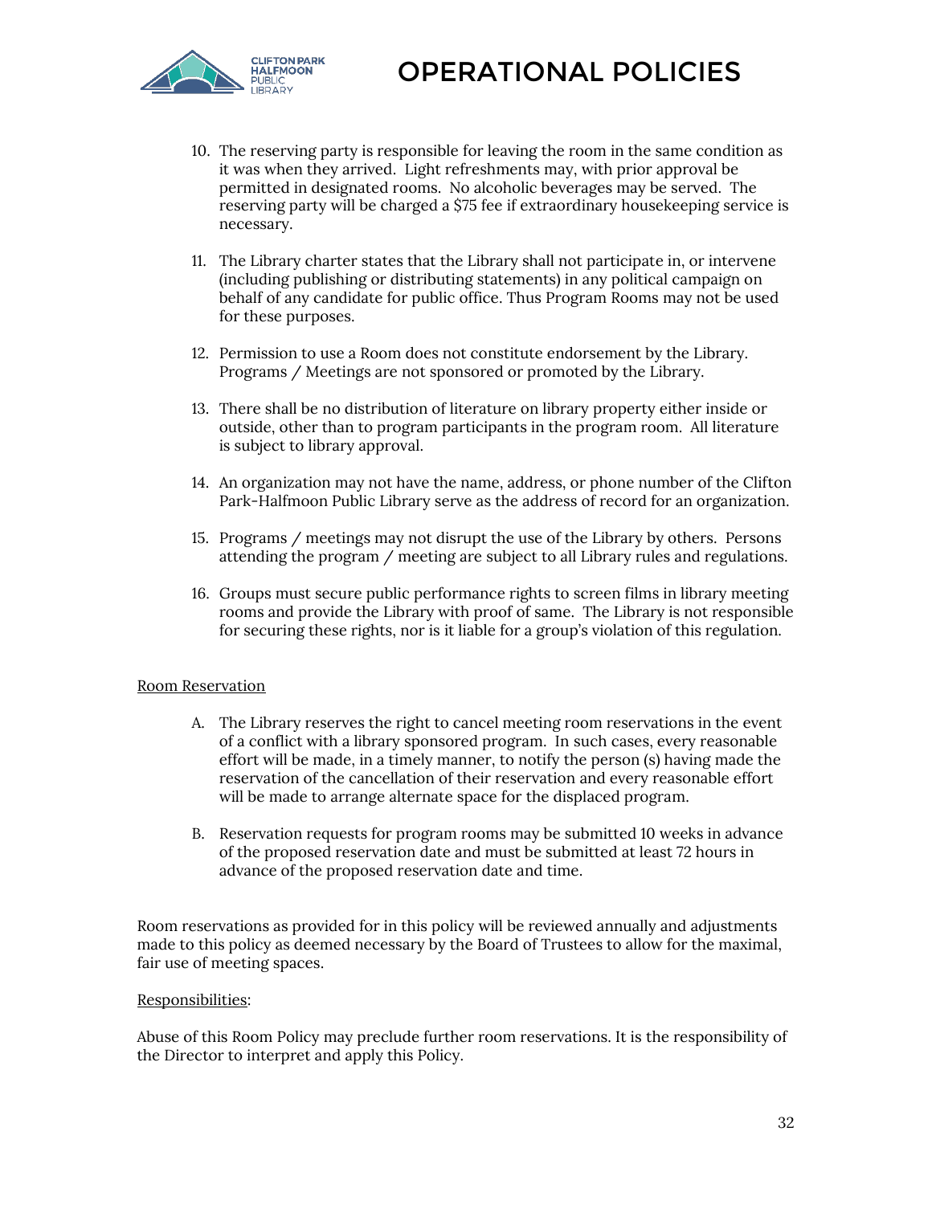10. The reserving party is responsible for leaving the room in the same condition as it was when they arrived. Light refreshments may, with prior approval be permitted in designated rooms. No alcoholic beverages may be served. The reserving party will be charged a $75 fee if extraordinary housekeeping service is necessary.

11. The Library charter states that the Library shall not participate in, or intervene (including publishing or distributing statements) in any political campaign on behalf of any candidate for public office. Thus Program Rooms may not be used for these purposes.

12. Permission to use a Room does not constitute endorsement by the Library. Programs / Meetings are not sponsored or promoted by the Library.

13. There shall be no distribution of literature on library property either inside or outside, other than to program participants in the program room. All literature is subject to library approval.

14. An organization may not have the name, address, or phone number of the Clifton Park-Halfmoon Public Library serve as the address of record for an organization.

15. Programs / meetings may not disrupt the use of the Library by others. Persons attending the program / meeting are subject to all Library rules and regulations.

16. Groups must secure public performance rights to screen films in library meeting rooms and provide the Library with proof of same. The Library is not responsible for securing these rights, nor is it liable for a group's violation of this regulation.

<u>Room Reservation</u>

A. The Library reserves the right to cancel meeting room reservations in the event of a conflict with a library sponsored program. In such cases, every reasonable effort will be made, in a timely manner, to notify the person (s) having made the reservation of the cancellation of their reservation and every reasonable effort will be made to arrange alternate space for the displaced program.

B. Reservation requests for program rooms may be submitted 10 weeks in advance of the proposed reservation date and must be submitted at least 72 hours in advance of the proposed reservation date and time.

Room reservations as provided for in this policy will be reviewed annually and adjustments made to this policy as deemed necessary by the Board of Trustees to allow for the maximal, fair use of meeting spaces.

<u>Responsibilities</u>:

Abuse of this Room Policy may preclude further room reservations. It is the responsibility of the Director to interpret and apply this Policy.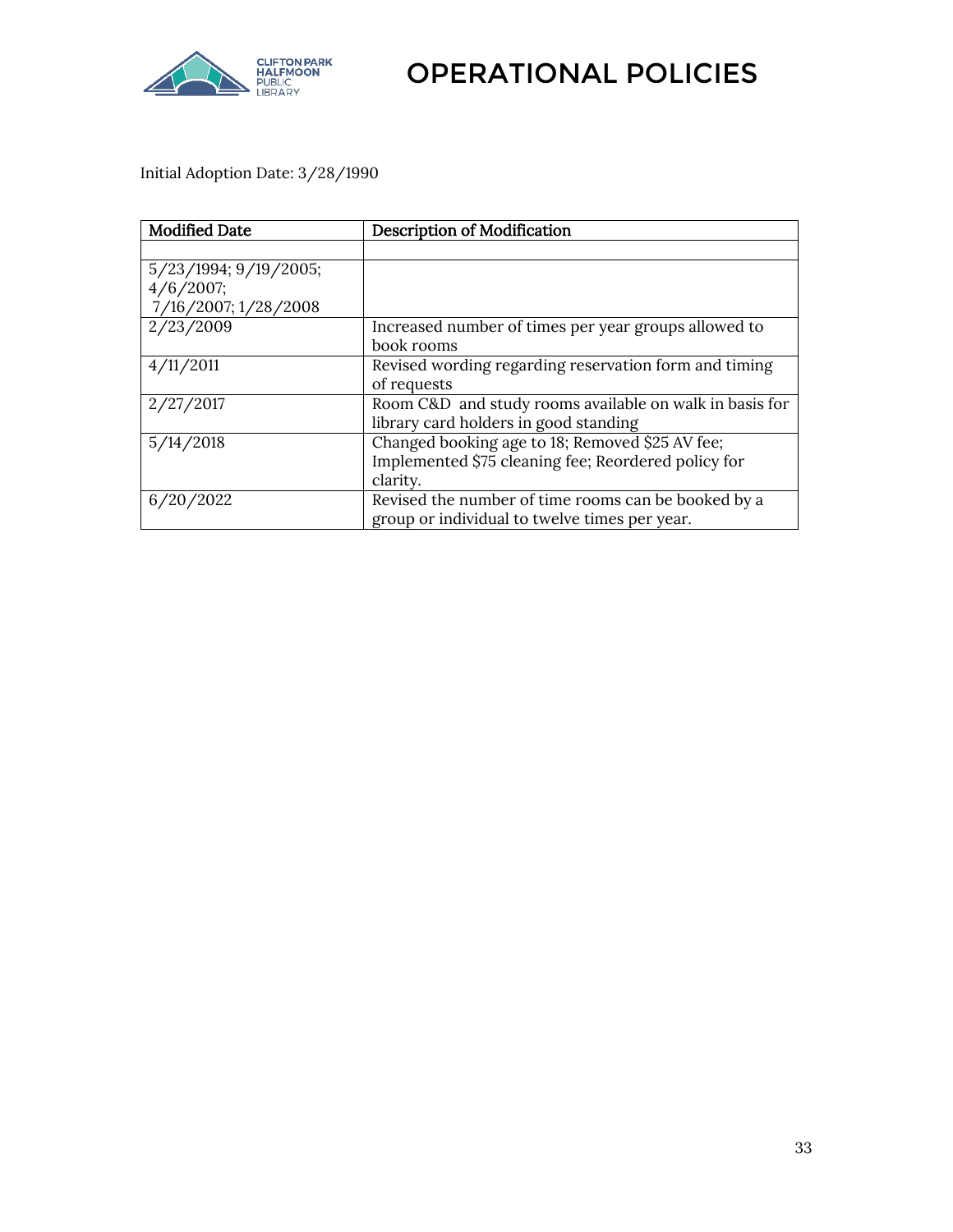Initial Adoption Date: 3/28/1990

| Modified Date | Description of Modification |
| --- | --- |
| | |
| 5/23/1994; 9/19/2005; 4/6/2007; 7/16/2007; 1/28/2008 | |
| 2/23/2009 | Increased number of times per year groups allowed to book rooms |
| 4/11/2011 | Revised wording regarding reservation form and timing of requests |
| 2/27/2017 | Room C&D and study rooms available on walk in basis for library card holders in good standing |
| 5/14/2018 | Changed booking age to 18; Removed $25 AV fee; Implemented $75 cleaning fee; Reordered policy for clarity. |
| 6/20/2022 | Revised the number of time rooms can be booked by a group or individual to twelve times per year. |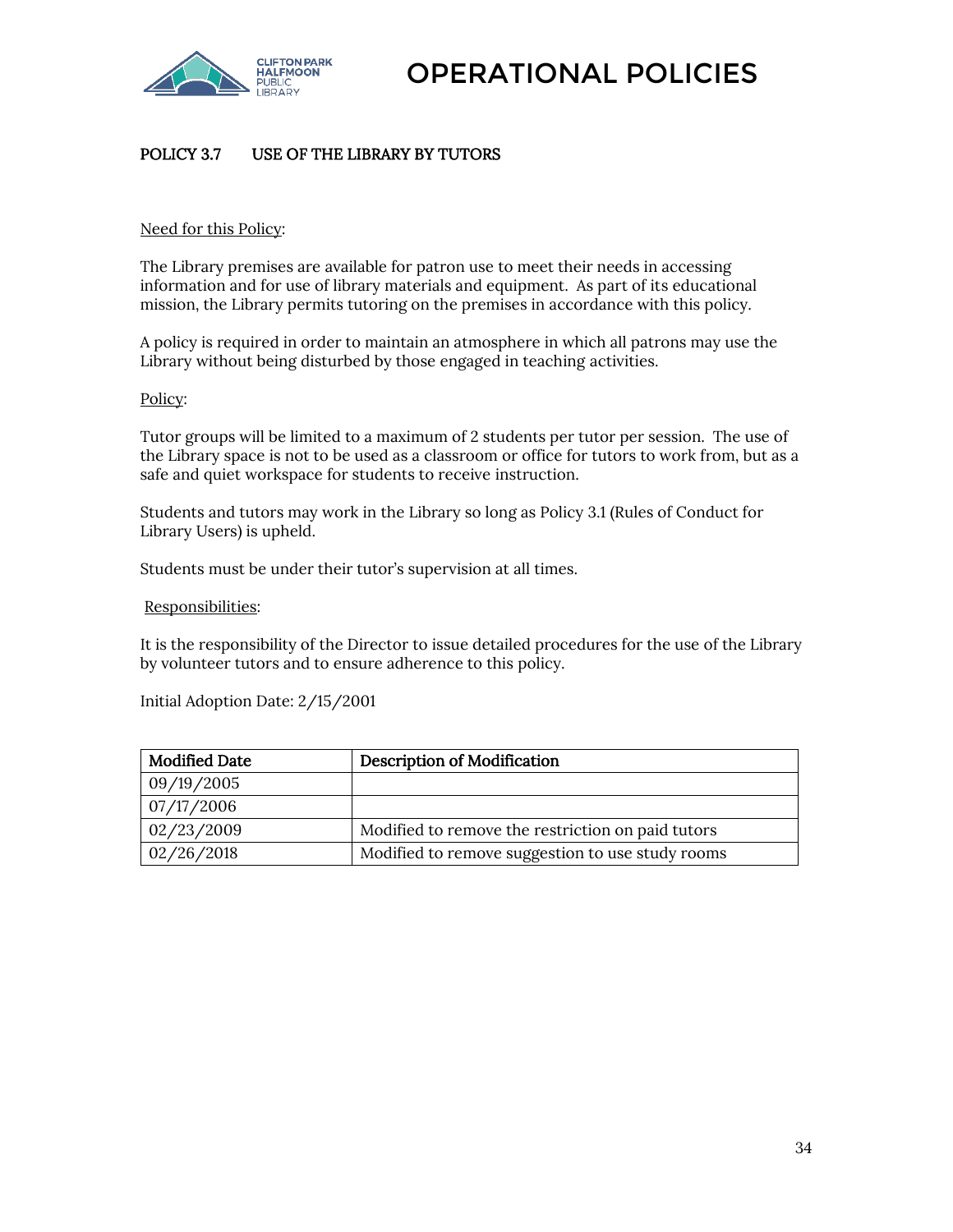# OPERATIONAL POLICIES

## POLICY 3.7 USE OF THE LIBRARY BY TUTORS

Need for this Policy:

The Library premises are available for patron use to meet their needs in accessing information and for use of library materials and equipment. As part of its educational mission, the Library permits tutoring on the premises in accordance with this policy.

A policy is required in order to maintain an atmosphere in which all patrons may use the Library without being disturbed by those engaged in teaching activities.

Policy:

Tutor groups will be limited to a maximum of 2 students per tutor per session. The use of the Library space is not to be used as a classroom or office for tutors to work from, but as a safe and quiet workspace for students to receive instruction.

Students and tutors may work in the Library so long as Policy 3.1 (Rules of Conduct for Library Users) is upheld.

Students must be under their tutor's supervision at all times.

Responsibilities:

It is the responsibility of the Director to issue detailed procedures for the use of the Library by volunteer tutors and to ensure adherence to this policy.

Initial Adoption Date: 2/15/2001

| Modified Date | Description of Modification |
|---|---|
| 09/19/2005 | |
| 07/17/2006 | |
| 02/23/2009 | Modified to remove the restriction on paid tutors |
| 02/26/2018 | Modified to remove suggestion to use study rooms |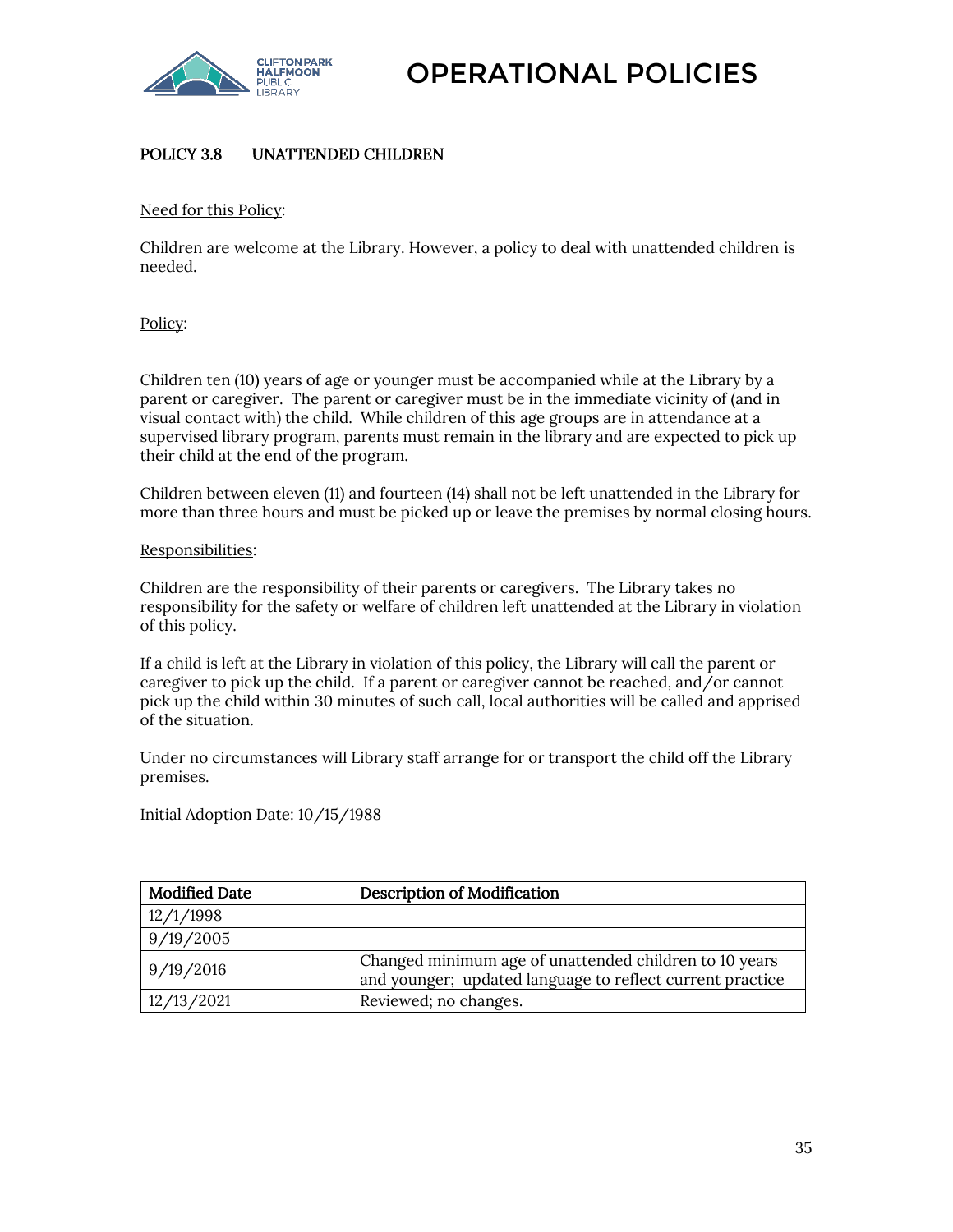# OPERATIONAL POLICIES

## POLICY 3.8 UNATTENDED CHILDREN

Need for this Policy:

Children are welcome at the Library. However, a policy to deal with unattended children is needed.

Policy:

Children ten (10) years of age or younger must be accompanied while at the Library by a parent or caregiver. The parent or caregiver must be in the immediate vicinity of (and in visual contact with) the child. While children of this age groups are in attendance at a supervised library program, parents must remain in the library and are expected to pick up their child at the end of the program.

Children between eleven (11) and fourteen (14) shall not be left unattended in the Library for more than three hours and must be picked up or leave the premises by normal closing hours.

Responsibilities:

Children are the responsibility of their parents or caregivers. The Library takes no responsibility for the safety or welfare of children left unattended at the Library in violation of this policy.

If a child is left at the Library in violation of this policy, the Library will call the parent or caregiver to pick up the child. If a parent or caregiver cannot be reached, and/or cannot pick up the child within 30 minutes of such call, local authorities will be called and apprised of the situation.

Under no circumstances will Library staff arrange for or transport the child off the Library premises.

Initial Adoption Date: 10/15/1988

| Modified Date | Description of Modification |
|---|---|
| 12/1/1998 | |
| 9/19/2005 | |
| 9/19/2016 | Changed minimum age of unattended children to 10 years and younger; updated language to reflect current practice |
| 12/13/2021 | Reviewed; no changes. |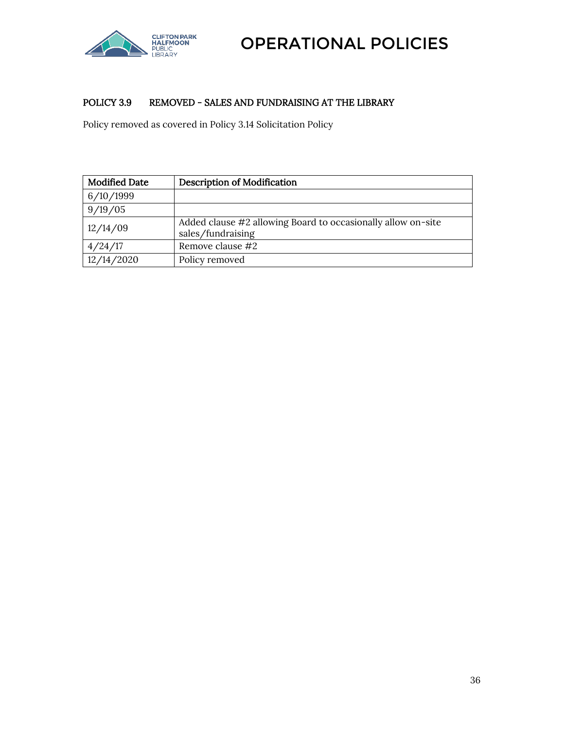## POLICY 3.9 REMOVED – SALES AND FUNDRAISING AT THE LIBRARY

Policy removed as covered in Policy 3.14 Solicitation Policy

| Modified Date | Description of Modification |
|---|---|
| 6/10/1999 | |
| 9/19/05 | |
| 12/14/09 | Added clause #2 allowing Board to occasionally allow on-site sales/fundraising |
| 4/24/17 | Remove clause #2 |
| 12/14/2020 | Policy removed |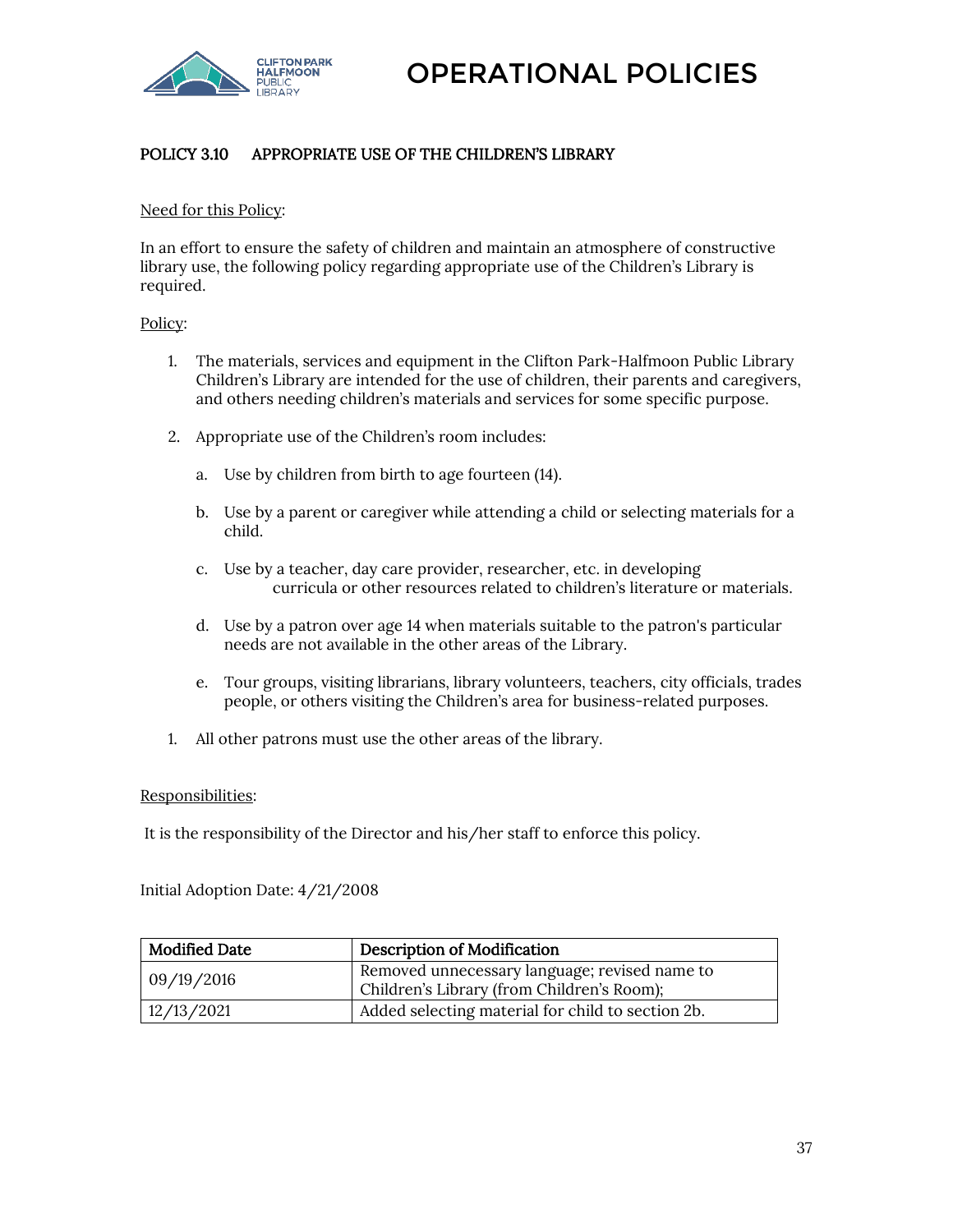# OPERATIONAL POLICIES

## POLICY 3.10 APPROPRIATE USE OF THE CHILDREN'S LIBRARY

Need for this Policy:

In an effort to ensure the safety of children and maintain an atmosphere of constructive library use, the following policy regarding appropriate use of the Children's Library is required.

Policy:

1. The materials, services and equipment in the Clifton Park-Halfmoon Public Library Children's Library are intended for the use of children, their parents and caregivers, and others needing children's materials and services for some specific purpose.

2. Appropriate use of the Children's room includes:

   a. Use by children from birth to age fourteen (14).

   b. Use by a parent or caregiver while attending a child or selecting materials for a child.

   c. Use by a teacher, day care provider, researcher, etc. in developing curricula or other resources related to children's literature or materials.

   d. Use by a patron over age 14 when materials suitable to the patron's particular needs are not available in the other areas of the Library.

   e. Tour groups, visiting librarians, library volunteers, teachers, city officials, trades people, or others visiting the Children's area for business-related purposes.

1. All other patrons must use the other areas of the library.

Responsibilities:

It is the responsibility of the Director and his/her staff to enforce this policy.

Initial Adoption Date: 4/21/2008

| Modified Date | Description of Modification |
|---|---|
| 09/19/2016 | Removed unnecessary language; revised name to Children's Library (from Children's Room); |
| 12/13/2021 | Added selecting material for child to section 2b. |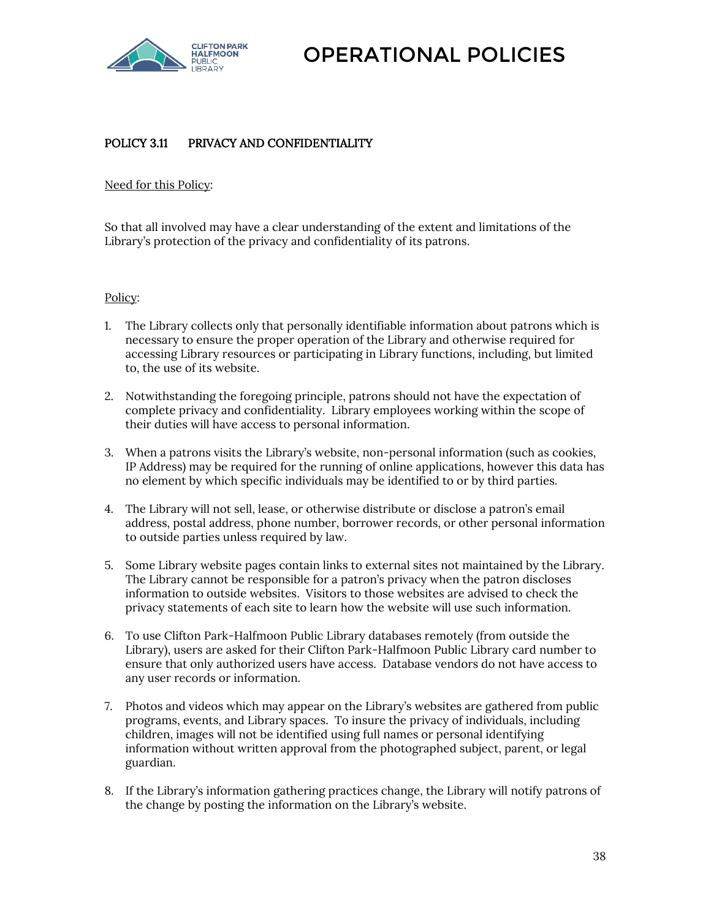## POLICY 3.11 PRIVACY AND CONFIDENTIALITY

<u>Need for this Policy</u>:

So that all involved may have a clear understanding of the extent and limitations of the Library's protection of the privacy and confidentiality of its patrons.

<u>Policy</u>:

1. The Library collects only that personally identifiable information about patrons which is necessary to ensure the proper operation of the Library and otherwise required for accessing Library resources or participating in Library functions, including, but limited to, the use of its website.

2. Notwithstanding the foregoing principle, patrons should not have the expectation of complete privacy and confidentiality. Library employees working within the scope of their duties will have access to personal information.

3. When a patrons visits the Library's website, non-personal information (such as cookies, IP Address) may be required for the running of online applications, however this data has no element by which specific individuals may be identified to or by third parties.

4. The Library will not sell, lease, or otherwise distribute or disclose a patron's email address, postal address, phone number, borrower records, or other personal information to outside parties unless required by law.

5. Some Library website pages contain links to external sites not maintained by the Library. The Library cannot be responsible for a patron's privacy when the patron discloses information to outside websites. Visitors to those websites are advised to check the privacy statements of each site to learn how the website will use such information.

6. To use Clifton Park-Halfmoon Public Library databases remotely (from outside the Library), users are asked for their Clifton Park-Halfmoon Public Library card number to ensure that only authorized users have access. Database vendors do not have access to any user records or information.

7. Photos and videos which may appear on the Library's websites are gathered from public programs, events, and Library spaces. To insure the privacy of individuals, including children, images will not be identified using full names or personal identifying information without written approval from the photographed subject, parent, or legal guardian.

8. If the Library's information gathering practices change, the Library will notify patrons of the change by posting the information on the Library's website.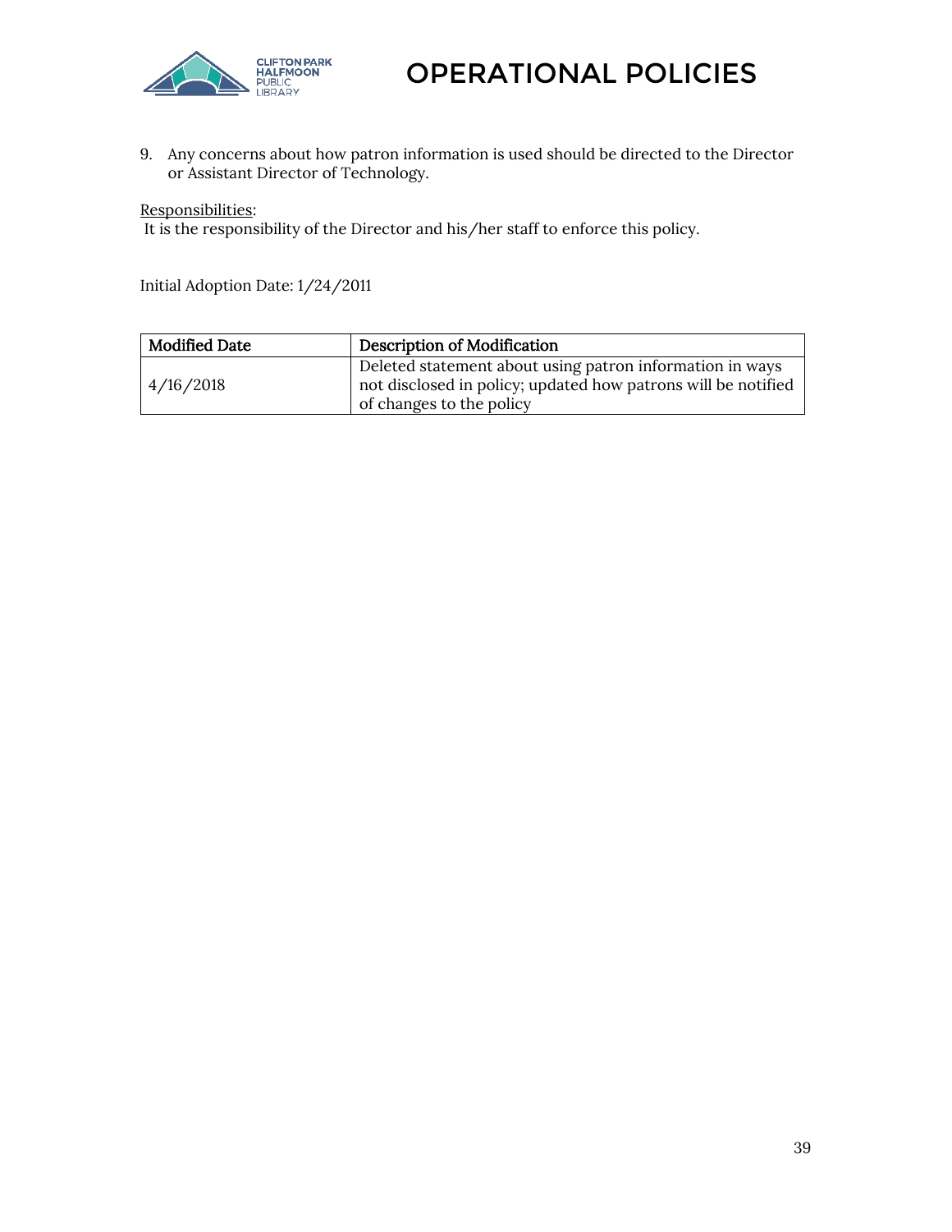9. Any concerns about how patron information is used should be directed to the Director or Assistant Director of Technology.

Responsibilities:
It is the responsibility of the Director and his/her staff to enforce this policy.

Initial Adoption Date: 1/24/2011

| Modified Date | Description of Modification |
|---|---|
| 4/16/2018 | Deleted statement about using patron information in ways not disclosed in policy; updated how patrons will be notified of changes to the policy |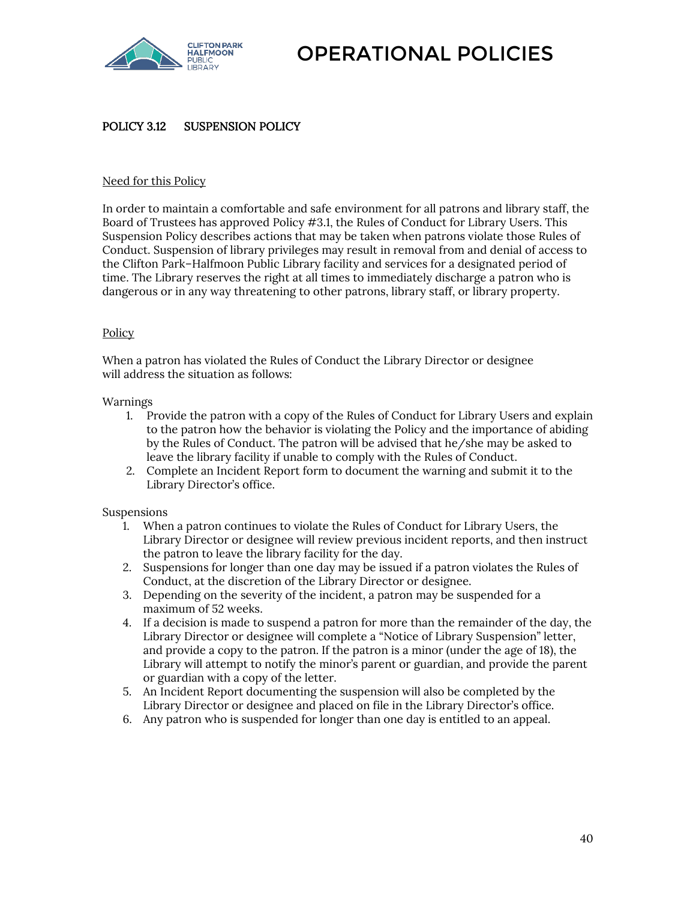# POLICY 3.12 SUSPENSION POLICY

## Need for this Policy

In order to maintain a comfortable and safe environment for all patrons and library staff, the Board of Trustees has approved Policy #3.1, the Rules of Conduct for Library Users. This Suspension Policy describes actions that may be taken when patrons violate those Rules of Conduct. Suspension of library privileges may result in removal from and denial of access to the Clifton Park–Halfmoon Public Library facility and services for a designated period of time. The Library reserves the right at all times to immediately discharge a patron who is dangerous or in any way threatening to other patrons, library staff, or library property.

## Policy

When a patron has violated the Rules of Conduct the Library Director or designee will address the situation as follows:

Warnings

1. Provide the patron with a copy of the Rules of Conduct for Library Users and explain to the patron how the behavior is violating the Policy and the importance of abiding by the Rules of Conduct. The patron will be advised that he/she may be asked to leave the library facility if unable to comply with the Rules of Conduct.
2. Complete an Incident Report form to document the warning and submit it to the Library Director's office.

Suspensions

1. When a patron continues to violate the Rules of Conduct for Library Users, the Library Director or designee will review previous incident reports, and then instruct the patron to leave the library facility for the day.
2. Suspensions for longer than one day may be issued if a patron violates the Rules of Conduct, at the discretion of the Library Director or designee.
3. Depending on the severity of the incident, a patron may be suspended for a maximum of 52 weeks.
4. If a decision is made to suspend a patron for more than the remainder of the day, the Library Director or designee will complete a "Notice of Library Suspension" letter, and provide a copy to the patron. If the patron is a minor (under the age of 18), the Library will attempt to notify the minor's parent or guardian, and provide the parent or guardian with a copy of the letter.
5. An Incident Report documenting the suspension will also be completed by the Library Director or designee and placed on file in the Library Director's office.
6. Any patron who is suspended for longer than one day is entitled to an appeal.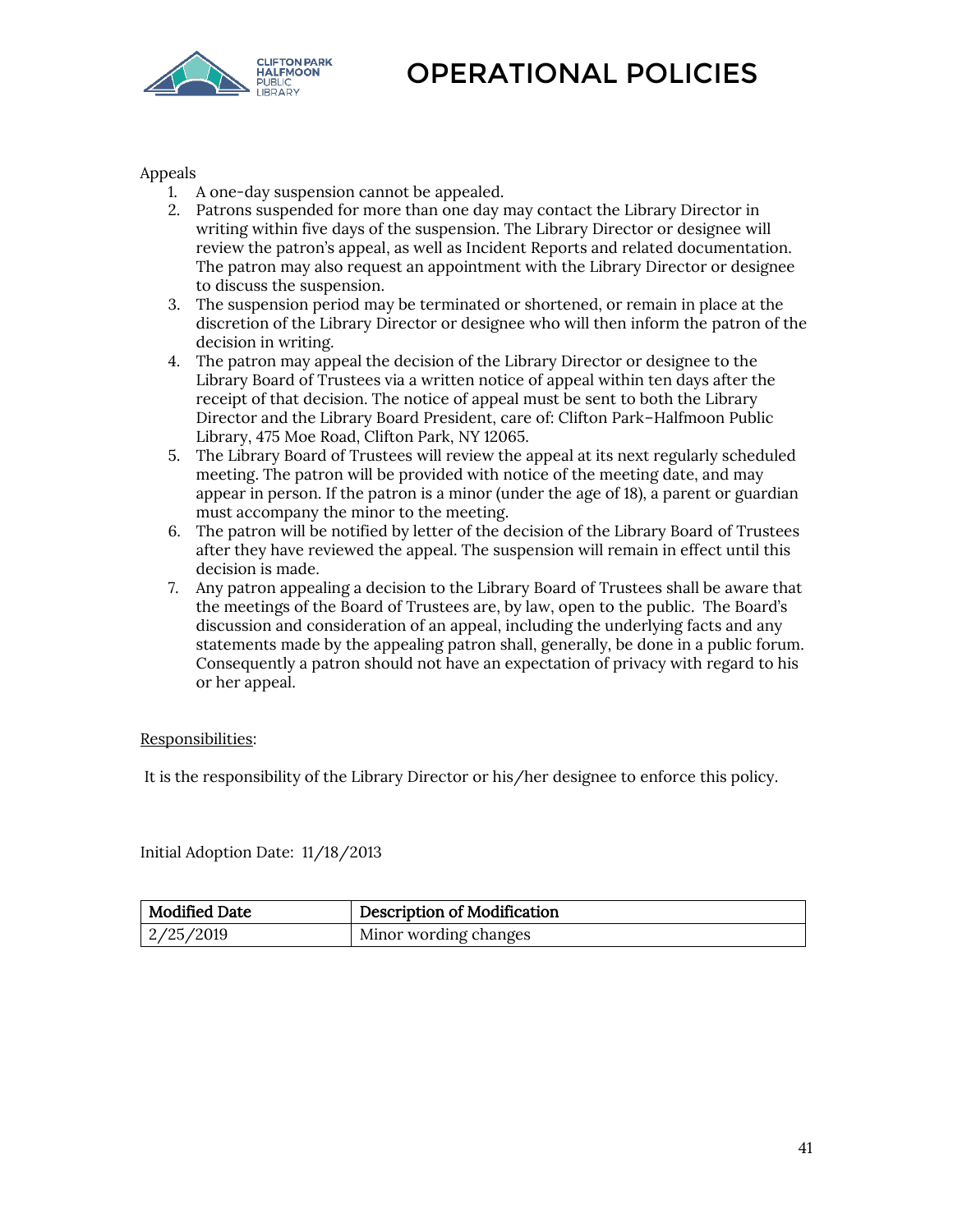Appeals

1. A one-day suspension cannot be appealed.
2. Patrons suspended for more than one day may contact the Library Director in writing within five days of the suspension. The Library Director or designee will review the patron's appeal, as well as Incident Reports and related documentation. The patron may also request an appointment with the Library Director or designee to discuss the suspension.
3. The suspension period may be terminated or shortened, or remain in place at the discretion of the Library Director or designee who will then inform the patron of the decision in writing.
4. The patron may appeal the decision of the Library Director or designee to the Library Board of Trustees via a written notice of appeal within ten days after the receipt of that decision. The notice of appeal must be sent to both the Library Director and the Library Board President, care of: Clifton Park–Halfmoon Public Library, 475 Moe Road, Clifton Park, NY 12065.
5. The Library Board of Trustees will review the appeal at its next regularly scheduled meeting. The patron will be provided with notice of the meeting date, and may appear in person. If the patron is a minor (under the age of 18), a parent or guardian must accompany the minor to the meeting.
6. The patron will be notified by letter of the decision of the Library Board of Trustees after they have reviewed the appeal. The suspension will remain in effect until this decision is made.
7. Any patron appealing a decision to the Library Board of Trustees shall be aware that the meetings of the Board of Trustees are, by law, open to the public. The Board's discussion and consideration of an appeal, including the underlying facts and any statements made by the appealing patron shall, generally, be done in a public forum. Consequently a patron should not have an expectation of privacy with regard to his or her appeal.

<u>Responsibilities</u>:

It is the responsibility of the Library Director or his/her designee to enforce this policy.

Initial Adoption Date: 11/18/2013

| Modified Date | Description of Modification |
|---|---|
| 2/25/2019 | Minor wording changes |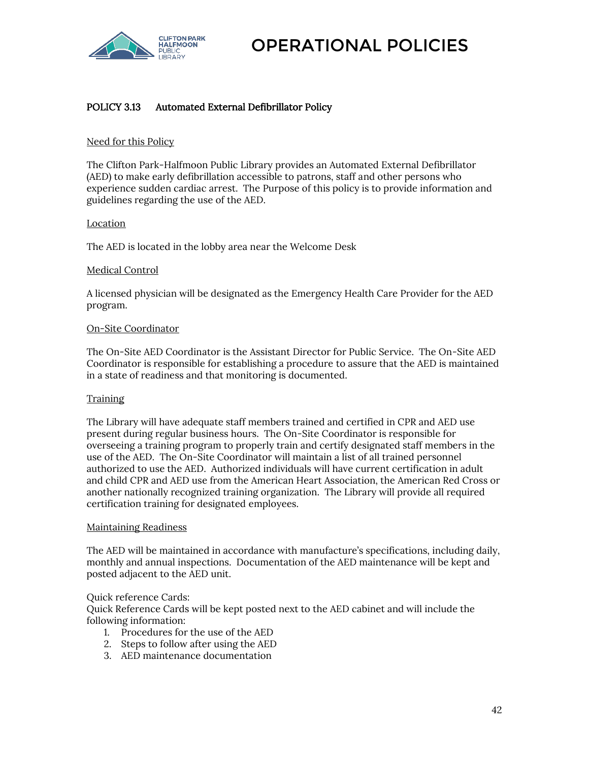# POLICY 3.13 Automated External Defibrillator Policy

Need for this Policy

The Clifton Park-Halfmoon Public Library provides an Automated External Defibrillator (AED) to make early defibrillation accessible to patrons, staff and other persons who experience sudden cardiac arrest. The Purpose of this policy is to provide information and guidelines regarding the use of the AED.

Location

The AED is located in the lobby area near the Welcome Desk

Medical Control

A licensed physician will be designated as the Emergency Health Care Provider for the AED program.

On-Site Coordinator

The On-Site AED Coordinator is the Assistant Director for Public Service. The On-Site AED Coordinator is responsible for establishing a procedure to assure that the AED is maintained in a state of readiness and that monitoring is documented.

Training

The Library will have adequate staff members trained and certified in CPR and AED use present during regular business hours. The On-Site Coordinator is responsible for overseeing a training program to properly train and certify designated staff members in the use of the AED. The On-Site Coordinator will maintain a list of all trained personnel authorized to use the AED. Authorized individuals will have current certification in adult and child CPR and AED use from the American Heart Association, the American Red Cross or another nationally recognized training organization. The Library will provide all required certification training for designated employees.

Maintaining Readiness

The AED will be maintained in accordance with manufacture's specifications, including daily, monthly and annual inspections. Documentation of the AED maintenance will be kept and posted adjacent to the AED unit.

Quick reference Cards:
Quick Reference Cards will be kept posted next to the AED cabinet and will include the following information:

1. Procedures for the use of the AED
2. Steps to follow after using the AED
3. AED maintenance documentation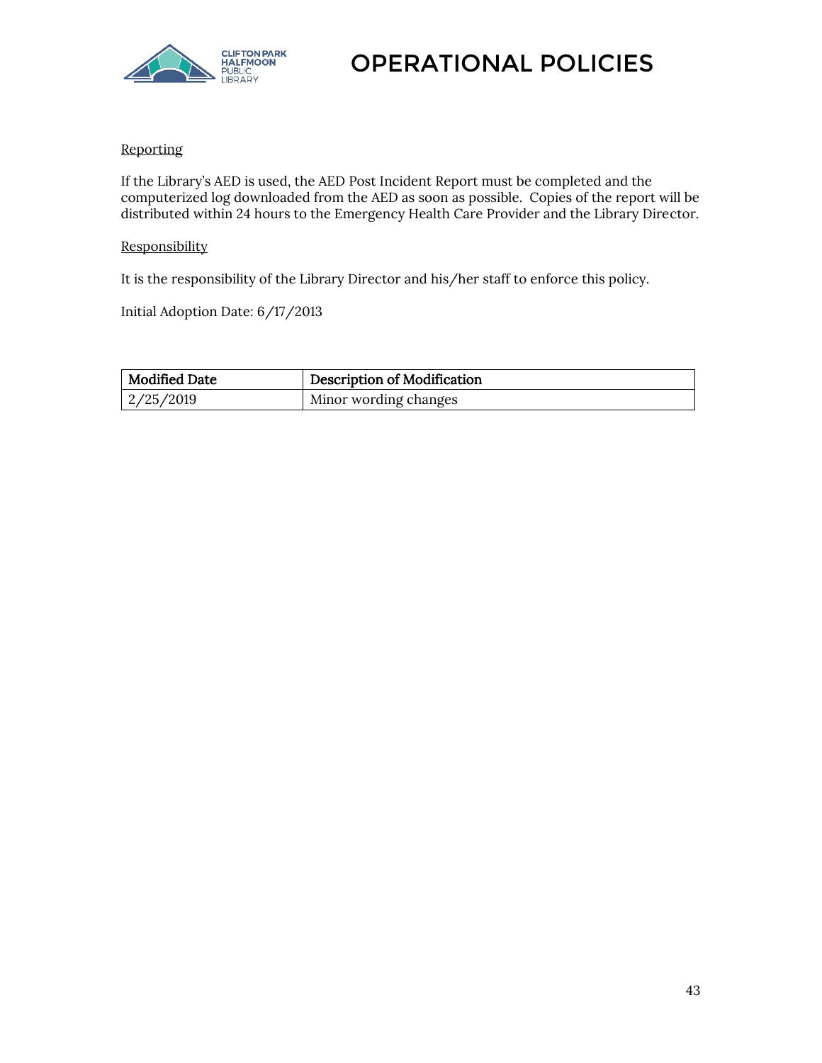Reporting

If the Library's AED is used, the AED Post Incident Report must be completed and the computerized log downloaded from the AED as soon as possible. Copies of the report will be distributed within 24 hours to the Emergency Health Care Provider and the Library Director.

Responsibility

It is the responsibility of the Library Director and his/her staff to enforce this policy.

Initial Adoption Date: 6/17/2013

| Modified Date | Description of Modification |
| --- | --- |
| 2/25/2019 | Minor wording changes |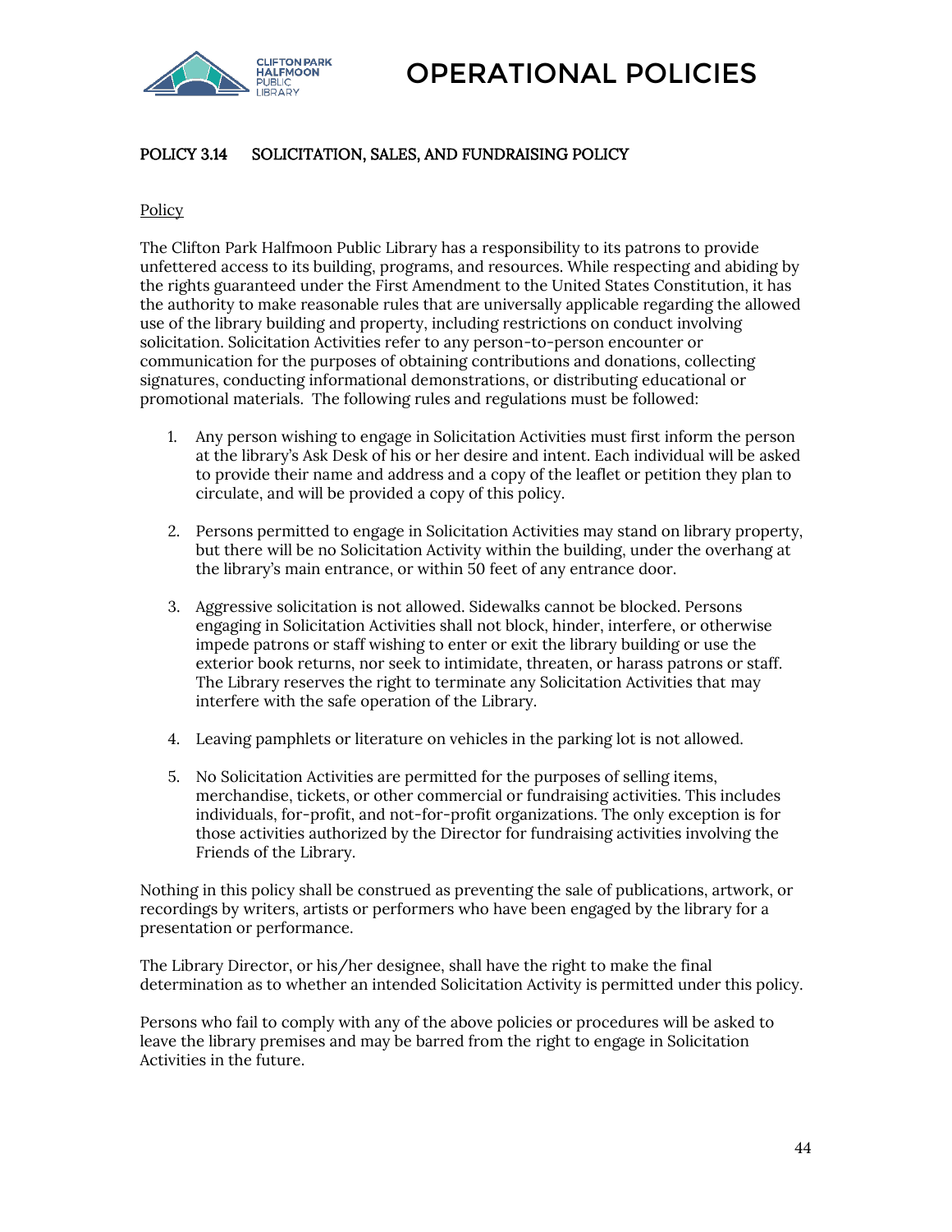# OPERATIONAL POLICIES

## POLICY 3.14 SOLICITATION, SALES, AND FUNDRAISING POLICY

### Policy

The Clifton Park Halfmoon Public Library has a responsibility to its patrons to provide unfettered access to its building, programs, and resources. While respecting and abiding by the rights guaranteed under the First Amendment to the United States Constitution, it has the authority to make reasonable rules that are universally applicable regarding the allowed use of the library building and property, including restrictions on conduct involving solicitation. Solicitation Activities refer to any person-to-person encounter or communication for the purposes of obtaining contributions and donations, collecting signatures, conducting informational demonstrations, or distributing educational or promotional materials. The following rules and regulations must be followed:

1. Any person wishing to engage in Solicitation Activities must first inform the person at the library's Ask Desk of his or her desire and intent. Each individual will be asked to provide their name and address and a copy of the leaflet or petition they plan to circulate, and will be provided a copy of this policy.

2. Persons permitted to engage in Solicitation Activities may stand on library property, but there will be no Solicitation Activity within the building, under the overhang at the library's main entrance, or within 50 feet of any entrance door.

3. Aggressive solicitation is not allowed. Sidewalks cannot be blocked. Persons engaging in Solicitation Activities shall not block, hinder, interfere, or otherwise impede patrons or staff wishing to enter or exit the library building or use the exterior book returns, nor seek to intimidate, threaten, or harass patrons or staff. The Library reserves the right to terminate any Solicitation Activities that may interfere with the safe operation of the Library.

4. Leaving pamphlets or literature on vehicles in the parking lot is not allowed.

5. No Solicitation Activities are permitted for the purposes of selling items, merchandise, tickets, or other commercial or fundraising activities. This includes individuals, for-profit, and not-for-profit organizations. The only exception is for those activities authorized by the Director for fundraising activities involving the Friends of the Library.

Nothing in this policy shall be construed as preventing the sale of publications, artwork, or recordings by writers, artists or performers who have been engaged by the library for a presentation or performance.

The Library Director, or his/her designee, shall have the right to make the final determination as to whether an intended Solicitation Activity is permitted under this policy.

Persons who fail to comply with any of the above policies or procedures will be asked to leave the library premises and may be barred from the right to engage in Solicitation Activities in the future.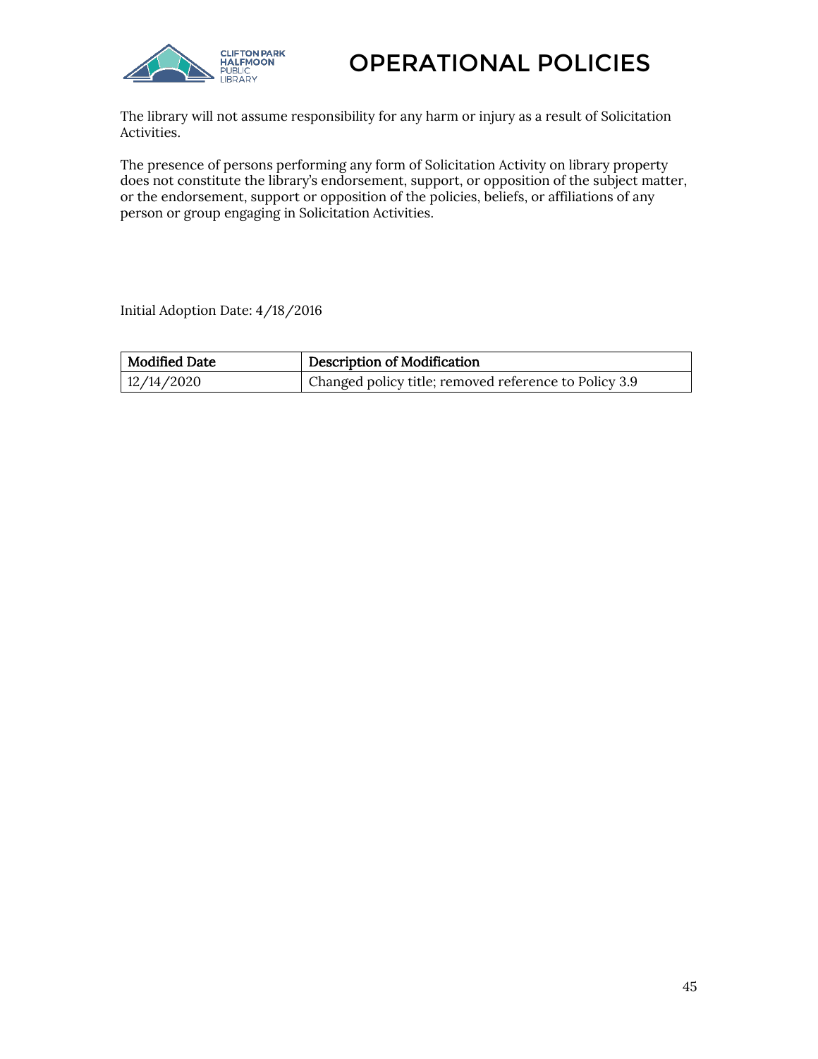The library will not assume responsibility for any harm or injury as a result of Solicitation Activities.

The presence of persons performing any form of Solicitation Activity on library property does not constitute the library's endorsement, support, or opposition of the subject matter, or the endorsement, support or opposition of the policies, beliefs, or affiliations of any person or group engaging in Solicitation Activities.

Initial Adoption Date: 4/18/2016

| Modified Date | Description of Modification |
|---|---|
| 12/14/2020 | Changed policy title; removed reference to Policy 3.9 |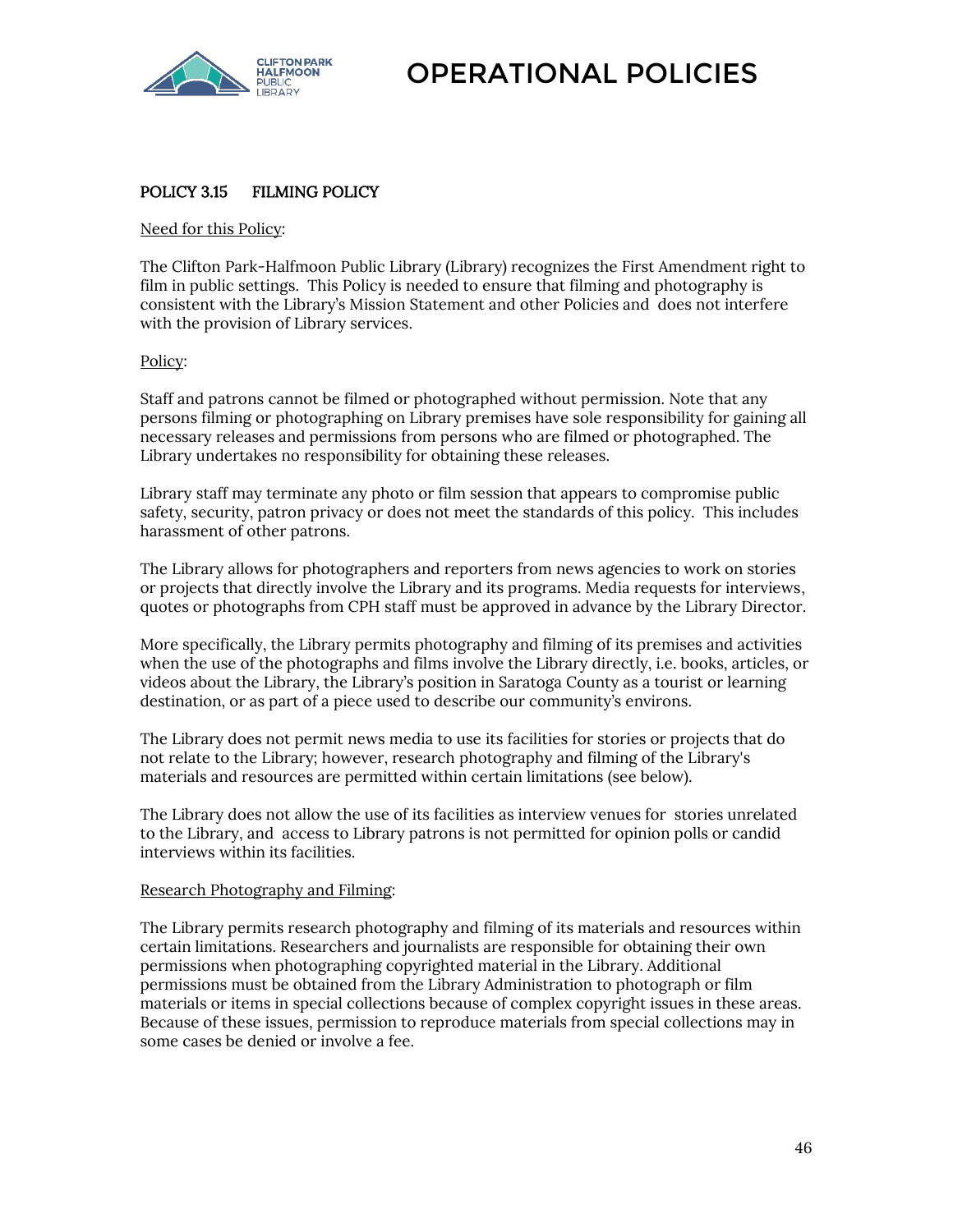# OPERATIONAL POLICIES

## POLICY 3.15 FILMING POLICY

Need for this Policy:

The Clifton Park-Halfmoon Public Library (Library) recognizes the First Amendment right to film in public settings. This Policy is needed to ensure that filming and photography is consistent with the Library's Mission Statement and other Policies and does not interfere with the provision of Library services.

Policy:

Staff and patrons cannot be filmed or photographed without permission. Note that any persons filming or photographing on Library premises have sole responsibility for gaining all necessary releases and permissions from persons who are filmed or photographed. The Library undertakes no responsibility for obtaining these releases.

Library staff may terminate any photo or film session that appears to compromise public safety, security, patron privacy or does not meet the standards of this policy. This includes harassment of other patrons.

The Library allows for photographers and reporters from news agencies to work on stories or projects that directly involve the Library and its programs. Media requests for interviews, quotes or photographs from CPH staff must be approved in advance by the Library Director.

More specifically, the Library permits photography and filming of its premises and activities when the use of the photographs and films involve the Library directly, i.e. books, articles, or videos about the Library, the Library's position in Saratoga County as a tourist or learning destination, or as part of a piece used to describe our community's environs.

The Library does not permit news media to use its facilities for stories or projects that do not relate to the Library; however, research photography and filming of the Library's materials and resources are permitted within certain limitations (see below).

The Library does not allow the use of its facilities as interview venues for stories unrelated to the Library, and access to Library patrons is not permitted for opinion polls or candid interviews within its facilities.

Research Photography and Filming:

The Library permits research photography and filming of its materials and resources within certain limitations. Researchers and journalists are responsible for obtaining their own permissions when photographing copyrighted material in the Library. Additional permissions must be obtained from the Library Administration to photograph or film materials or items in special collections because of complex copyright issues in these areas. Because of these issues, permission to reproduce materials from special collections may in some cases be denied or involve a fee.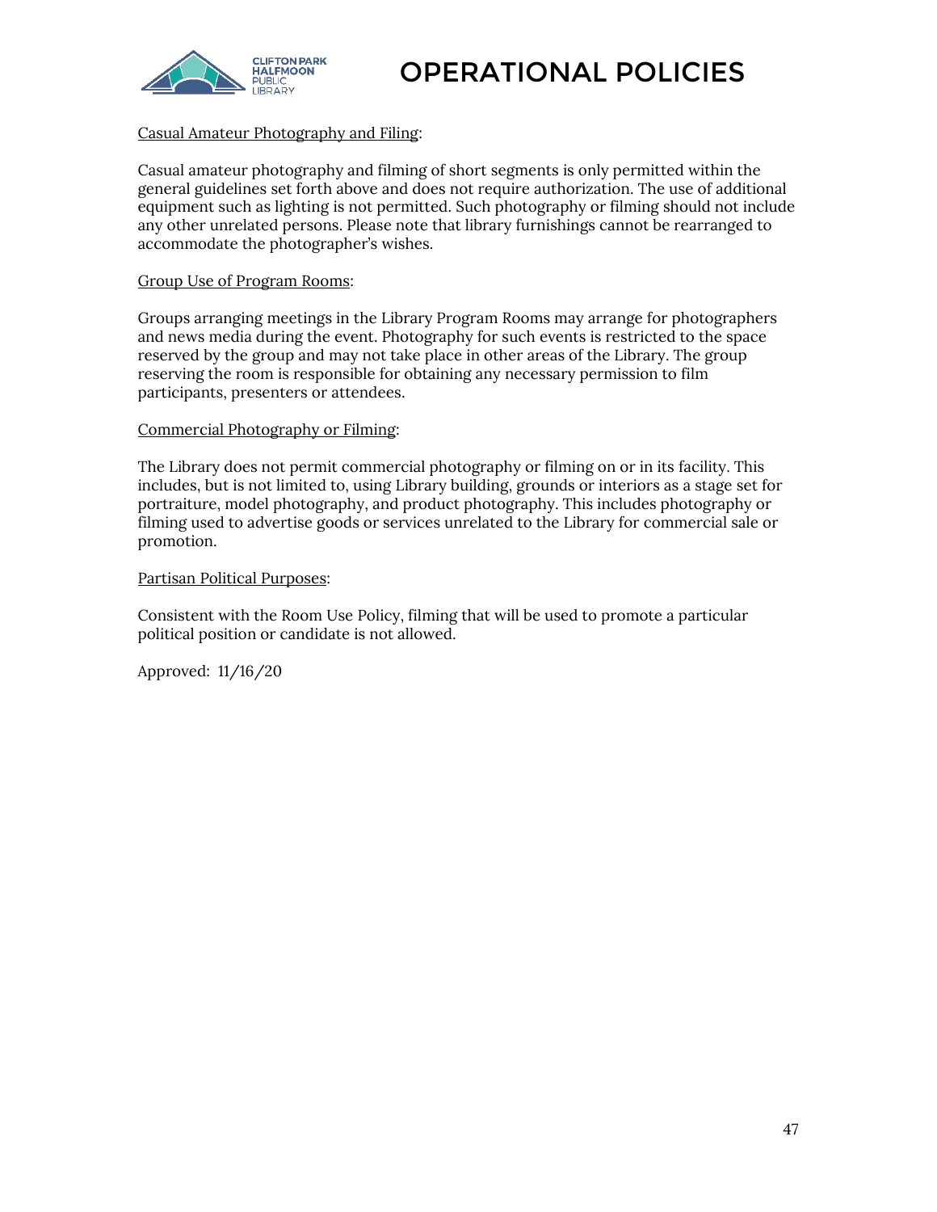Casual Amateur Photography and Filing:

Casual amateur photography and filming of short segments is only permitted within the general guidelines set forth above and does not require authorization. The use of additional equipment such as lighting is not permitted. Such photography or filming should not include any other unrelated persons. Please note that library furnishings cannot be rearranged to accommodate the photographer's wishes.

Group Use of Program Rooms:

Groups arranging meetings in the Library Program Rooms may arrange for photographers and news media during the event. Photography for such events is restricted to the space reserved by the group and may not take place in other areas of the Library. The group reserving the room is responsible for obtaining any necessary permission to film participants, presenters or attendees.

Commercial Photography or Filming:

The Library does not permit commercial photography or filming on or in its facility. This includes, but is not limited to, using Library building, grounds or interiors as a stage set for portraiture, model photography, and product photography. This includes photography or filming used to advertise goods or services unrelated to the Library for commercial sale or promotion.

Partisan Political Purposes:

Consistent with the Room Use Policy, filming that will be used to promote a particular political position or candidate is not allowed.

Approved: 11/16/20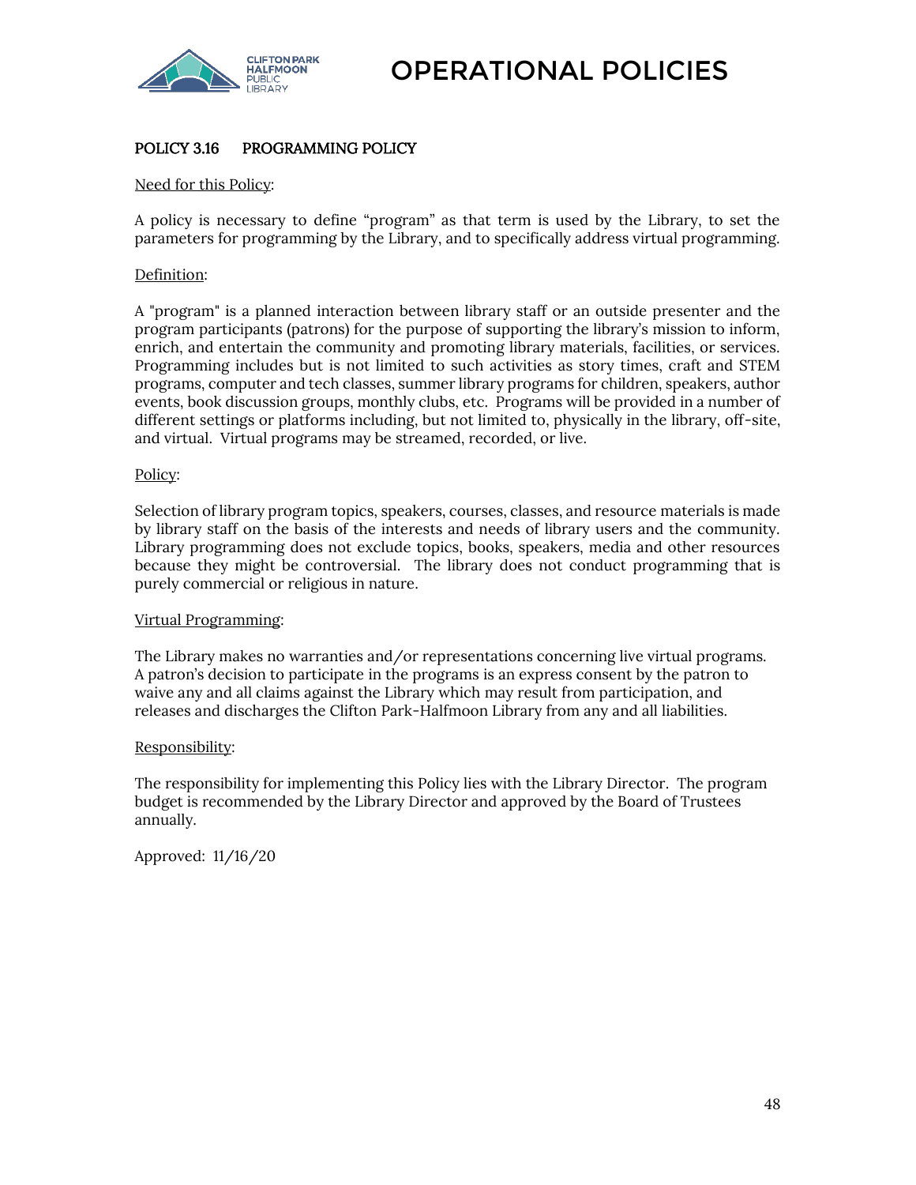# OPERATIONAL POLICIES

## POLICY 3.16 PROGRAMMING POLICY

<u>Need for this Policy</u>:

A policy is necessary to define “program” as that term is used by the Library, to set the parameters for programming by the Library, and to specifically address virtual programming.

<u>Definition</u>:

A "program" is a planned interaction between library staff or an outside presenter and the program participants (patrons) for the purpose of supporting the library’s mission to inform, enrich, and entertain the community and promoting library materials, facilities, or services. Programming includes but is not limited to such activities as story times, craft and STEM programs, computer and tech classes, summer library programs for children, speakers, author events, book discussion groups, monthly clubs, etc. Programs will be provided in a number of different settings or platforms including, but not limited to, physically in the library, off-site, and virtual. Virtual programs may be streamed, recorded, or live.

<u>Policy</u>:

Selection of library program topics, speakers, courses, classes, and resource materials is made by library staff on the basis of the interests and needs of library users and the community. Library programming does not exclude topics, books, speakers, media and other resources because they might be controversial. The library does not conduct programming that is purely commercial or religious in nature.

<u>Virtual Programming</u>:

The Library makes no warranties and/or representations concerning live virtual programs. A patron’s decision to participate in the programs is an express consent by the patron to waive any and all claims against the Library which may result from participation, and releases and discharges the Clifton Park-Halfmoon Library from any and all liabilities.

<u>Responsibility</u>:

The responsibility for implementing this Policy lies with the Library Director. The program budget is recommended by the Library Director and approved by the Board of Trustees annually.

Approved: 11/16/20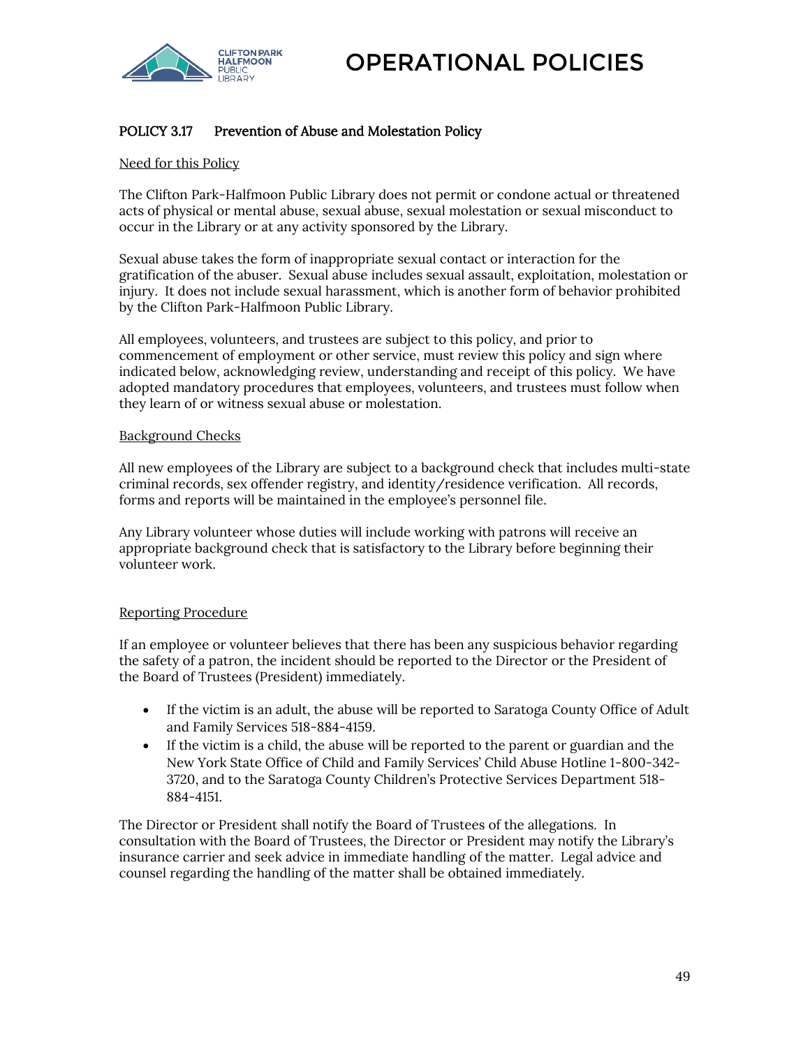# OPERATIONAL POLICIES

## POLICY 3.17 Prevention of Abuse and Molestation Policy

### Need for this Policy

The Clifton Park-Halfmoon Public Library does not permit or condone actual or threatened acts of physical or mental abuse, sexual abuse, sexual molestation or sexual misconduct to occur in the Library or at any activity sponsored by the Library.

Sexual abuse takes the form of inappropriate sexual contact or interaction for the gratification of the abuser. Sexual abuse includes sexual assault, exploitation, molestation or injury. It does not include sexual harassment, which is another form of behavior prohibited by the Clifton Park-Halfmoon Public Library.

All employees, volunteers, and trustees are subject to this policy, and prior to commencement of employment or other service, must review this policy and sign where indicated below, acknowledging review, understanding and receipt of this policy. We have adopted mandatory procedures that employees, volunteers, and trustees must follow when they learn of or witness sexual abuse or molestation.

### Background Checks

All new employees of the Library are subject to a background check that includes multi-state criminal records, sex offender registry, and identity/residence verification. All records, forms and reports will be maintained in the employee's personnel file.

Any Library volunteer whose duties will include working with patrons will receive an appropriate background check that is satisfactory to the Library before beginning their volunteer work.

### Reporting Procedure

If an employee or volunteer believes that there has been any suspicious behavior regarding the safety of a patron, the incident should be reported to the Director or the President of the Board of Trustees (President) immediately.

- If the victim is an adult, the abuse will be reported to Saratoga County Office of Adult and Family Services 518-884-4159.
- If the victim is a child, the abuse will be reported to the parent or guardian and the New York State Office of Child and Family Services' Child Abuse Hotline 1-800-342-3720, and to the Saratoga County Children's Protective Services Department 518-884-4151.

The Director or President shall notify the Board of Trustees of the allegations. In consultation with the Board of Trustees, the Director or President may notify the Library's insurance carrier and seek advice in immediate handling of the matter. Legal advice and counsel regarding the handling of the matter shall be obtained immediately.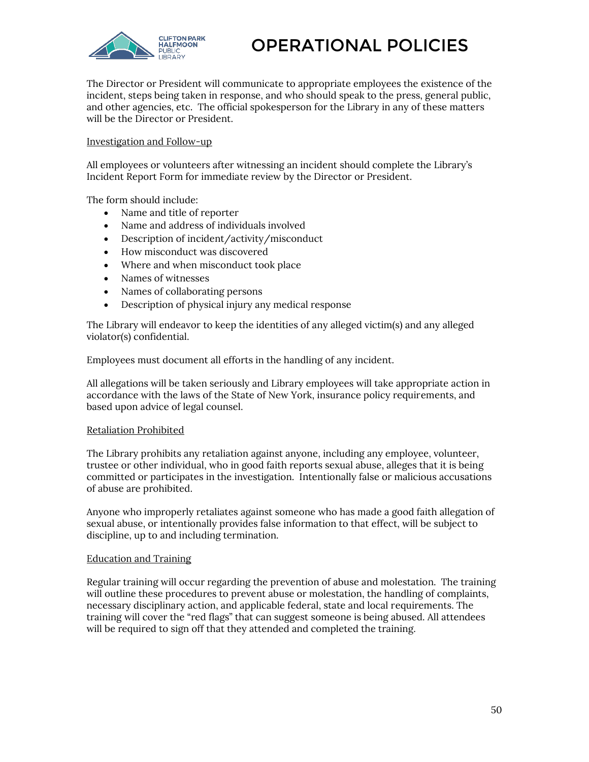The Director or President will communicate to appropriate employees the existence of the incident, steps being taken in response, and who should speak to the press, general public, and other agencies, etc. The official spokesperson for the Library in any of these matters will be the Director or President.

Investigation and Follow-up

All employees or volunteers after witnessing an incident should complete the Library's Incident Report Form for immediate review by the Director or President.

The form should include:

- Name and title of reporter
- Name and address of individuals involved
- Description of incident/activity/misconduct
- How misconduct was discovered
- Where and when misconduct took place
- Names of witnesses
- Names of collaborating persons
- Description of physical injury any medical response

The Library will endeavor to keep the identities of any alleged victim(s) and any alleged violator(s) confidential.

Employees must document all efforts in the handling of any incident.

All allegations will be taken seriously and Library employees will take appropriate action in accordance with the laws of the State of New York, insurance policy requirements, and based upon advice of legal counsel.

Retaliation Prohibited

The Library prohibits any retaliation against anyone, including any employee, volunteer, trustee or other individual, who in good faith reports sexual abuse, alleges that it is being committed or participates in the investigation. Intentionally false or malicious accusations of abuse are prohibited.

Anyone who improperly retaliates against someone who has made a good faith allegation of sexual abuse, or intentionally provides false information to that effect, will be subject to discipline, up to and including termination.

Education and Training

Regular training will occur regarding the prevention of abuse and molestation. The training will outline these procedures to prevent abuse or molestation, the handling of complaints, necessary disciplinary action, and applicable federal, state and local requirements. The training will cover the "red flags" that can suggest someone is being abused. All attendees will be required to sign off that they attended and completed the training.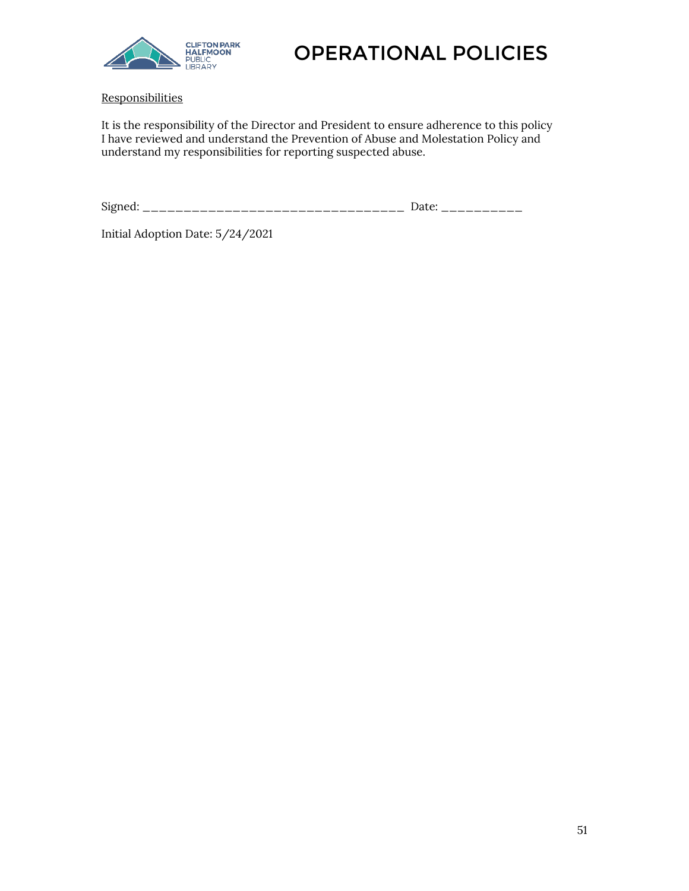Responsibilities

It is the responsibility of the Director and President to ensure adherence to this policy
I have reviewed and understand the Prevention of Abuse and Molestation Policy and understand my responsibilities for reporting suspected abuse.

Signed: ___________________________________ Date: ___________

Initial Adoption Date: 5/24/2021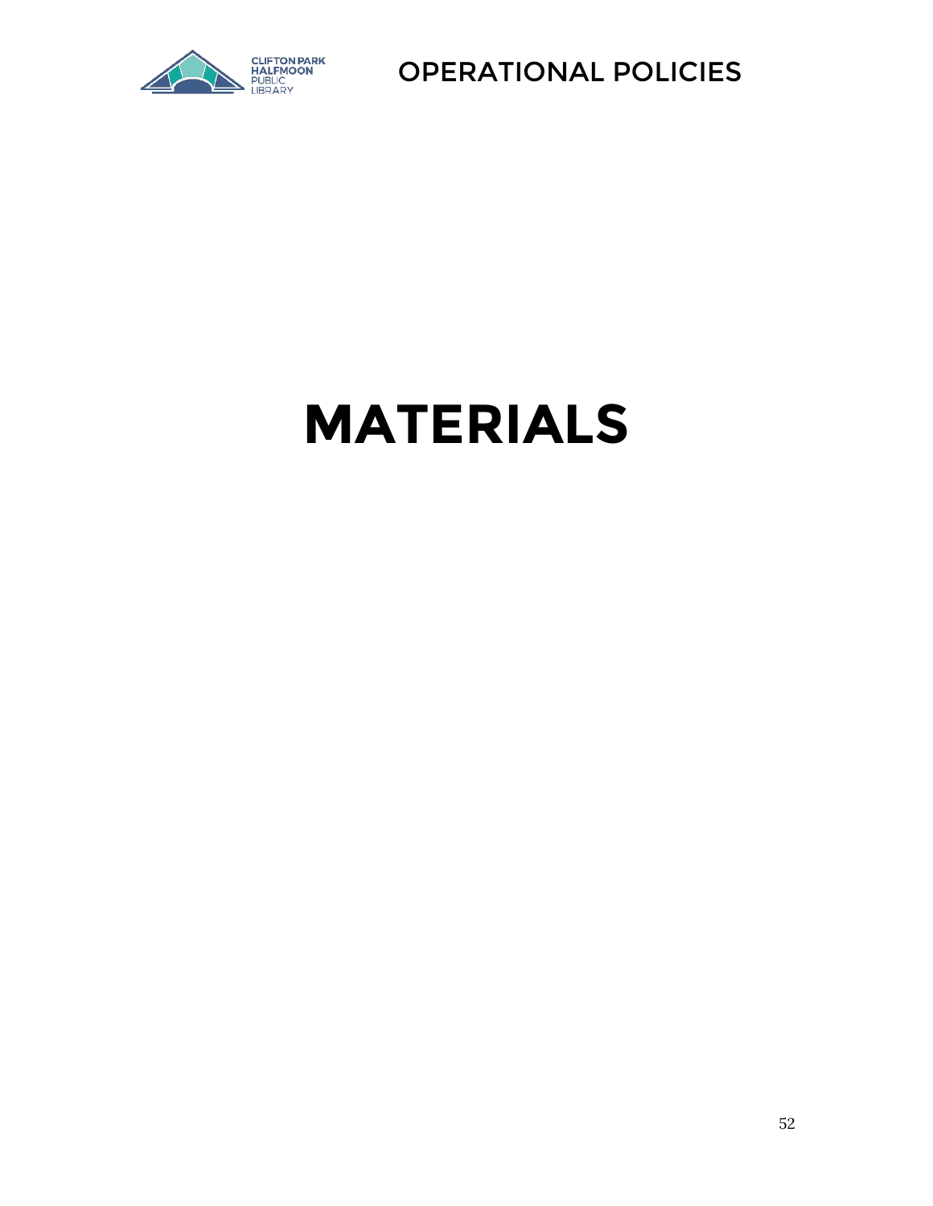# MATERIALS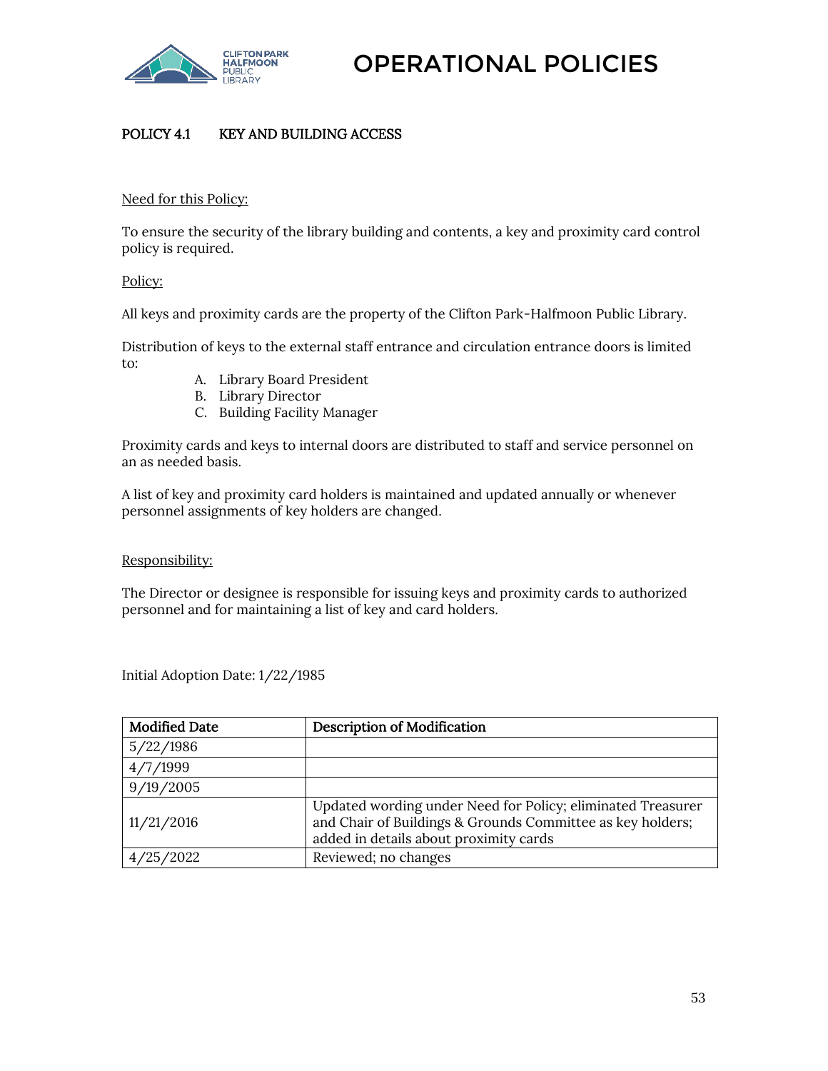# OPERATIONAL POLICIES

## POLICY 4.1 KEY AND BUILDING ACCESS

Need for this Policy:

To ensure the security of the library building and contents, a key and proximity card control policy is required.

Policy:

All keys and proximity cards are the property of the Clifton Park-Halfmoon Public Library.

Distribution of keys to the external staff entrance and circulation entrance doors is limited to:

A. Library Board President
B. Library Director
C. Building Facility Manager

Proximity cards and keys to internal doors are distributed to staff and service personnel on an as needed basis.

A list of key and proximity card holders is maintained and updated annually or whenever personnel assignments of key holders are changed.

Responsibility:

The Director or designee is responsible for issuing keys and proximity cards to authorized personnel and for maintaining a list of key and card holders.

Initial Adoption Date: 1/22/1985

| Modified Date | Description of Modification |
|---|---|
| 5/22/1986 | |
| 4/7/1999 | |
| 9/19/2005 | |
| 11/21/2016 | Updated wording under Need for Policy; eliminated Treasurer and Chair of Buildings & Grounds Committee as key holders; added in details about proximity cards |
| 4/25/2022 | Reviewed; no changes |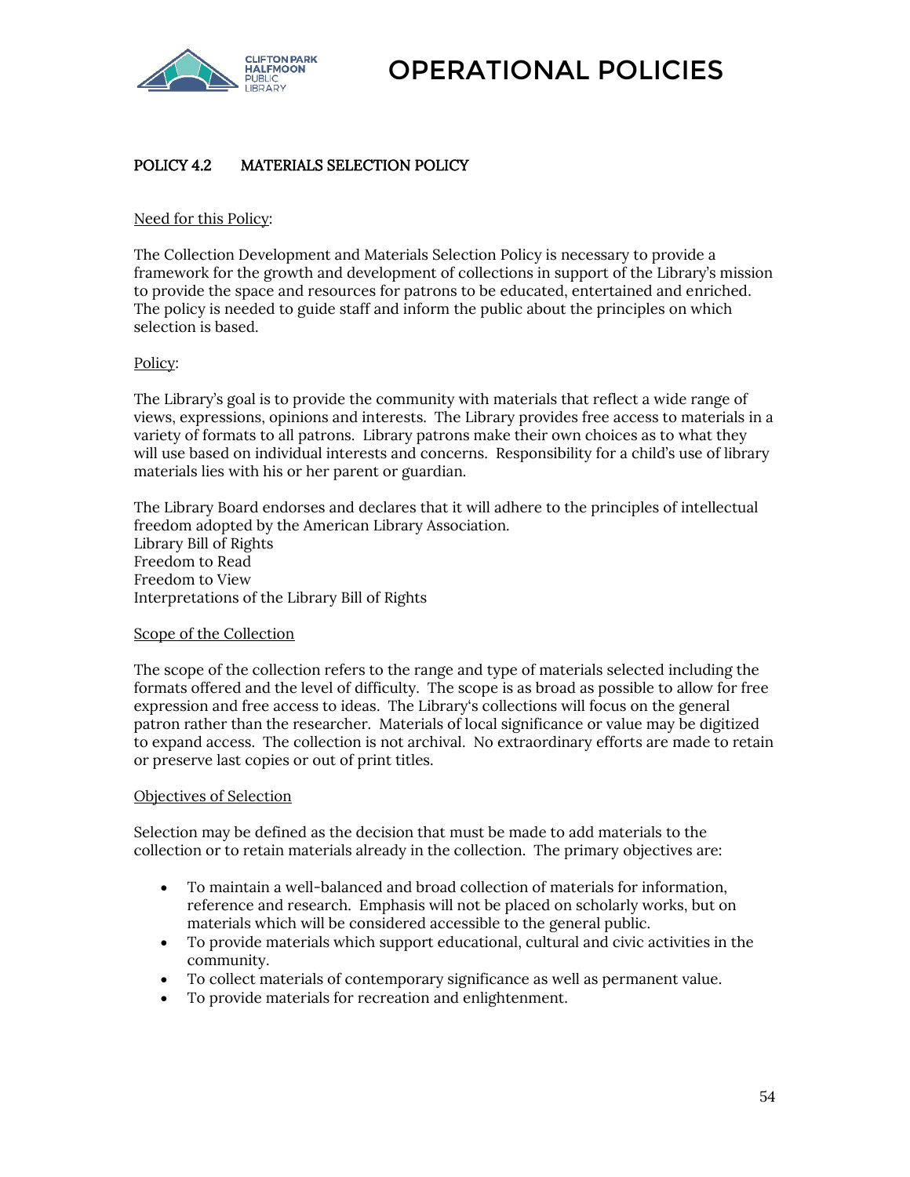# POLICY 4.2 MATERIALS SELECTION POLICY

Need for this Policy:

The Collection Development and Materials Selection Policy is necessary to provide a framework for the growth and development of collections in support of the Library's mission to provide the space and resources for patrons to be educated, entertained and enriched. The policy is needed to guide staff and inform the public about the principles on which selection is based.

Policy:

The Library's goal is to provide the community with materials that reflect a wide range of views, expressions, opinions and interests. The Library provides free access to materials in a variety of formats to all patrons. Library patrons make their own choices as to what they will use based on individual interests and concerns. Responsibility for a child's use of library materials lies with his or her parent or guardian.

The Library Board endorses and declares that it will adhere to the principles of intellectual freedom adopted by the American Library Association.
Library Bill of Rights
Freedom to Read
Freedom to View
Interpretations of the Library Bill of Rights

Scope of the Collection

The scope of the collection refers to the range and type of materials selected including the formats offered and the level of difficulty. The scope is as broad as possible to allow for free expression and free access to ideas. The Library's collections will focus on the general patron rather than the researcher. Materials of local significance or value may be digitized to expand access. The collection is not archival. No extraordinary efforts are made to retain or preserve last copies or out of print titles.

Objectives of Selection

Selection may be defined as the decision that must be made to add materials to the collection or to retain materials already in the collection. The primary objectives are:

- To maintain a well-balanced and broad collection of materials for information, reference and research. Emphasis will not be placed on scholarly works, but on materials which will be considered accessible to the general public.
- To provide materials which support educational, cultural and civic activities in the community.
- To collect materials of contemporary significance as well as permanent value.
- To provide materials for recreation and enlightenment.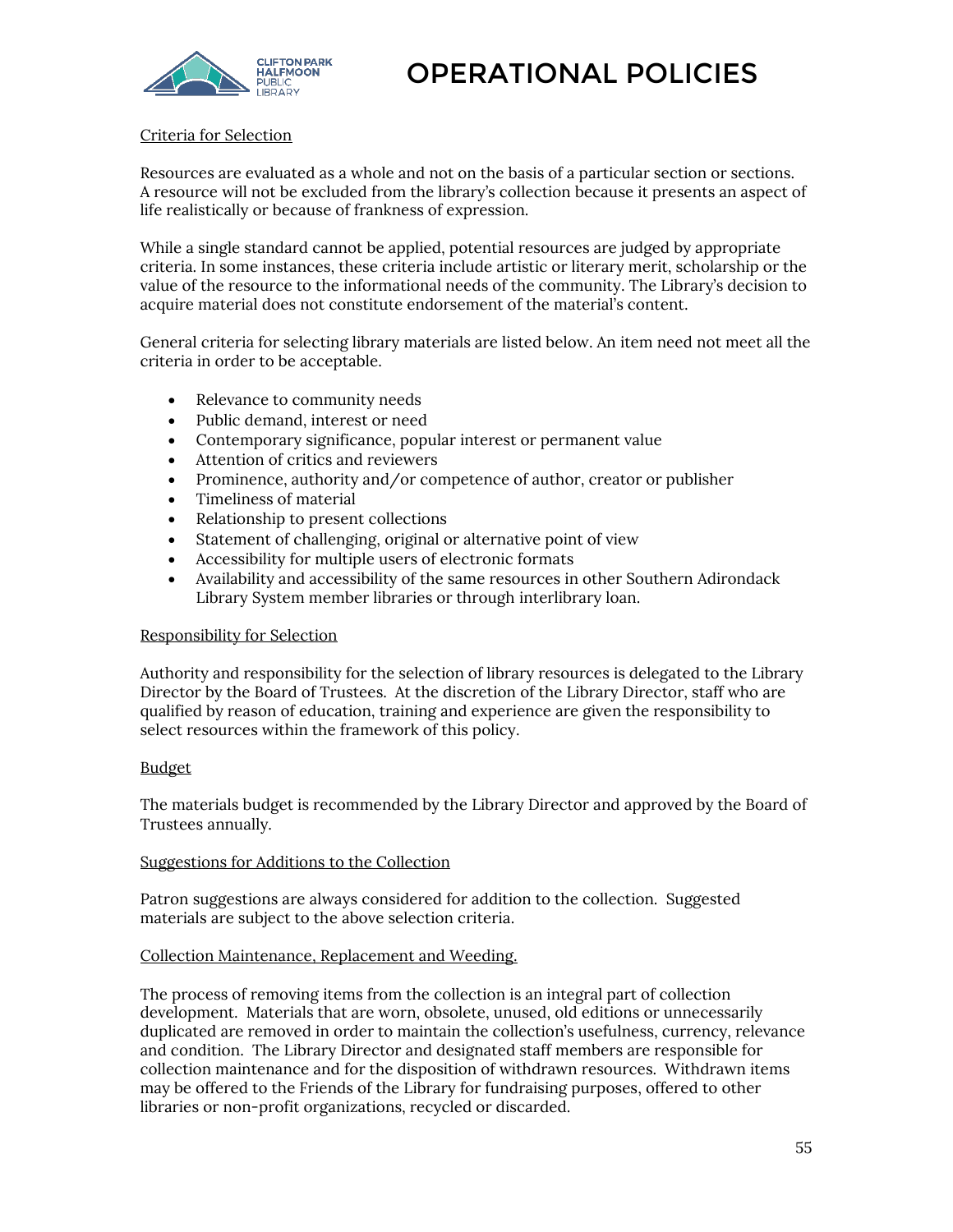Criteria for Selection

Resources are evaluated as a whole and not on the basis of a particular section or sections. A resource will not be excluded from the library's collection because it presents an aspect of life realistically or because of frankness of expression.

While a single standard cannot be applied, potential resources are judged by appropriate criteria. In some instances, these criteria include artistic or literary merit, scholarship or the value of the resource to the informational needs of the community. The Library's decision to acquire material does not constitute endorsement of the material's content.

General criteria for selecting library materials are listed below. An item need not meet all the criteria in order to be acceptable.

- Relevance to community needs
- Public demand, interest or need
- Contemporary significance, popular interest or permanent value
- Attention of critics and reviewers
- Prominence, authority and/or competence of author, creator or publisher
- Timeliness of material
- Relationship to present collections
- Statement of challenging, original or alternative point of view
- Accessibility for multiple users of electronic formats
- Availability and accessibility of the same resources in other Southern Adirondack Library System member libraries or through interlibrary loan.

Responsibility for Selection

Authority and responsibility for the selection of library resources is delegated to the Library Director by the Board of Trustees. At the discretion of the Library Director, staff who are qualified by reason of education, training and experience are given the responsibility to select resources within the framework of this policy.

Budget

The materials budget is recommended by the Library Director and approved by the Board of Trustees annually.

Suggestions for Additions to the Collection

Patron suggestions are always considered for addition to the collection. Suggested materials are subject to the above selection criteria.

Collection Maintenance, Replacement and Weeding.

The process of removing items from the collection is an integral part of collection development. Materials that are worn, obsolete, unused, old editions or unnecessarily duplicated are removed in order to maintain the collection's usefulness, currency, relevance and condition. The Library Director and designated staff members are responsible for collection maintenance and for the disposition of withdrawn resources. Withdrawn items may be offered to the Friends of the Library for fundraising purposes, offered to other libraries or non-profit organizations, recycled or discarded.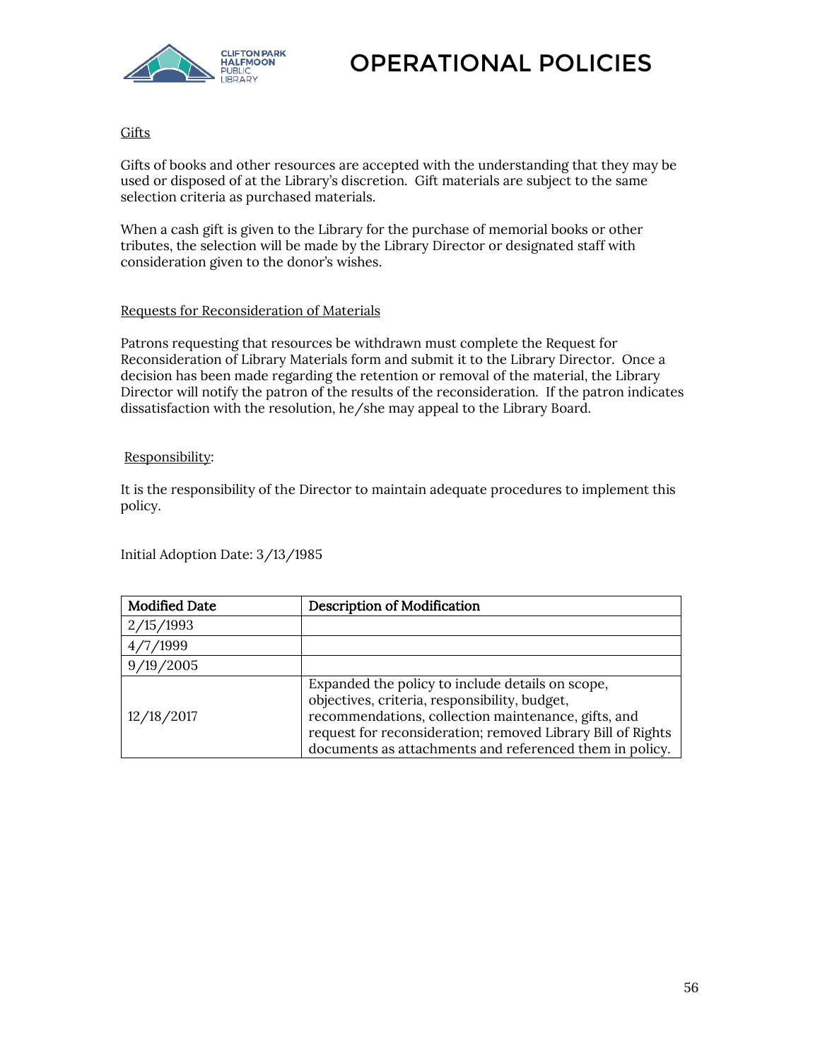Gifts

Gifts of books and other resources are accepted with the understanding that they may be used or disposed of at the Library's discretion.  Gift materials are subject to the same selection criteria as purchased materials.

When a cash gift is given to the Library for the purchase of memorial books or other tributes, the selection will be made by the Library Director or designated staff with consideration given to the donor's wishes.

Requests for Reconsideration of Materials

Patrons requesting that resources be withdrawn must complete the Request for Reconsideration of Library Materials form and submit it to the Library Director.  Once a decision has been made regarding the retention or removal of the material, the Library Director will notify the patron of the results of the reconsideration.  If the patron indicates dissatisfaction with the resolution, he/she may appeal to the Library Board.

Responsibility:

It is the responsibility of the Director to maintain adequate procedures to implement this policy.

Initial Adoption Date: 3/13/1985

| Modified Date | Description of Modification |
|---|---|
| 2/15/1993 | |
| 4/7/1999 | |
| 9/19/2005 | |
| 12/18/2017 | Expanded the policy to include details on scope, objectives, criteria, responsibility, budget, recommendations, collection maintenance, gifts, and request for reconsideration; removed Library Bill of Rights documents as attachments and referenced them in policy. |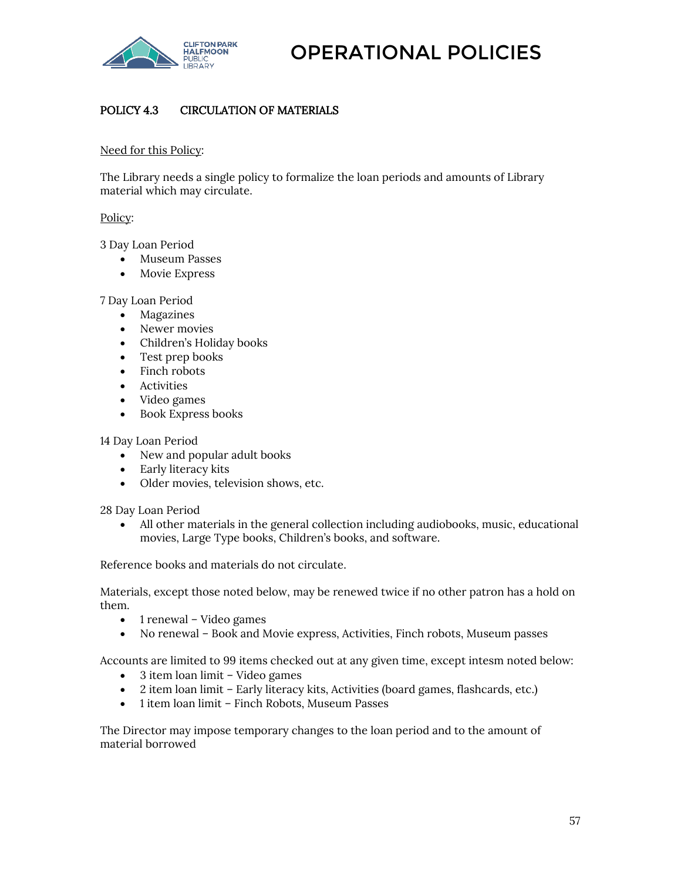# OPERATIONAL POLICIES

## POLICY 4.3 CIRCULATION OF MATERIALS

Need for this Policy:

The Library needs a single policy to formalize the loan periods and amounts of Library material which may circulate.

Policy:

3 Day Loan Period

- Museum Passes
- Movie Express

7 Day Loan Period

- Magazines
- Newer movies
- Children's Holiday books
- Test prep books
- Finch robots
- Activities
- Video games
- Book Express books

14 Day Loan Period

- New and popular adult books
- Early literacy kits
- Older movies, television shows, etc.

28 Day Loan Period

- All other materials in the general collection including audiobooks, music, educational movies, Large Type books, Children's books, and software.

Reference books and materials do not circulate.

Materials, except those noted below, may be renewed twice if no other patron has a hold on them.

- 1 renewal – Video games
- No renewal – Book and Movie express, Activities, Finch robots, Museum passes

Accounts are limited to 99 items checked out at any given time, except intesm noted below:

- 3 item loan limit – Video games
- 2 item loan limit – Early literacy kits, Activities (board games, flashcards, etc.)
- 1 item loan limit – Finch Robots, Museum Passes

The Director may impose temporary changes to the loan period and to the amount of material borrowed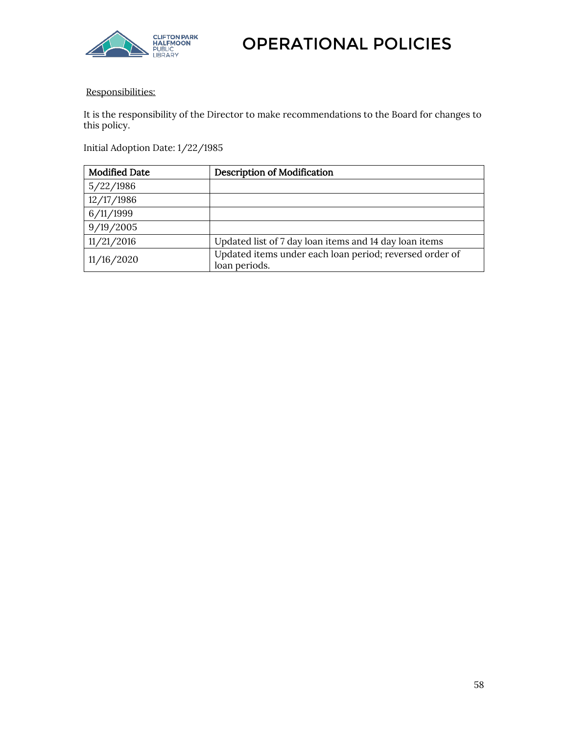<u>Responsibilities:</u>

It is the responsibility of the Director to make recommendations to the Board for changes to this policy.

Initial Adoption Date: 1/22/1985

| Modified Date | Description of Modification |
|---|---|
| 5/22/1986 | |
| 12/17/1986 | |
| 6/11/1999 | |
| 9/19/2005 | |
| 11/21/2016 | Updated list of 7 day loan items and 14 day loan items |
| 11/16/2020 | Updated items under each loan period; reversed order of loan periods. |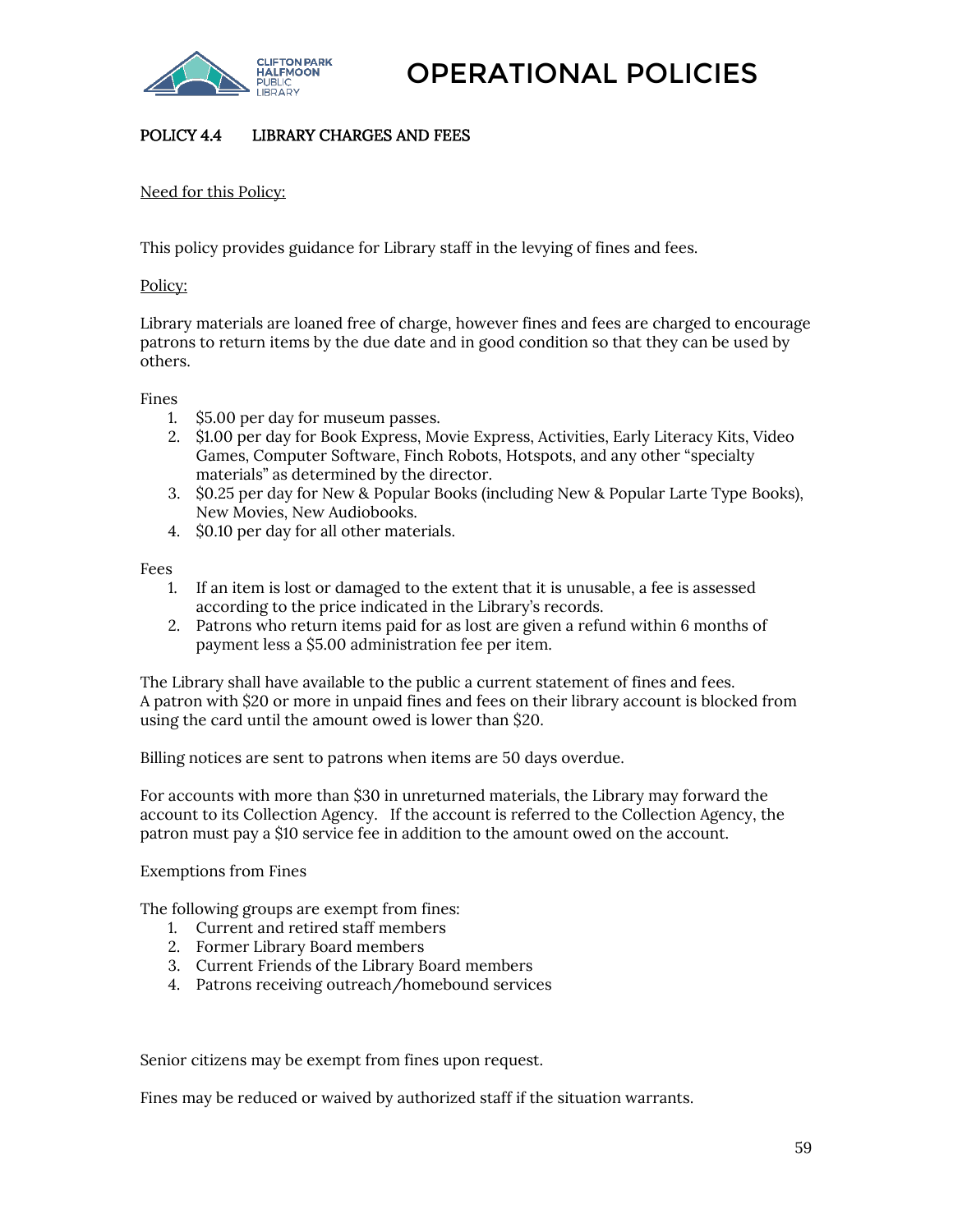# OPERATIONAL POLICIES

## POLICY 4.4 LIBRARY CHARGES AND FEES

Need for this Policy:

This policy provides guidance for Library staff in the levying of fines and fees.

Policy:

Library materials are loaned free of charge, however fines and fees are charged to encourage patrons to return items by the due date and in good condition so that they can be used by others.

Fines

1. $5.00 per day for museum passes.
2. $1.00 per day for Book Express, Movie Express, Activities, Early Literacy Kits, Video Games, Computer Software, Finch Robots, Hotspots, and any other "specialty materials" as determined by the director.
3. $0.25 per day for New & Popular Books (including New & Popular Larte Type Books), New Movies, New Audiobooks.
4. $0.10 per day for all other materials.

Fees

1. If an item is lost or damaged to the extent that it is unusable, a fee is assessed according to the price indicated in the Library's records.
2. Patrons who return items paid for as lost are given a refund within 6 months of payment less a $5.00 administration fee per item.

The Library shall have available to the public a current statement of fines and fees. A patron with $20 or more in unpaid fines and fees on their library account is blocked from using the card until the amount owed is lower than $20.

Billing notices are sent to patrons when items are 50 days overdue.

For accounts with more than $30 in unreturned materials, the Library may forward the account to its Collection Agency. If the account is referred to the Collection Agency, the patron must pay a $10 service fee in addition to the amount owed on the account.

Exemptions from Fines

The following groups are exempt from fines:

1. Current and retired staff members
2. Former Library Board members
3. Current Friends of the Library Board members
4. Patrons receiving outreach/homebound services

Senior citizens may be exempt from fines upon request.

Fines may be reduced or waived by authorized staff if the situation warrants.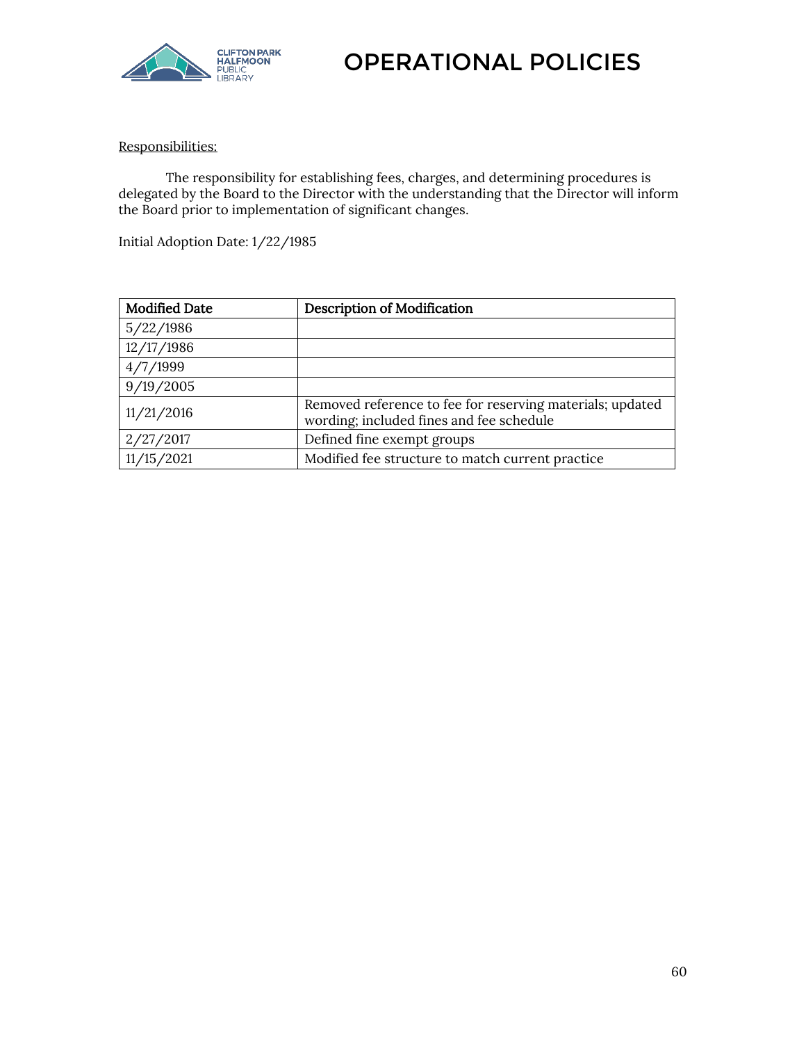Responsibilities:

The responsibility for establishing fees, charges, and determining procedures is delegated by the Board to the Director with the understanding that the Director will inform the Board prior to implementation of significant changes.

Initial Adoption Date: 1/22/1985

| Modified Date | Description of Modification |
|---|---|
| 5/22/1986 | |
| 12/17/1986 | |
| 4/7/1999 | |
| 9/19/2005 | |
| 11/21/2016 | Removed reference to fee for reserving materials; updated wording; included fines and fee schedule |
| 2/27/2017 | Defined fine exempt groups |
| 11/15/2021 | Modified fee structure to match current practice |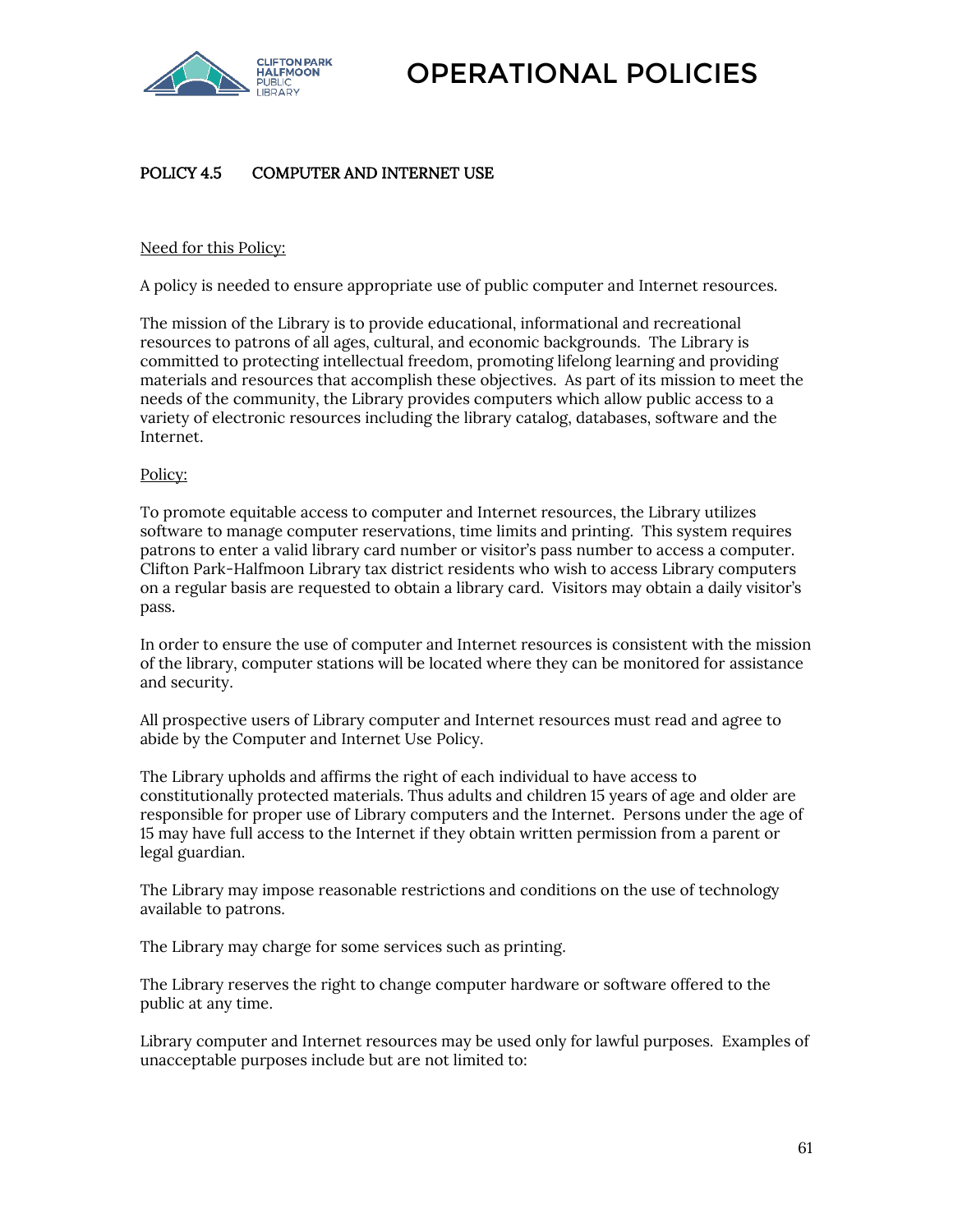# OPERATIONAL POLICIES

## POLICY 4.5 COMPUTER AND INTERNET USE

Need for this Policy:

A policy is needed to ensure appropriate use of public computer and Internet resources.

The mission of the Library is to provide educational, informational and recreational resources to patrons of all ages, cultural, and economic backgrounds. The Library is committed to protecting intellectual freedom, promoting lifelong learning and providing materials and resources that accomplish these objectives. As part of its mission to meet the needs of the community, the Library provides computers which allow public access to a variety of electronic resources including the library catalog, databases, software and the Internet.

Policy:

To promote equitable access to computer and Internet resources, the Library utilizes software to manage computer reservations, time limits and printing. This system requires patrons to enter a valid library card number or visitor's pass number to access a computer. Clifton Park-Halfmoon Library tax district residents who wish to access Library computers on a regular basis are requested to obtain a library card. Visitors may obtain a daily visitor's pass.

In order to ensure the use of computer and Internet resources is consistent with the mission of the library, computer stations will be located where they can be monitored for assistance and security.

All prospective users of Library computer and Internet resources must read and agree to abide by the Computer and Internet Use Policy.

The Library upholds and affirms the right of each individual to have access to constitutionally protected materials. Thus adults and children 15 years of age and older are responsible for proper use of Library computers and the Internet. Persons under the age of 15 may have full access to the Internet if they obtain written permission from a parent or legal guardian.

The Library may impose reasonable restrictions and conditions on the use of technology available to patrons.

The Library may charge for some services such as printing.

The Library reserves the right to change computer hardware or software offered to the public at any time.

Library computer and Internet resources may be used only for lawful purposes. Examples of unacceptable purposes include but are not limited to: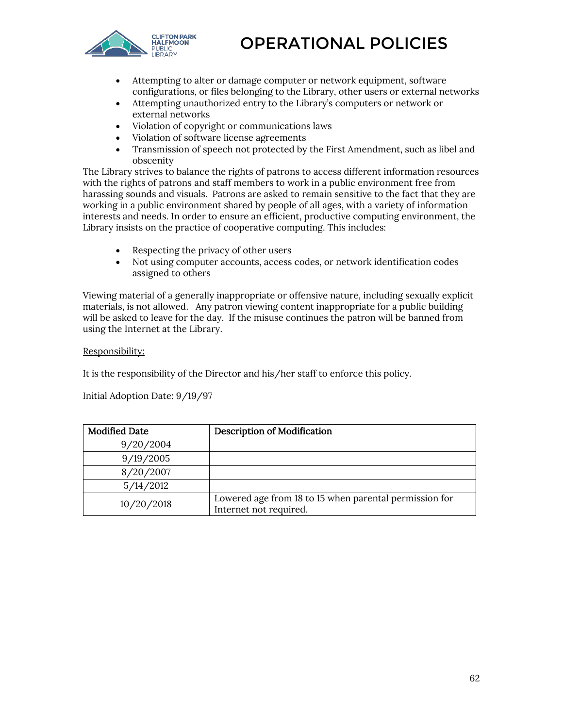- Attempting to alter or damage computer or network equipment, software configurations, or files belonging to the Library, other users or external networks
- Attempting unauthorized entry to the Library's computers or network or external networks
- Violation of copyright or communications laws
- Violation of software license agreements
- Transmission of speech not protected by the First Amendment, such as libel and obscenity

The Library strives to balance the rights of patrons to access different information resources with the rights of patrons and staff members to work in a public environment free from harassing sounds and visuals. Patrons are asked to remain sensitive to the fact that they are working in a public environment shared by people of all ages, with a variety of information interests and needs. In order to ensure an efficient, productive computing environment, the Library insists on the practice of cooperative computing. This includes:

- Respecting the privacy of other users
- Not using computer accounts, access codes, or network identification codes assigned to others

Viewing material of a generally inappropriate or offensive nature, including sexually explicit materials, is not allowed. Any patron viewing content inappropriate for a public building will be asked to leave for the day. If the misuse continues the patron will be banned from using the Internet at the Library.

Responsibility:

It is the responsibility of the Director and his/her staff to enforce this policy.

Initial Adoption Date: 9/19/97

| Modified Date | Description of Modification |
|---|---|
| 9/20/2004 | |
| 9/19/2005 | |
| 8/20/2007 | |
| 5/14/2012 | |
| 10/20/2018 | Lowered age from 18 to 15 when parental permission for Internet not required. |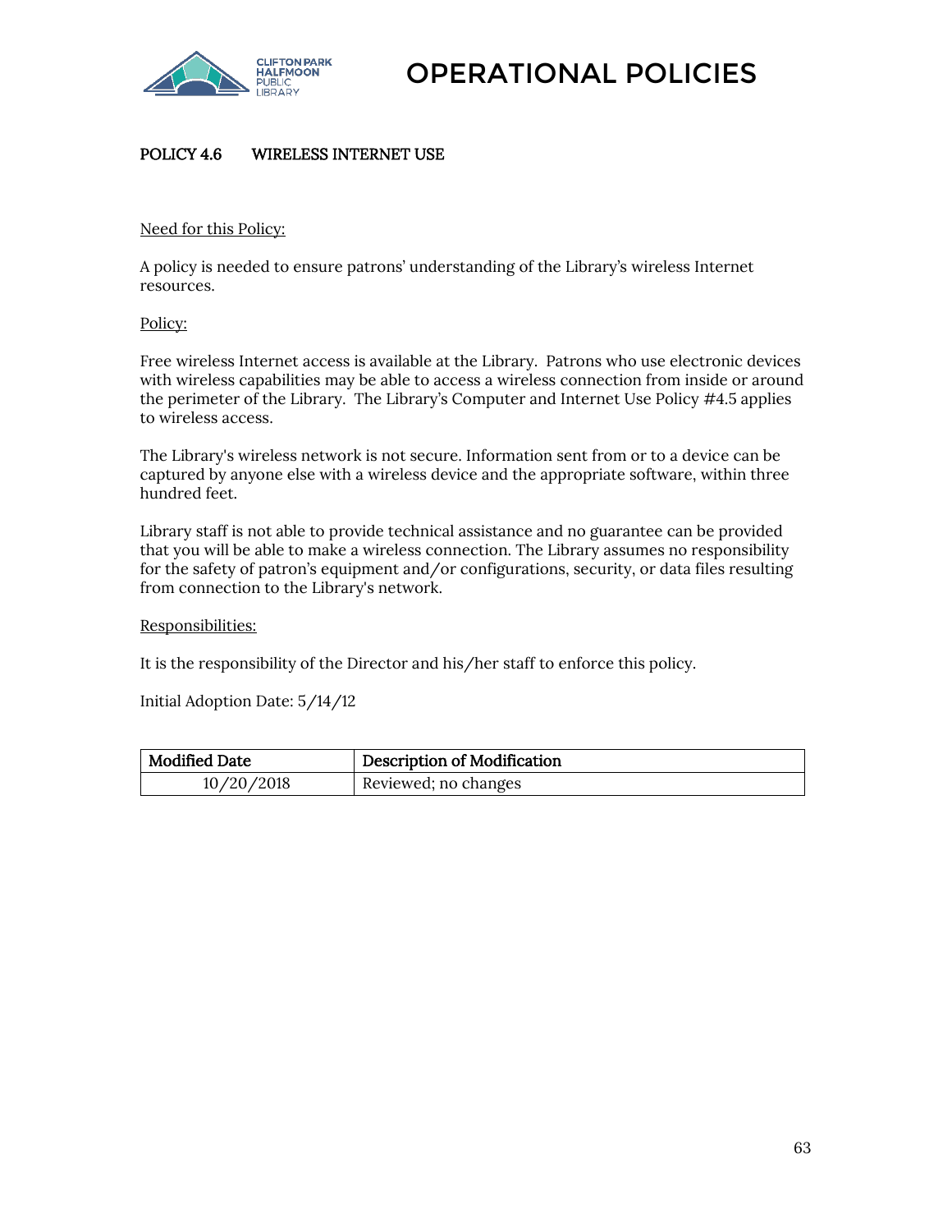# OPERATIONAL POLICIES

## POLICY 4.6 WIRELESS INTERNET USE

Need for this Policy:

A policy is needed to ensure patrons' understanding of the Library's wireless Internet resources.

Policy:

Free wireless Internet access is available at the Library. Patrons who use electronic devices with wireless capabilities may be able to access a wireless connection from inside or around the perimeter of the Library. The Library's Computer and Internet Use Policy #4.5 applies to wireless access.

The Library's wireless network is not secure. Information sent from or to a device can be captured by anyone else with a wireless device and the appropriate software, within three hundred feet.

Library staff is not able to provide technical assistance and no guarantee can be provided that you will be able to make a wireless connection. The Library assumes no responsibility for the safety of patron's equipment and/or configurations, security, or data files resulting from connection to the Library's network.

Responsibilities:

It is the responsibility of the Director and his/her staff to enforce this policy.

Initial Adoption Date: 5/14/12

| Modified Date | Description of Modification |
|---|---|
| 10/20/2018 | Reviewed; no changes |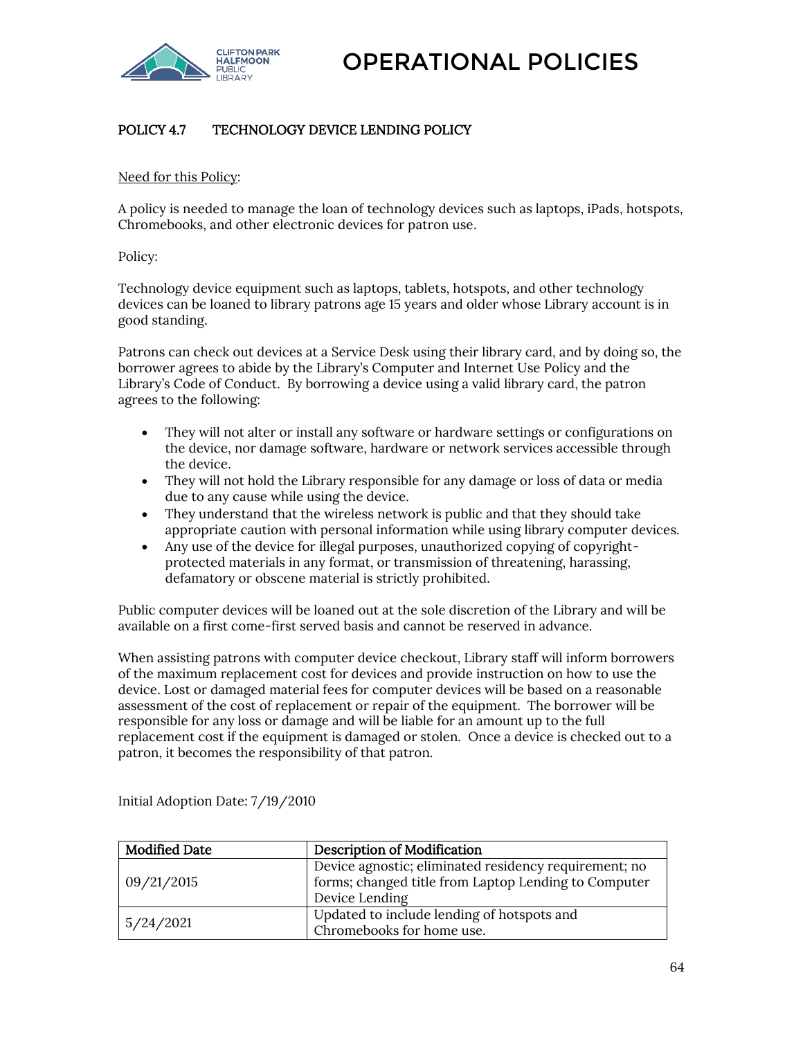# OPERATIONAL POLICIES

## POLICY 4.7 TECHNOLOGY DEVICE LENDING POLICY

Need for this Policy:

A policy is needed to manage the loan of technology devices such as laptops, iPads, hotspots, Chromebooks, and other electronic devices for patron use.

Policy:

Technology device equipment such as laptops, tablets, hotspots, and other technology devices can be loaned to library patrons age 15 years and older whose Library account is in good standing.

Patrons can check out devices at a Service Desk using their library card, and by doing so, the borrower agrees to abide by the Library's Computer and Internet Use Policy and the Library's Code of Conduct. By borrowing a device using a valid library card, the patron agrees to the following:

- They will not alter or install any software or hardware settings or configurations on the device, nor damage software, hardware or network services accessible through the device.
- They will not hold the Library responsible for any damage or loss of data or media due to any cause while using the device.
- They understand that the wireless network is public and that they should take appropriate caution with personal information while using library computer devices.
- Any use of the device for illegal purposes, unauthorized copying of copyright-protected materials in any format, or transmission of threatening, harassing, defamatory or obscene material is strictly prohibited.

Public computer devices will be loaned out at the sole discretion of the Library and will be available on a first come-first served basis and cannot be reserved in advance.

When assisting patrons with computer device checkout, Library staff will inform borrowers of the maximum replacement cost for devices and provide instruction on how to use the device. Lost or damaged material fees for computer devices will be based on a reasonable assessment of the cost of replacement or repair of the equipment. The borrower will be responsible for any loss or damage and will be liable for an amount up to the full replacement cost if the equipment is damaged or stolen. Once a device is checked out to a patron, it becomes the responsibility of that patron.

Initial Adoption Date: 7/19/2010

| Modified Date | Description of Modification |
|---|---|
| 09/21/2015 | Device agnostic; eliminated residency requirement; no forms; changed title from Laptop Lending to Computer Device Lending |
| 5/24/2021 | Updated to include lending of hotspots and Chromebooks for home use. |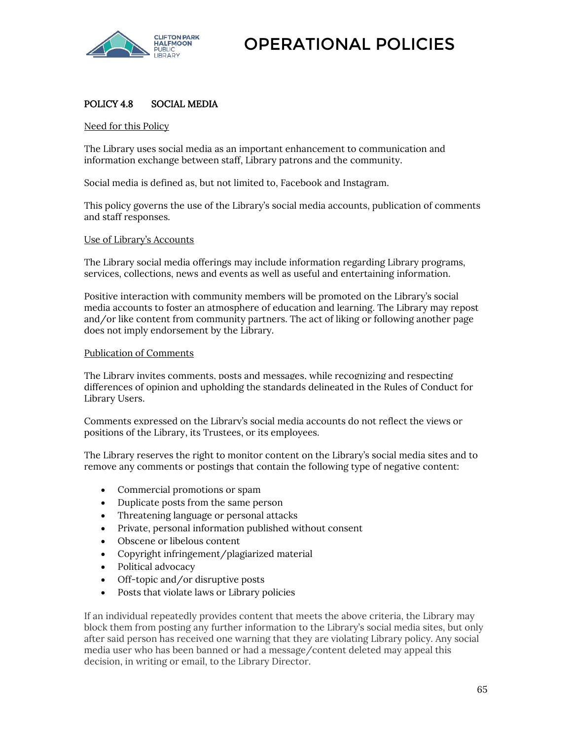## POLICY 4.8 SOCIAL MEDIA

Need for this Policy

The Library uses social media as an important enhancement to communication and information exchange between staff, Library patrons and the community.

Social media is defined as, but not limited to, Facebook and Instagram.

This policy governs the use of the Library's social media accounts, publication of comments and staff responses.

Use of Library's Accounts

The Library social media offerings may include information regarding Library programs, services, collections, news and events as well as useful and entertaining information.

Positive interaction with community members will be promoted on the Library's social media accounts to foster an atmosphere of education and learning. The Library may repost and/or like content from community partners. The act of liking or following another page does not imply endorsement by the Library.

Publication of Comments

The Library invites comments, posts and messages, while recognizing and respecting differences of opinion and upholding the standards delineated in the Rules of Conduct for Library Users.

Comments expressed on the Library's social media accounts do not reflect the views or positions of the Library, its Trustees, or its employees.

The Library reserves the right to monitor content on the Library's social media sites and to remove any comments or postings that contain the following type of negative content:

- Commercial promotions or spam
- Duplicate posts from the same person
- Threatening language or personal attacks
- Private, personal information published without consent
- Obscene or libelous content
- Copyright infringement/plagiarized material
- Political advocacy
- Off-topic and/or disruptive posts
- Posts that violate laws or Library policies

If an individual repeatedly provides content that meets the above criteria, the Library may block them from posting any further information to the Library's social media sites, but only after said person has received one warning that they are violating Library policy. Any social media user who has been banned or had a message/content deleted may appeal this decision, in writing or email, to the Library Director.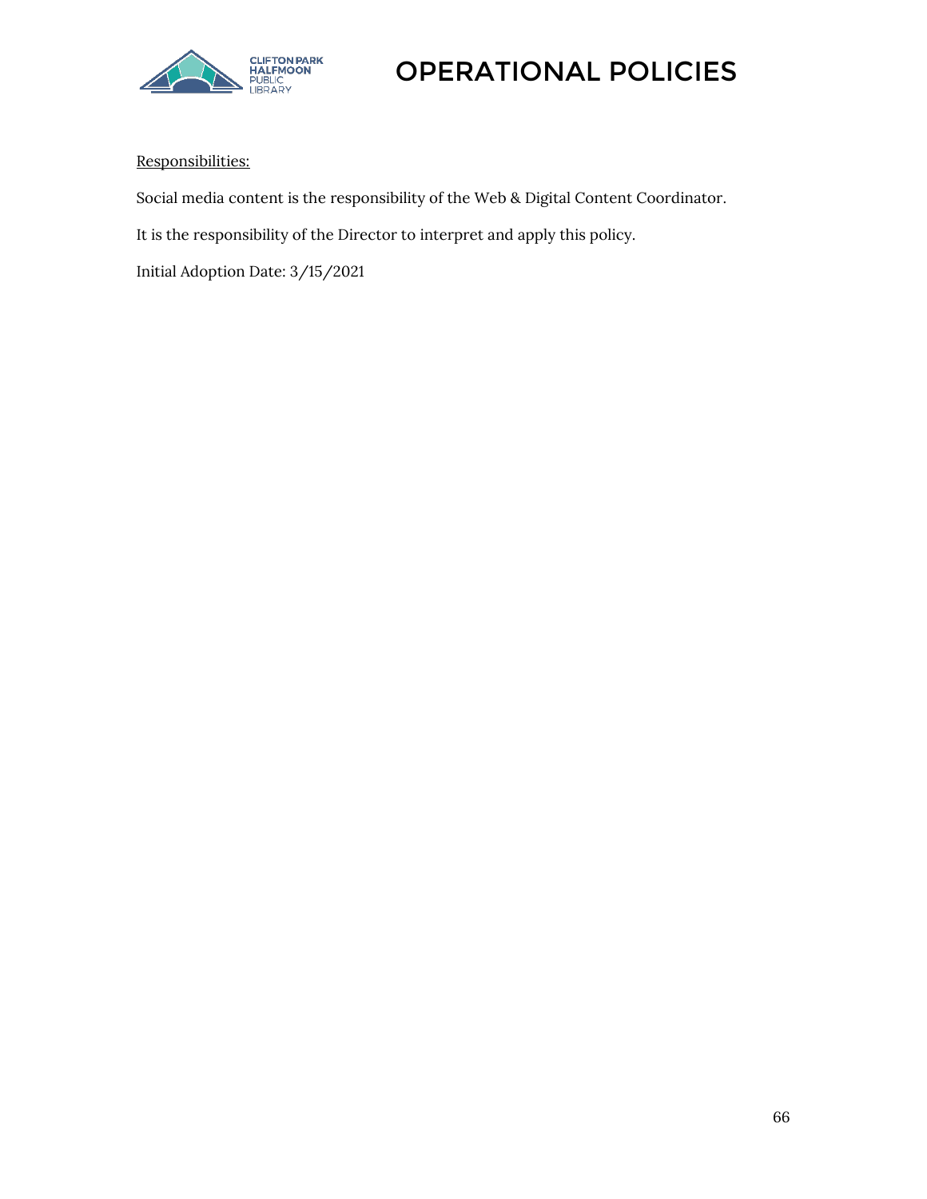Responsibilities:

Social media content is the responsibility of the Web & Digital Content Coordinator.

It is the responsibility of the Director to interpret and apply this policy.

Initial Adoption Date: 3/15/2021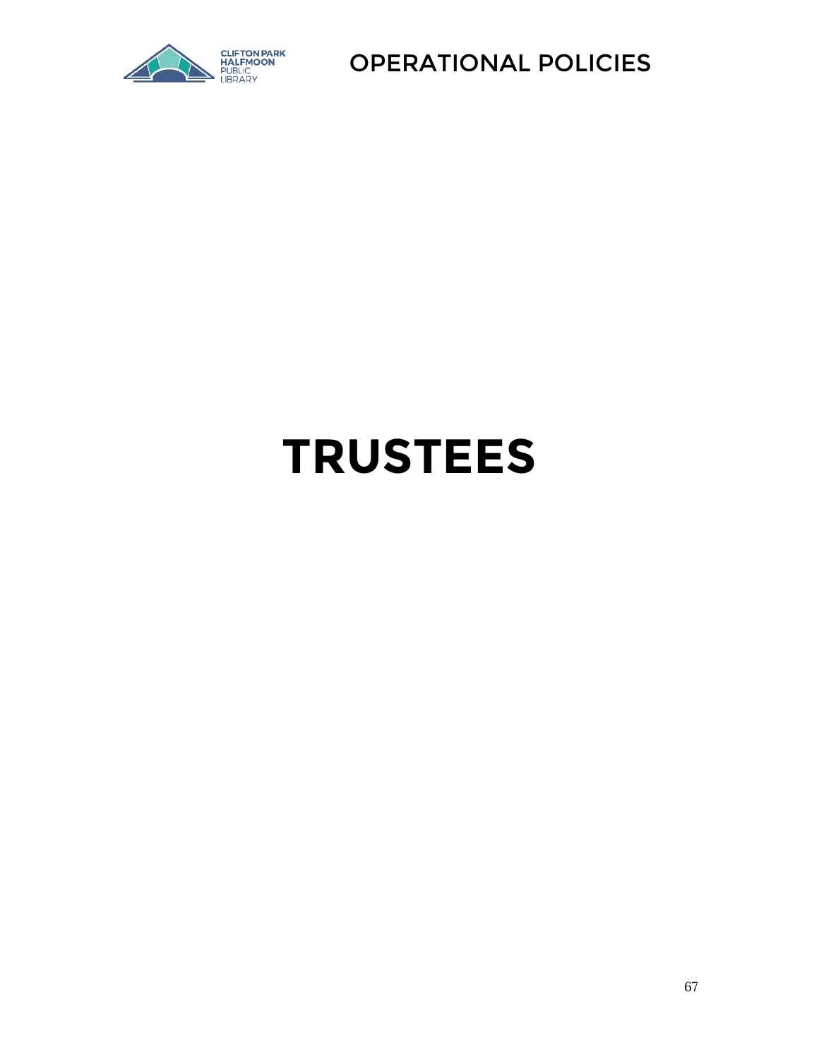# TRUSTEES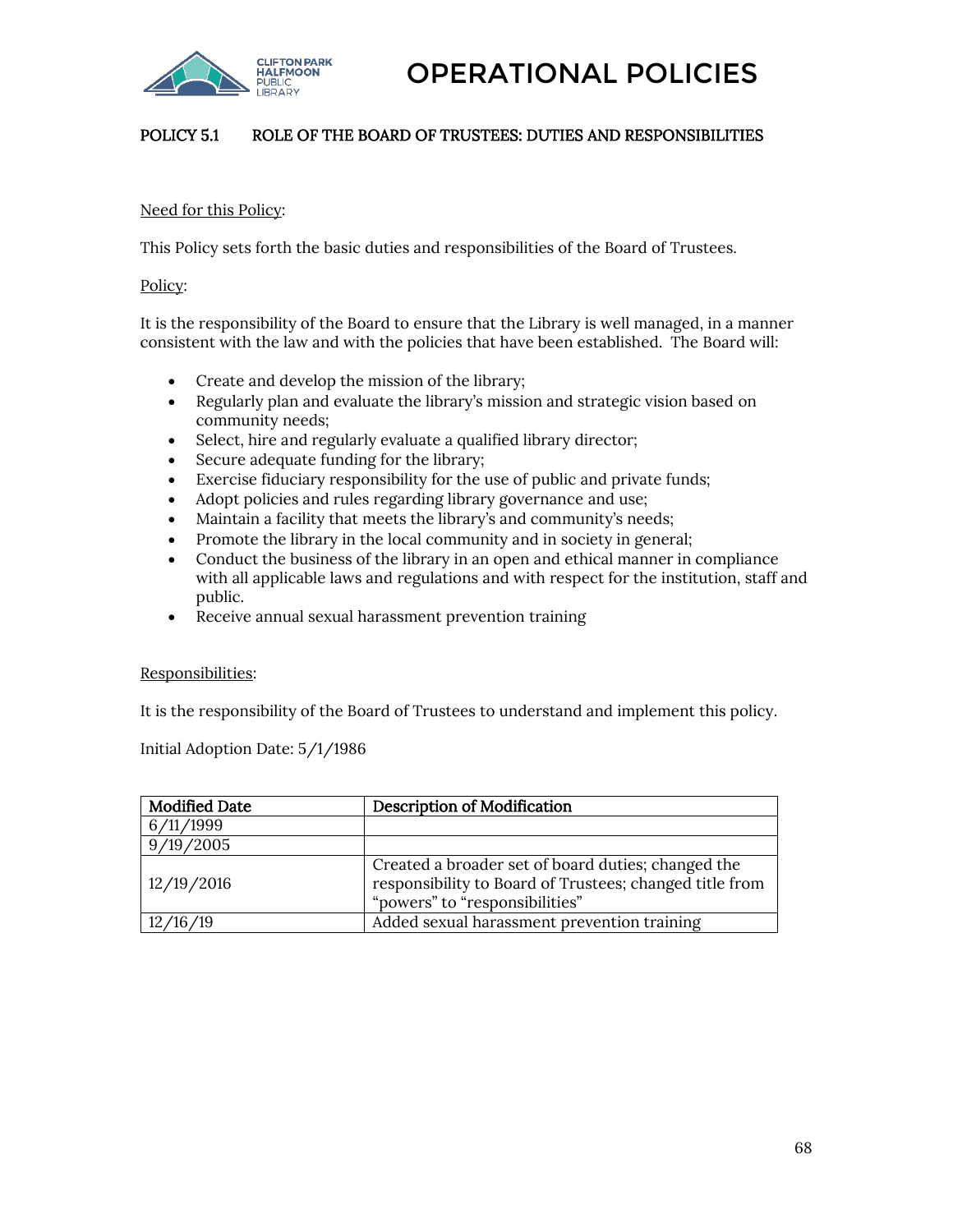# OPERATIONAL POLICIES

## POLICY 5.1 ROLE OF THE BOARD OF TRUSTEES: DUTIES AND RESPONSIBILITIES

Need for this Policy:

This Policy sets forth the basic duties and responsibilities of the Board of Trustees.

Policy:

It is the responsibility of the Board to ensure that the Library is well managed, in a manner consistent with the law and with the policies that have been established. The Board will:

- Create and develop the mission of the library;
- Regularly plan and evaluate the library's mission and strategic vision based on community needs;
- Select, hire and regularly evaluate a qualified library director;
- Secure adequate funding for the library;
- Exercise fiduciary responsibility for the use of public and private funds;
- Adopt policies and rules regarding library governance and use;
- Maintain a facility that meets the library's and community's needs;
- Promote the library in the local community and in society in general;
- Conduct the business of the library in an open and ethical manner in compliance with all applicable laws and regulations and with respect for the institution, staff and public.
- Receive annual sexual harassment prevention training

Responsibilities:

It is the responsibility of the Board of Trustees to understand and implement this policy.

Initial Adoption Date: 5/1/1986

| Modified Date | Description of Modification |
|---|---|
| 6/11/1999 | |
| 9/19/2005 | |
| 12/19/2016 | Created a broader set of board duties; changed the responsibility to Board of Trustees; changed title from "powers" to "responsibilities" |
| 12/16/19 | Added sexual harassment prevention training |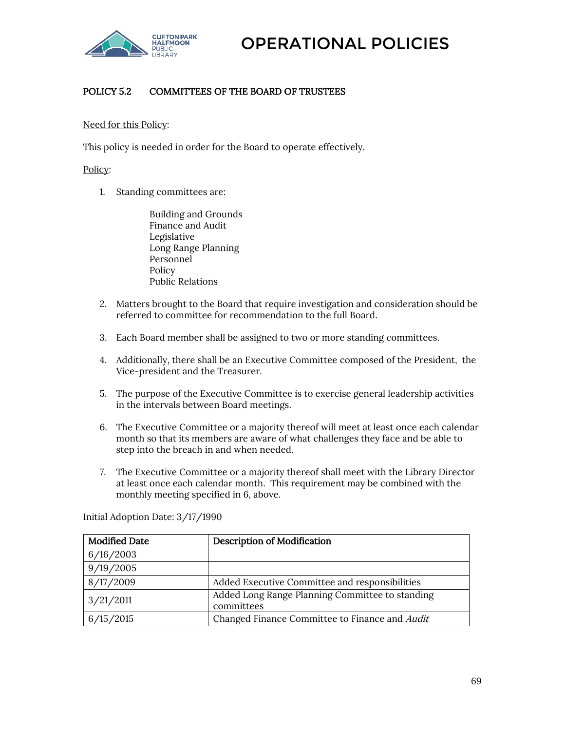# OPERATIONAL POLICIES

## POLICY 5.2 COMMITTEES OF THE BOARD OF TRUSTEES

Need for this Policy:

This policy is needed in order for the Board to operate effectively.

Policy:

1. Standing committees are:

   Building and Grounds
   Finance and Audit
   Legislative
   Long Range Planning
   Personnel
   Policy
   Public Relations

2. Matters brought to the Board that require investigation and consideration should be referred to committee for recommendation to the full Board.

3. Each Board member shall be assigned to two or more standing committees.

4. Additionally, there shall be an Executive Committee composed of the President, the Vice-president and the Treasurer.

5. The purpose of the Executive Committee is to exercise general leadership activities in the intervals between Board meetings.

6. The Executive Committee or a majority thereof will meet at least once each calendar month so that its members are aware of what challenges they face and be able to step into the breach in and when needed.

7. The Executive Committee or a majority thereof shall meet with the Library Director at least once each calendar month. This requirement may be combined with the monthly meeting specified in 6, above.

Initial Adoption Date: 3/17/1990

| Modified Date | Description of Modification |
|---|---|
| 6/16/2003 | |
| 9/19/2005 | |
| 8/17/2009 | Added Executive Committee and responsibilities |
| 3/21/2011 | Added Long Range Planning Committee to standing committees |
| 6/15/2015 | Changed Finance Committee to Finance and *Audit* |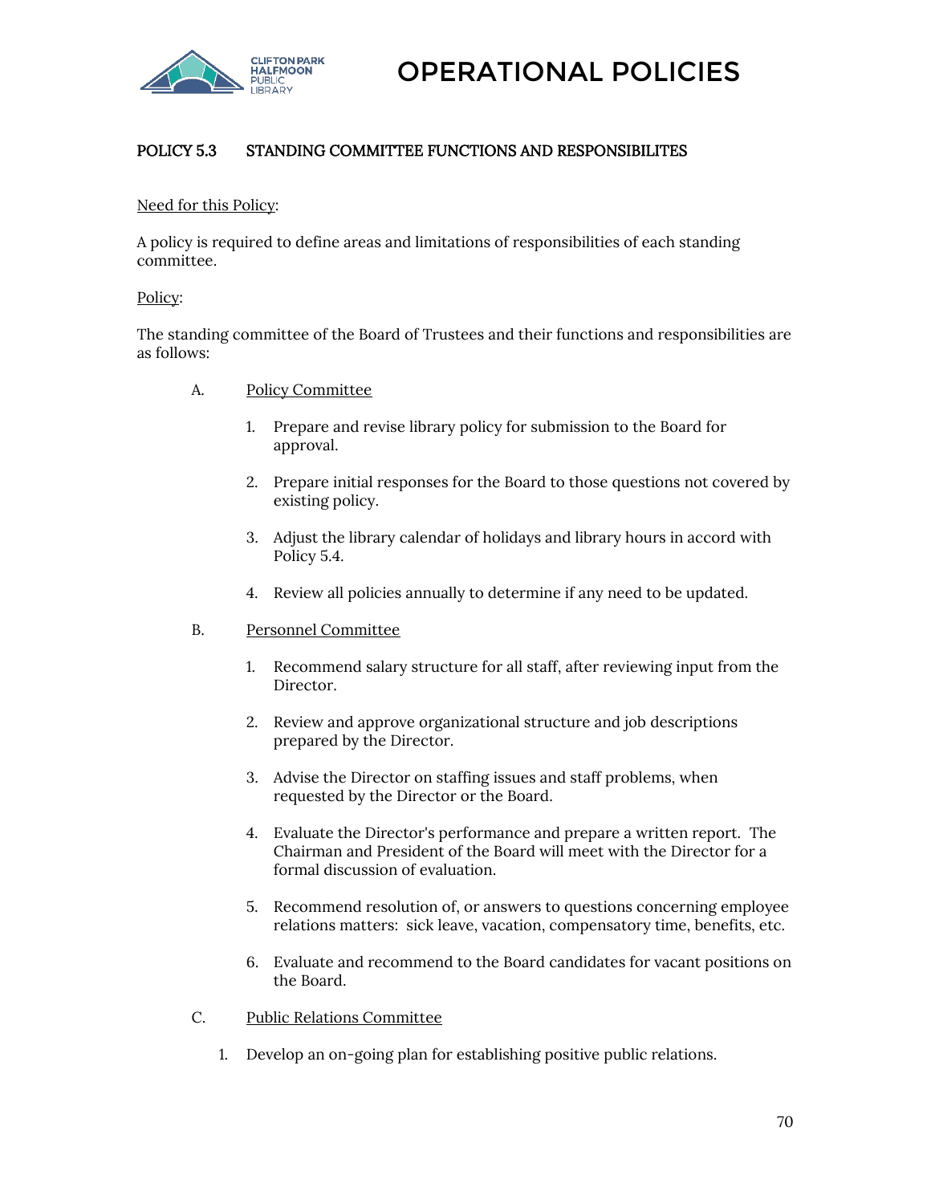# OPERATIONAL POLICIES

## POLICY 5.3 STANDING COMMITTEE FUNCTIONS AND RESPONSIBILITES

<u>Need for this Policy</u>:

A policy is required to define areas and limitations of responsibilities of each standing committee.

<u>Policy</u>:

The standing committee of the Board of Trustees and their functions and responsibilities are as follows:

A. <u>Policy Committee</u>

1. Prepare and revise library policy for submission to the Board for approval.
2. Prepare initial responses for the Board to those questions not covered by existing policy.
3. Adjust the library calendar of holidays and library hours in accord with Policy 5.4.
4. Review all policies annually to determine if any need to be updated.

B. <u>Personnel Committee</u>

1. Recommend salary structure for all staff, after reviewing input from the Director.
2. Review and approve organizational structure and job descriptions prepared by the Director.
3. Advise the Director on staffing issues and staff problems, when requested by the Director or the Board.
4. Evaluate the Director's performance and prepare a written report. The Chairman and President of the Board will meet with the Director for a formal discussion of evaluation.
5. Recommend resolution of, or answers to questions concerning employee relations matters: sick leave, vacation, compensatory time, benefits, etc.
6. Evaluate and recommend to the Board candidates for vacant positions on the Board.

C. <u>Public Relations Committee</u>

1. Develop an on-going plan for establishing positive public relations.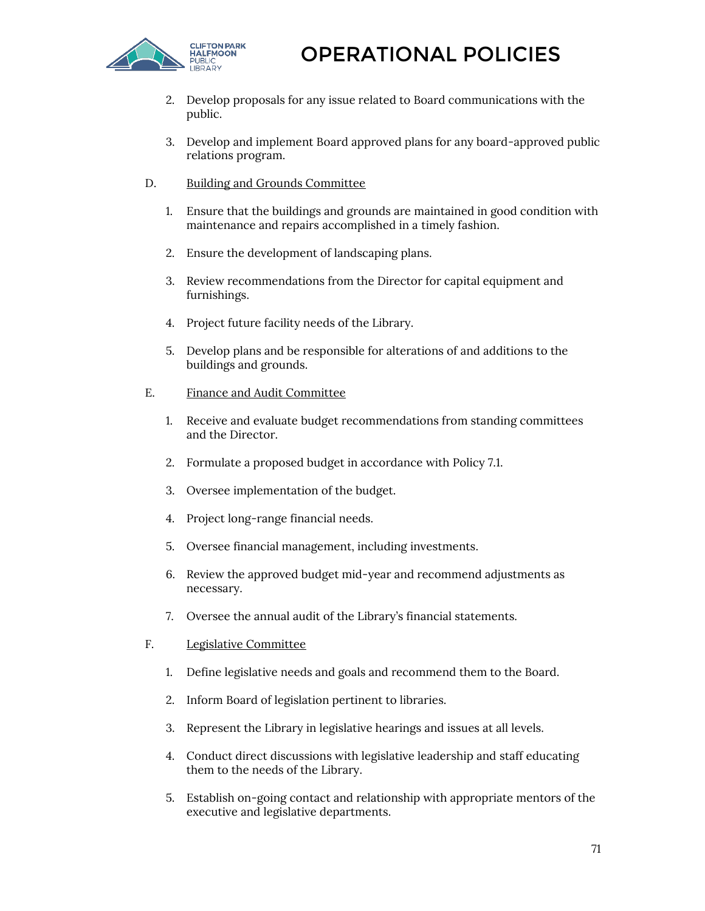2. Develop proposals for any issue related to Board communications with the public.

3. Develop and implement Board approved plans for any board-approved public relations program.

D. <u>Building and Grounds Committee</u>

1. Ensure that the buildings and grounds are maintained in good condition with maintenance and repairs accomplished in a timely fashion.

2. Ensure the development of landscaping plans.

3. Review recommendations from the Director for capital equipment and furnishings.

4. Project future facility needs of the Library.

5. Develop plans and be responsible for alterations of and additions to the buildings and grounds.

E. <u>Finance and Audit Committee</u>

1. Receive and evaluate budget recommendations from standing committees and the Director.

2. Formulate a proposed budget in accordance with Policy 7.1.

3. Oversee implementation of the budget.

4. Project long-range financial needs.

5. Oversee financial management, including investments.

6. Review the approved budget mid-year and recommend adjustments as necessary.

7. Oversee the annual audit of the Library's financial statements.

F. <u>Legislative Committee</u>

1. Define legislative needs and goals and recommend them to the Board.

2. Inform Board of legislation pertinent to libraries.

3. Represent the Library in legislative hearings and issues at all levels.

4. Conduct direct discussions with legislative leadership and staff educating them to the needs of the Library.

5. Establish on-going contact and relationship with appropriate mentors of the executive and legislative departments.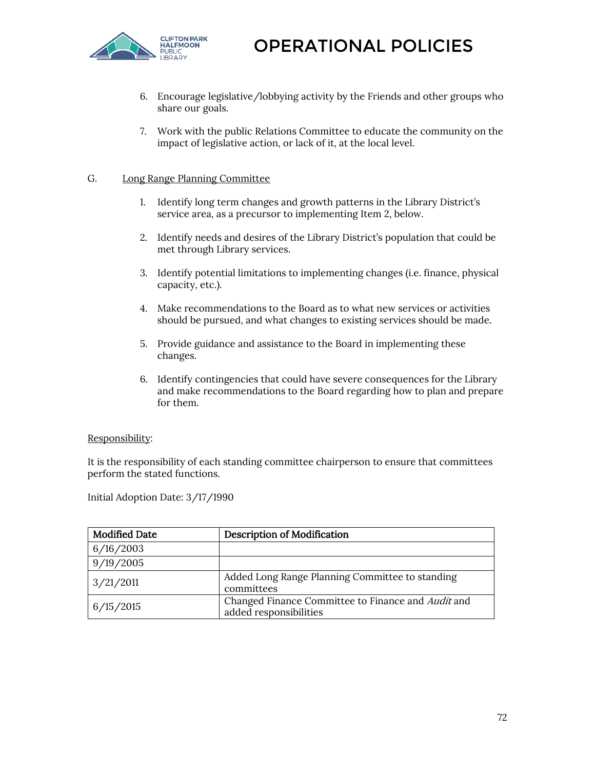6. Encourage legislative/lobbying activity by the Friends and other groups who share our goals.

7. Work with the public Relations Committee to educate the community on the impact of legislative action, or lack of it, at the local level.

G. Long Range Planning Committee

1. Identify long term changes and growth patterns in the Library District's service area, as a precursor to implementing Item 2, below.

2. Identify needs and desires of the Library District's population that could be met through Library services.

3. Identify potential limitations to implementing changes (i.e. finance, physical capacity, etc.).

4. Make recommendations to the Board as to what new services or activities should be pursued, and what changes to existing services should be made.

5. Provide guidance and assistance to the Board in implementing these changes.

6. Identify contingencies that could have severe consequences for the Library and make recommendations to the Board regarding how to plan and prepare for them.

Responsibility:

It is the responsibility of each standing committee chairperson to ensure that committees perform the stated functions.

Initial Adoption Date: 3/17/1990

| Modified Date | Description of Modification |
|---|---|
| 6/16/2003 | |
| 9/19/2005 | |
| 3/21/2011 | Added Long Range Planning Committee to standing committees |
| 6/15/2015 | Changed Finance Committee to Finance and *Audit* and added responsibilities |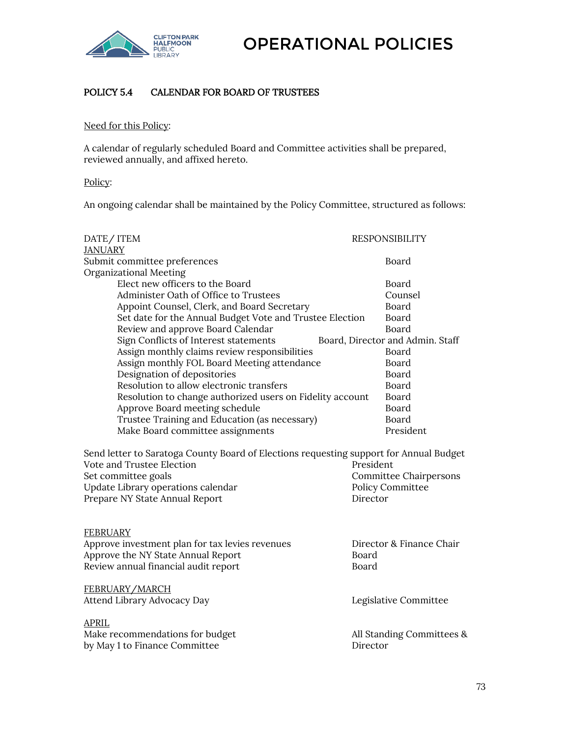# OPERATIONAL POLICIES

## POLICY 5.4 CALENDAR FOR BOARD OF TRUSTEES

Need for this Policy:

A calendar of regularly scheduled Board and Committee activities shall be prepared, reviewed annually, and affixed hereto.

Policy:

An ongoing calendar shall be maintained by the Policy Committee, structured as follows:

| DATE/ ITEM | RESPONSIBILITY |
|---|---|
| JANUARY | |
| Submit committee preferences | Board |
| Organizational Meeting | |
| Elect new officers to the Board | Board |
| Administer Oath of Office to Trustees | Counsel |
| Appoint Counsel, Clerk, and Board Secretary | Board |
| Set date for the Annual Budget Vote and Trustee Election | Board |
| Review and approve Board Calendar | Board |
| Sign Conflicts of Interest statements | Board, Director and Admin. Staff |
| Assign monthly claims review responsibilities | Board |
| Assign monthly FOL Board Meeting attendance | Board |
| Designation of depositories | Board |
| Resolution to allow electronic transfers | Board |
| Resolution to change authorized users on Fidelity account | Board |
| Approve Board meeting schedule | Board |
| Trustee Training and Education (as necessary) | Board |
| Make Board committee assignments | President |
| Send letter to Saratoga County Board of Elections requesting support for Annual Budget Vote and Trustee Election | President |
| Set committee goals | Committee Chairpersons |
| Update Library operations calendar | Policy Committee |
| Prepare NY State Annual Report | Director |
| FEBRUARY | |
| Approve investment plan for tax levies revenues | Director & Finance Chair |
| Approve the NY State Annual Report | Board |
| Review annual financial audit report | Board |
| FEBRUARY/MARCH | |
| Attend Library Advocacy Day | Legislative Committee |
| APRIL | |
| Make recommendations for budget by May 1 to Finance Committee | All Standing Committees & Director |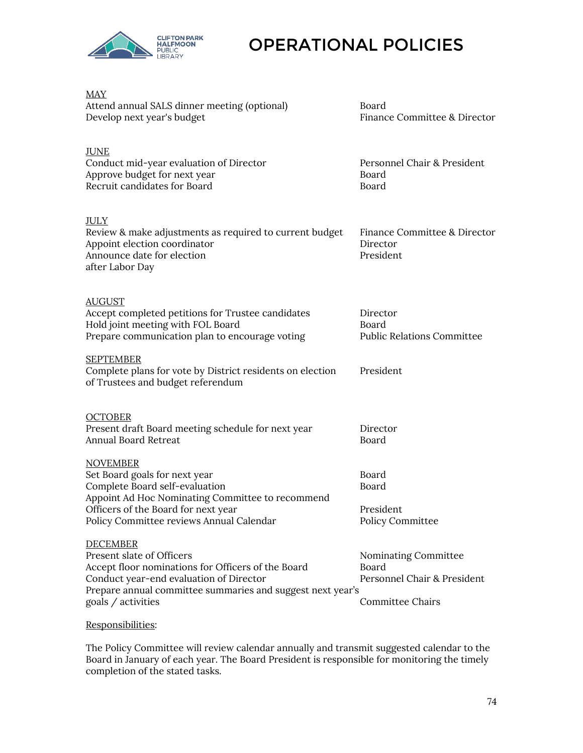# OPERATIONAL POLICIES

MAY

| | |
|---|---|
| Attend annual SALS dinner meeting (optional) | Board |
| Develop next year's budget | Finance Committee & Director |

JUNE

| | |
|---|---|
| Conduct mid-year evaluation of Director | Personnel Chair & President |
| Approve budget for next year | Board |
| Recruit candidates for Board | Board |

JULY

| | |
|---|---|
| Review & make adjustments as required to current budget | Finance Committee & Director |
| Appoint election coordinator | Director |
| Announce date for election after Labor Day | President |

AUGUST

| | |
|---|---|
| Accept completed petitions for Trustee candidates | Director |
| Hold joint meeting with FOL Board | Board |
| Prepare communication plan to encourage voting | Public Relations Committee |

SEPTEMBER

| | |
|---|---|
| Complete plans for vote by District residents on election of Trustees and budget referendum | President |

OCTOBER

| | |
|---|---|
| Present draft Board meeting schedule for next year | Director |
| Annual Board Retreat | Board |

NOVEMBER

| | |
|---|---|
| Set Board goals for next year | Board |
| Complete Board self-evaluation | Board |
| Appoint Ad Hoc Nominating Committee to recommend Officers of the Board for next year | President |
| Policy Committee reviews Annual Calendar | Policy Committee |

DECEMBER

| | |
|---|---|
| Present slate of Officers | Nominating Committee |
| Accept floor nominations for Officers of the Board | Board |
| Conduct year-end evaluation of Director | Personnel Chair & President |
| Prepare annual committee summaries and suggest next year's goals / activities | Committee Chairs |

Responsibilities:

The Policy Committee will review calendar annually and transmit suggested calendar to the Board in January of each year. The Board President is responsible for monitoring the timely completion of the stated tasks.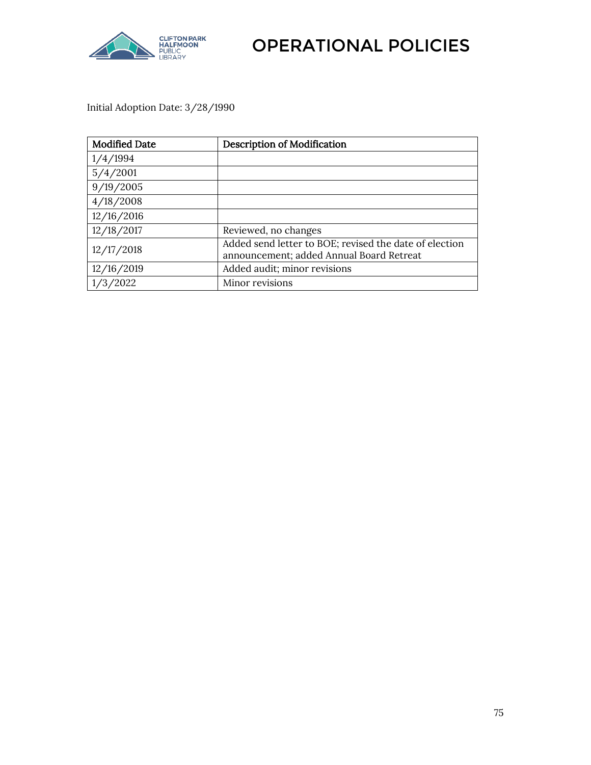Initial Adoption Date: 3/28/1990

| Modified Date | Description of Modification |
|---|---|
| 1/4/1994 | |
| 5/4/2001 | |
| 9/19/2005 | |
| 4/18/2008 | |
| 12/16/2016 | |
| 12/18/2017 | Reviewed, no changes |
| 12/17/2018 | Added send letter to BOE; revised the date of election announcement; added Annual Board Retreat |
| 12/16/2019 | Added audit; minor revisions |
| 1/3/2022 | Minor revisions |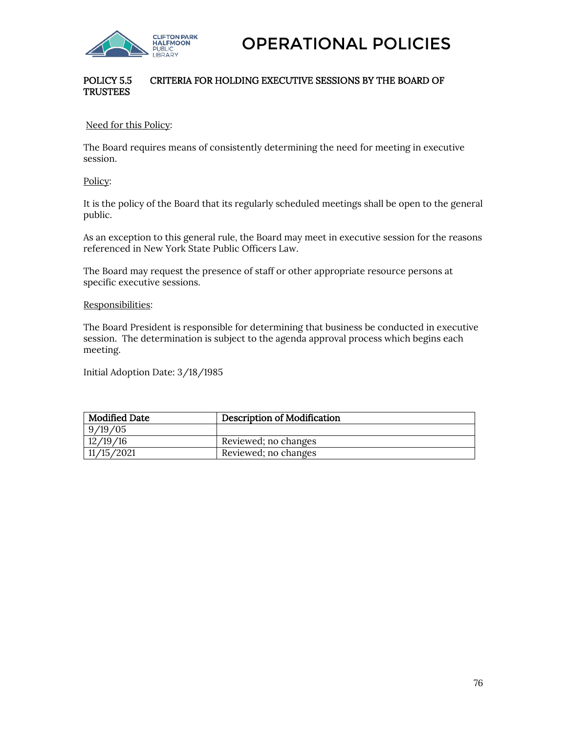# OPERATIONAL POLICIES

## POLICY 5.5 CRITERIA FOR HOLDING EXECUTIVE SESSIONS BY THE BOARD OF TRUSTEES

Need for this Policy:

The Board requires means of consistently determining the need for meeting in executive session.

Policy:

It is the policy of the Board that its regularly scheduled meetings shall be open to the general public.

As an exception to this general rule, the Board may meet in executive session for the reasons referenced in New York State Public Officers Law.

The Board may request the presence of staff or other appropriate resource persons at specific executive sessions.

Responsibilities:

The Board President is responsible for determining that business be conducted in executive session. The determination is subject to the agenda approval process which begins each meeting.

Initial Adoption Date: 3/18/1985

| Modified Date | Description of Modification |
|---|---|
| 9/19/05 | |
| 12/19/16 | Reviewed; no changes |
| 11/15/2021 | Reviewed; no changes |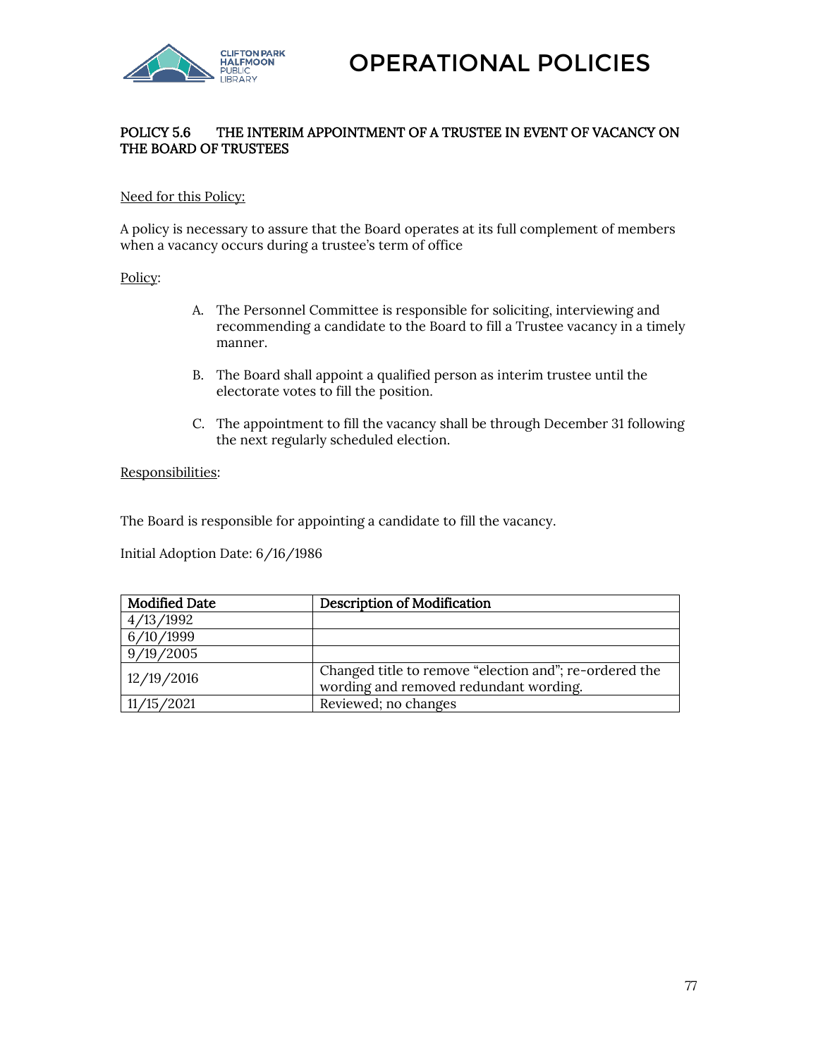# OPERATIONAL POLICIES

## POLICY 5.6 THE INTERIM APPOINTMENT OF A TRUSTEE IN EVENT OF VACANCY ON THE BOARD OF TRUSTEES

Need for this Policy:

A policy is necessary to assure that the Board operates at its full complement of members when a vacancy occurs during a trustee's term of office

Policy:

A. The Personnel Committee is responsible for soliciting, interviewing and recommending a candidate to the Board to fill a Trustee vacancy in a timely manner.

B. The Board shall appoint a qualified person as interim trustee until the electorate votes to fill the position.

C. The appointment to fill the vacancy shall be through December 31 following the next regularly scheduled election.

Responsibilities:

The Board is responsible for appointing a candidate to fill the vacancy.

Initial Adoption Date: 6/16/1986

| Modified Date | Description of Modification |
| --- | --- |
| 4/13/1992 | |
| 6/10/1999 | |
| 9/19/2005 | |
| 12/19/2016 | Changed title to remove "election and"; re-ordered the wording and removed redundant wording. |
| 11/15/2021 | Reviewed; no changes |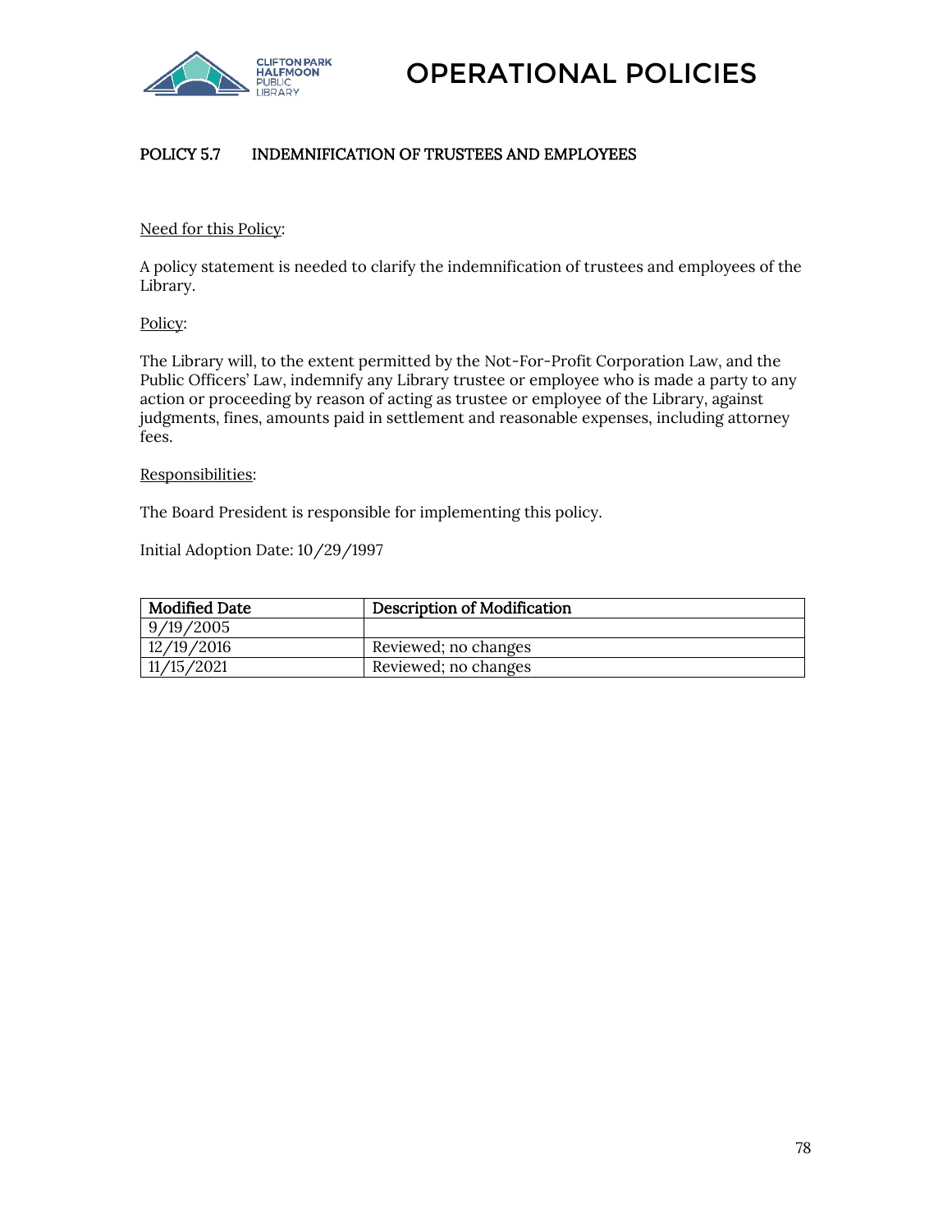# OPERATIONAL POLICIES

## POLICY 5.7 INDEMNIFICATION OF TRUSTEES AND EMPLOYEES

Need for this Policy:

A policy statement is needed to clarify the indemnification of trustees and employees of the Library.

Policy:

The Library will, to the extent permitted by the Not-For-Profit Corporation Law, and the Public Officers' Law, indemnify any Library trustee or employee who is made a party to any action or proceeding by reason of acting as trustee or employee of the Library, against judgments, fines, amounts paid in settlement and reasonable expenses, including attorney fees.

Responsibilities:

The Board President is responsible for implementing this policy.

Initial Adoption Date: 10/29/1997

| Modified Date | Description of Modification |
|---|---|
| 9/19/2005 | |
| 12/19/2016 | Reviewed; no changes |
| 11/15/2021 | Reviewed; no changes |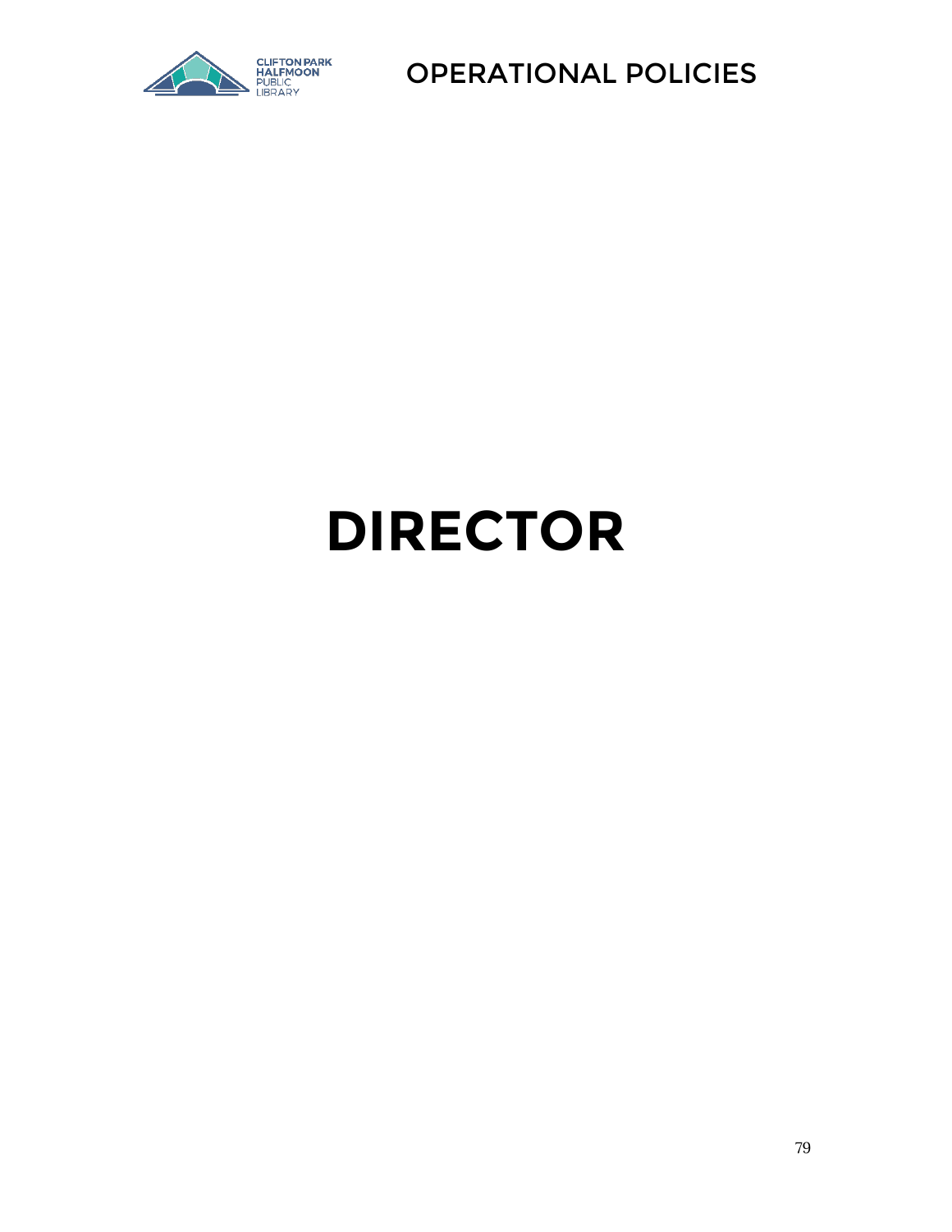# DIRECTOR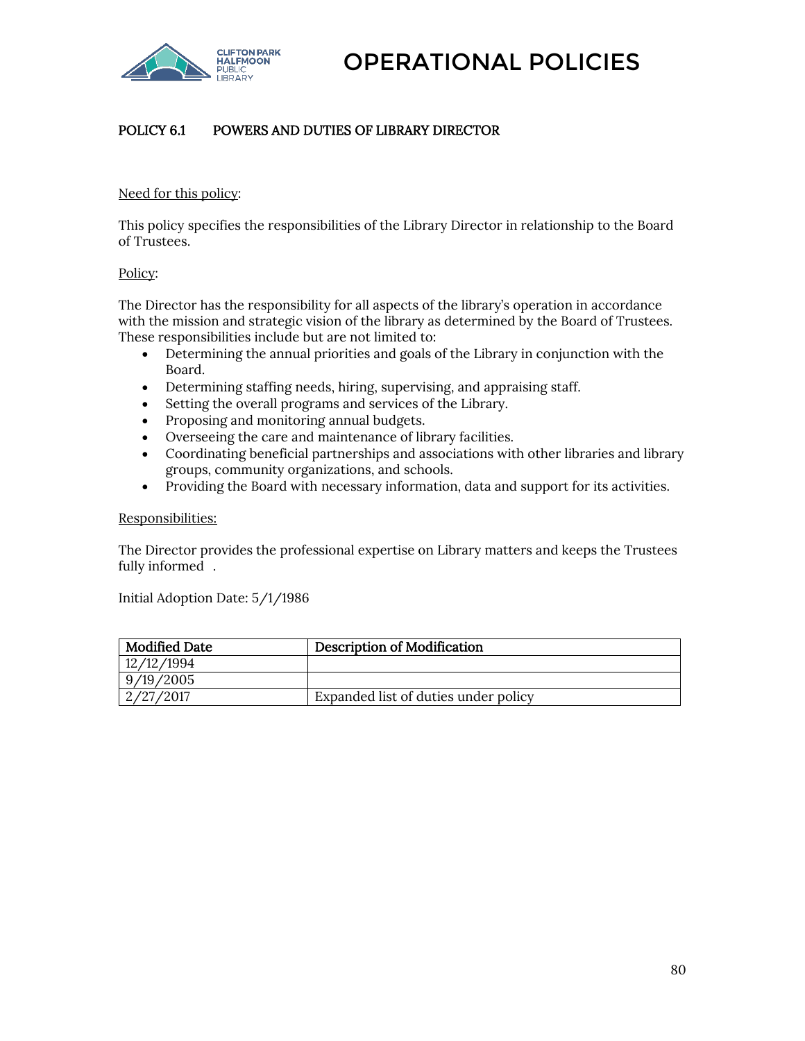# OPERATIONAL POLICIES

## POLICY 6.1 POWERS AND DUTIES OF LIBRARY DIRECTOR

Need for this policy:

This policy specifies the responsibilities of the Library Director in relationship to the Board of Trustees.

Policy:

The Director has the responsibility for all aspects of the library's operation in accordance with the mission and strategic vision of the library as determined by the Board of Trustees. These responsibilities include but are not limited to:

- Determining the annual priorities and goals of the Library in conjunction with the Board.
- Determining staffing needs, hiring, supervising, and appraising staff.
- Setting the overall programs and services of the Library.
- Proposing and monitoring annual budgets.
- Overseeing the care and maintenance of library facilities.
- Coordinating beneficial partnerships and associations with other libraries and library groups, community organizations, and schools.
- Providing the Board with necessary information, data and support for its activities.

Responsibilities:

The Director provides the professional expertise on Library matters and keeps the Trustees fully informed .

Initial Adoption Date: 5/1/1986

| Modified Date | Description of Modification |
|---|---|
| 12/12/1994 | |
| 9/19/2005 | |
| 2/27/2017 | Expanded list of duties under policy |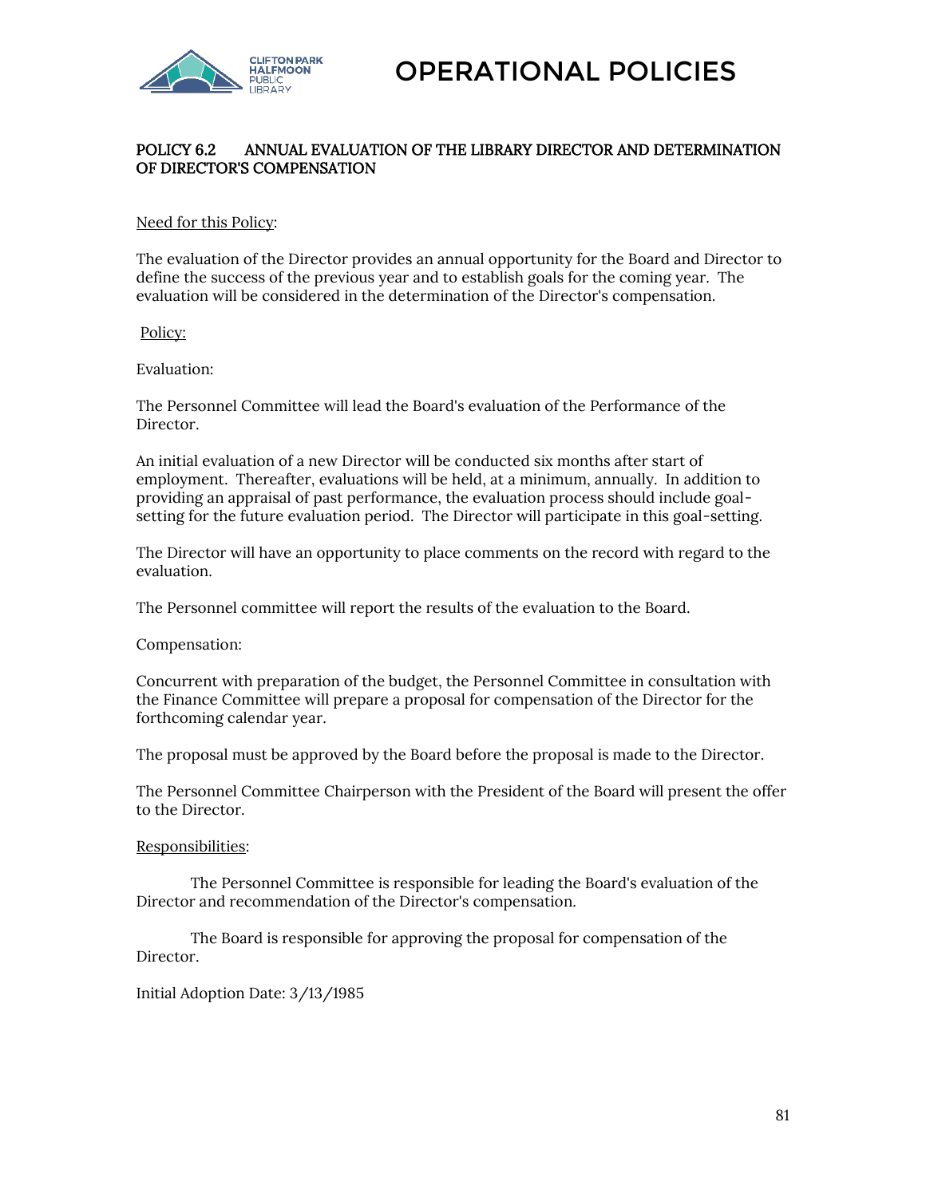# OPERATIONAL POLICIES

## POLICY 6.2 ANNUAL EVALUATION OF THE LIBRARY DIRECTOR AND DETERMINATION OF DIRECTOR'S COMPENSATION

Need for this Policy:

The evaluation of the Director provides an annual opportunity for the Board and Director to define the success of the previous year and to establish goals for the coming year. The evaluation will be considered in the determination of the Director's compensation.

Policy:

Evaluation:

The Personnel Committee will lead the Board's evaluation of the Performance of the Director.

An initial evaluation of a new Director will be conducted six months after start of employment. Thereafter, evaluations will be held, at a minimum, annually. In addition to providing an appraisal of past performance, the evaluation process should include goal-setting for the future evaluation period. The Director will participate in this goal-setting.

The Director will have an opportunity to place comments on the record with regard to the evaluation.

The Personnel committee will report the results of the evaluation to the Board.

Compensation:

Concurrent with preparation of the budget, the Personnel Committee in consultation with the Finance Committee will prepare a proposal for compensation of the Director for the forthcoming calendar year.

The proposal must be approved by the Board before the proposal is made to the Director.

The Personnel Committee Chairperson with the President of the Board will present the offer to the Director.

Responsibilities:

The Personnel Committee is responsible for leading the Board's evaluation of the Director and recommendation of the Director's compensation.

The Board is responsible for approving the proposal for compensation of the Director.

Initial Adoption Date: 3/13/1985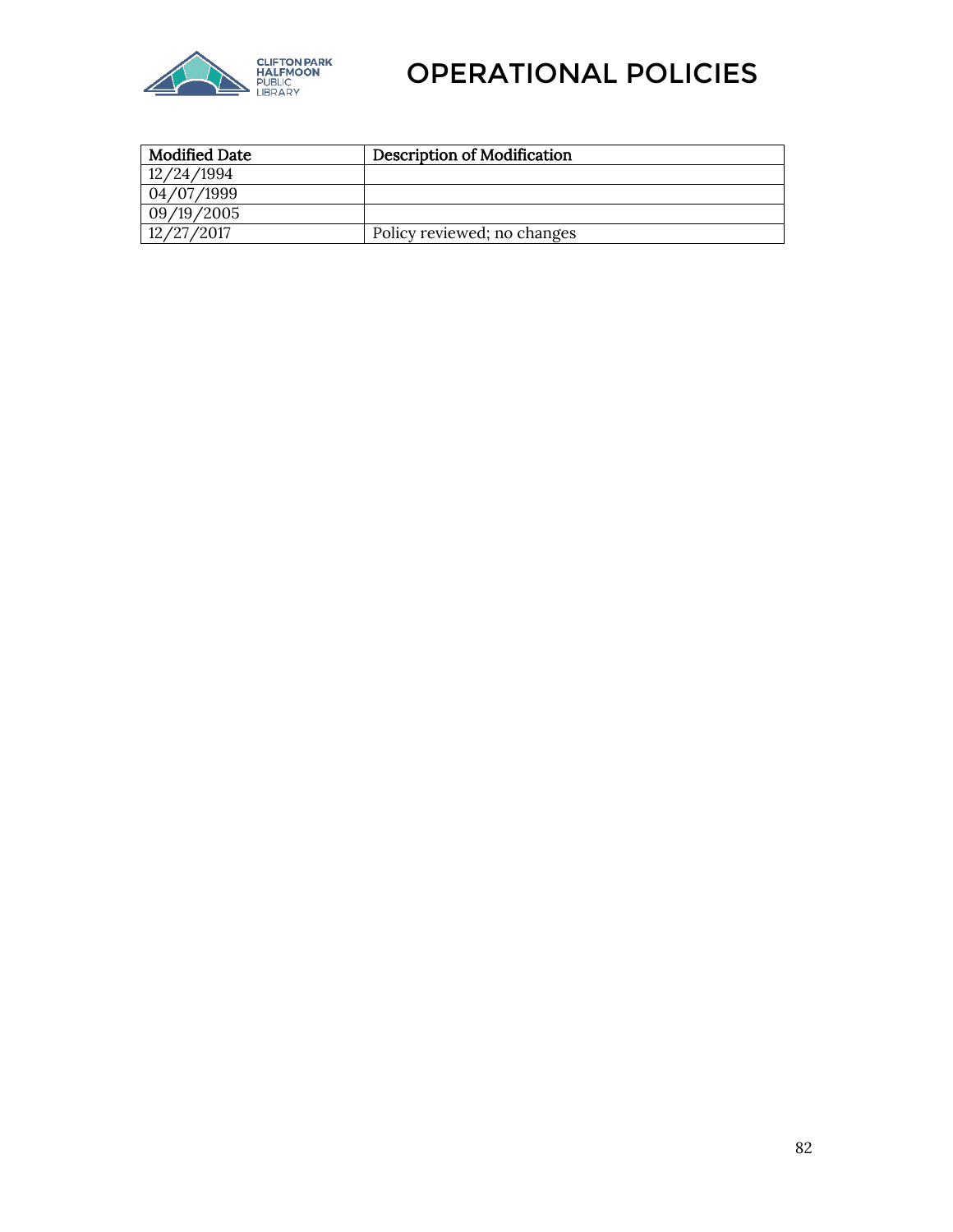| Modified Date | Description of Modification |
|---|---|
| 12/24/1994 | |
| 04/07/1999 | |
| 09/19/2005 | |
| 12/27/2017 | Policy reviewed; no changes |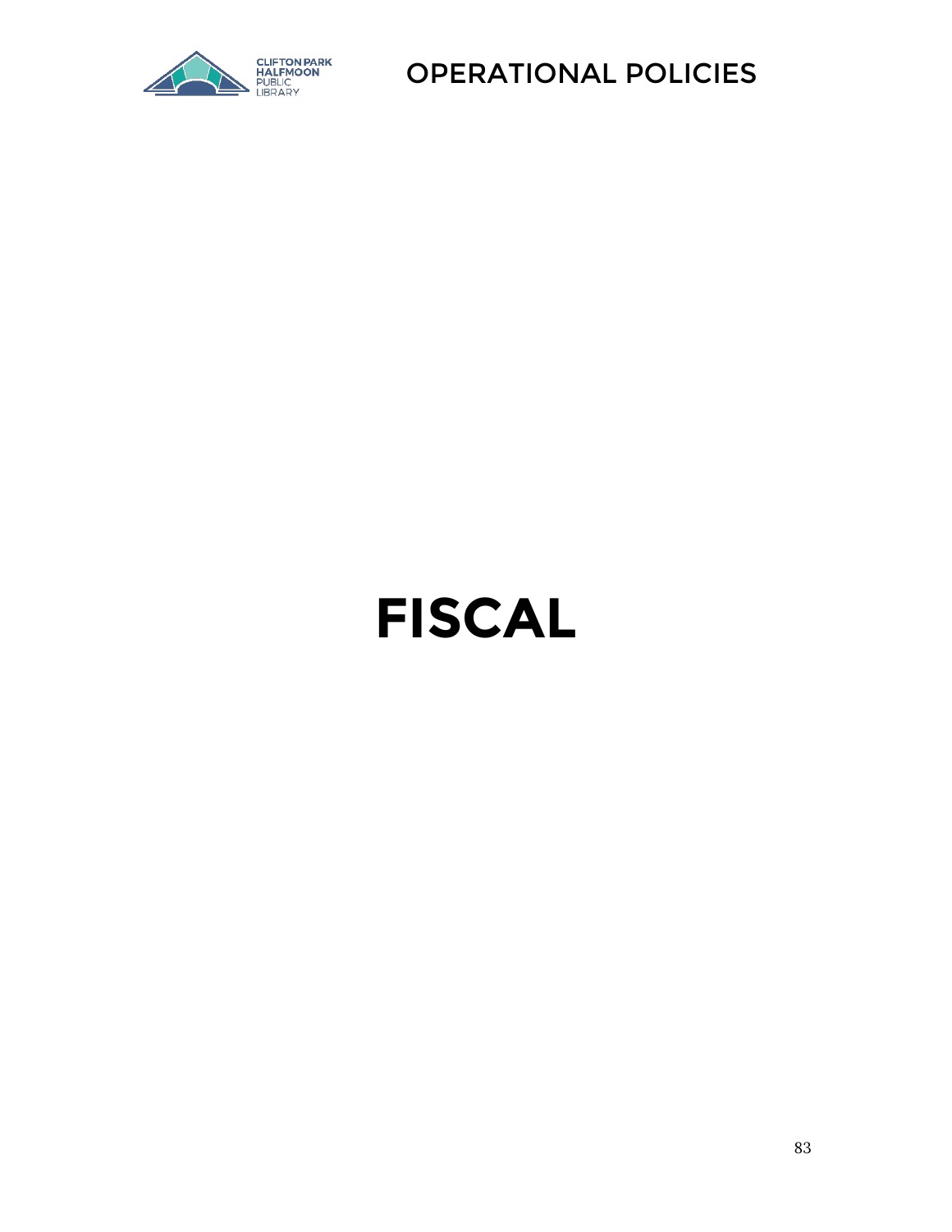# FISCAL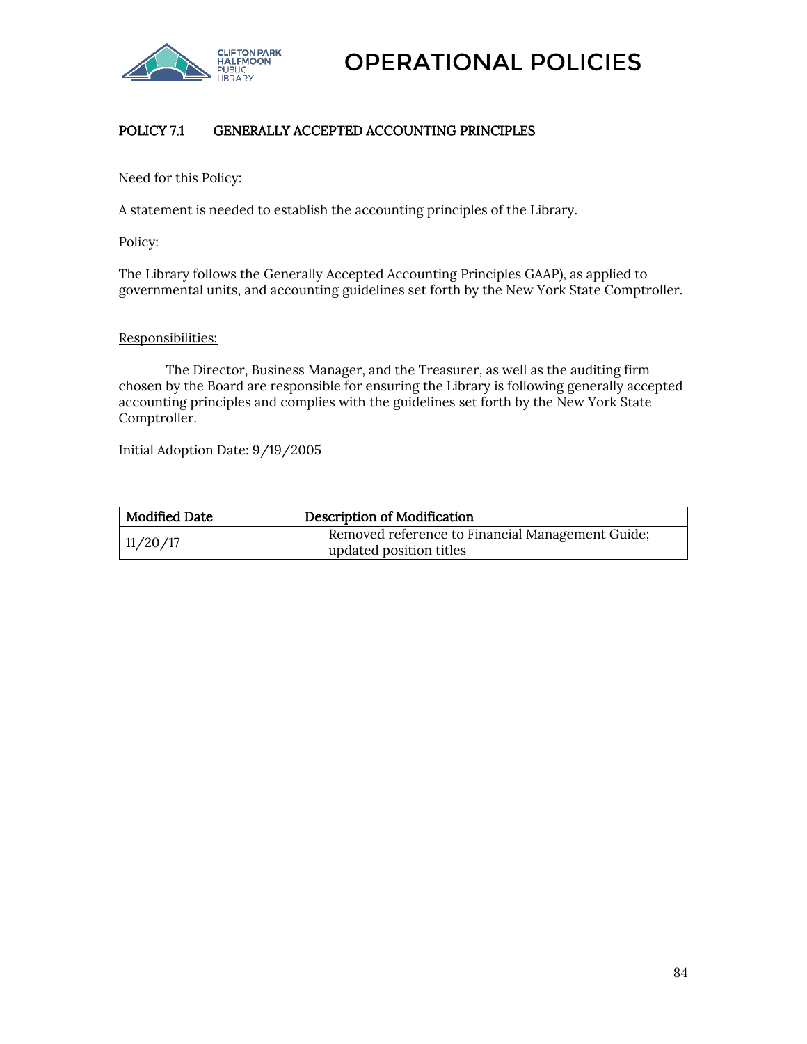# OPERATIONAL POLICIES

## POLICY 7.1 GENERALLY ACCEPTED ACCOUNTING PRINCIPLES

Need for this Policy:

A statement is needed to establish the accounting principles of the Library.

Policy:

The Library follows the Generally Accepted Accounting Principles GAAP), as applied to governmental units, and accounting guidelines set forth by the New York State Comptroller.

Responsibilities:

The Director, Business Manager, and the Treasurer, as well as the auditing firm chosen by the Board are responsible for ensuring the Library is following generally accepted accounting principles and complies with the guidelines set forth by the New York State Comptroller.

Initial Adoption Date: 9/19/2005

| Modified Date | Description of Modification |
|---|---|
| 11/20/17 | Removed reference to Financial Management Guide; updated position titles |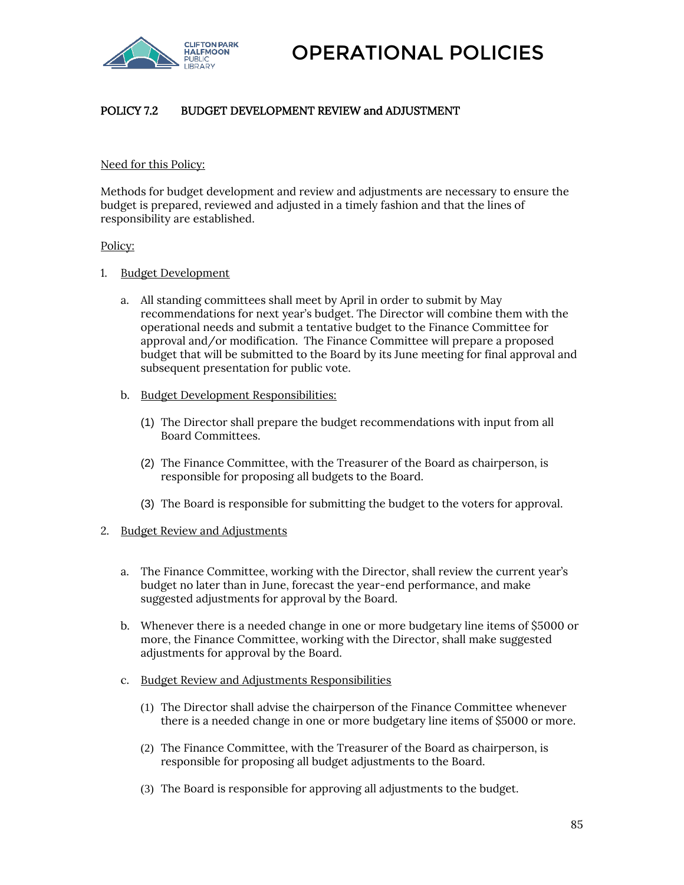# OPERATIONAL POLICIES

## POLICY 7.2 BUDGET DEVELOPMENT REVIEW and ADJUSTMENT

Need for this Policy:

Methods for budget development and review and adjustments are necessary to ensure the budget is prepared, reviewed and adjusted in a timely fashion and that the lines of responsibility are established.

Policy:

1. Budget Development

   a. All standing committees shall meet by April in order to submit by May recommendations for next year's budget. The Director will combine them with the operational needs and submit a tentative budget to the Finance Committee for approval and/or modification. The Finance Committee will prepare a proposed budget that will be submitted to the Board by its June meeting for final approval and subsequent presentation for public vote.

   b. Budget Development Responsibilities:

      (1) The Director shall prepare the budget recommendations with input from all Board Committees.

      (2) The Finance Committee, with the Treasurer of the Board as chairperson, is responsible for proposing all budgets to the Board.

      (3) The Board is responsible for submitting the budget to the voters for approval.

2. Budget Review and Adjustments

   a. The Finance Committee, working with the Director, shall review the current year's budget no later than in June, forecast the year-end performance, and make suggested adjustments for approval by the Board.

   b. Whenever there is a needed change in one or more budgetary line items of $5000 or more, the Finance Committee, working with the Director, shall make suggested adjustments for approval by the Board.

   c. Budget Review and Adjustments Responsibilities

      (1) The Director shall advise the chairperson of the Finance Committee whenever there is a needed change in one or more budgetary line items of $5000 or more.

      (2) The Finance Committee, with the Treasurer of the Board as chairperson, is responsible for proposing all budget adjustments to the Board.

      (3) The Board is responsible for approving all adjustments to the budget.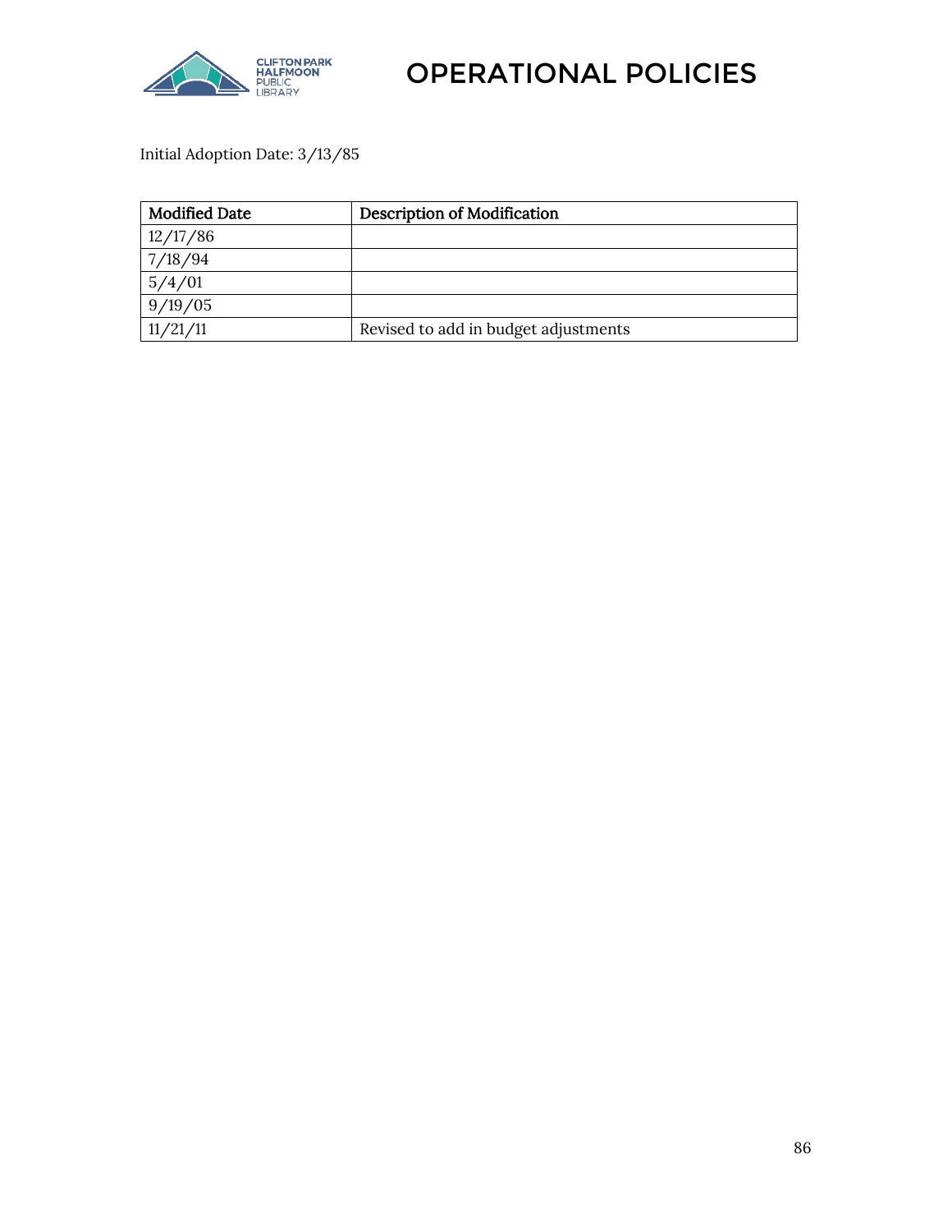Initial Adoption Date: 3/13/85

| Modified Date | Description of Modification |
|---|---|
| 12/17/86 | |
| 7/18/94 | |
| 5/4/01 | |
| 9/19/05 | |
| 11/21/11 | Revised to add in budget adjustments |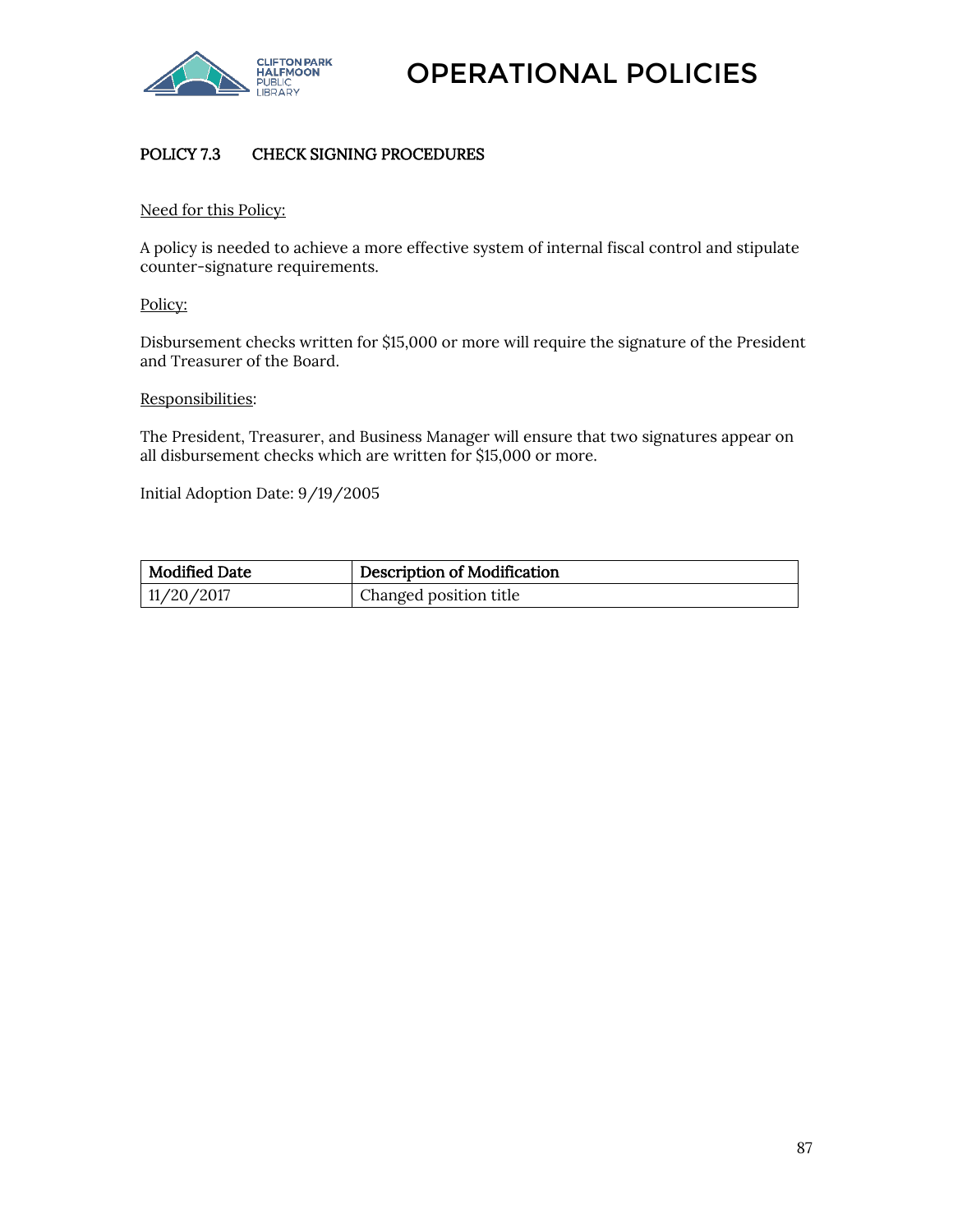# OPERATIONAL POLICIES

## POLICY 7.3 CHECK SIGNING PROCEDURES

Need for this Policy:

A policy is needed to achieve a more effective system of internal fiscal control and stipulate counter-signature requirements.

Policy:

Disbursement checks written for $15,000 or more will require the signature of the President and Treasurer of the Board.

Responsibilities:

The President, Treasurer, and Business Manager will ensure that two signatures appear on all disbursement checks which are written for $15,000 or more.

Initial Adoption Date: 9/19/2005

| Modified Date | Description of Modification |
|---|---|
| 11/20/2017 | Changed position title |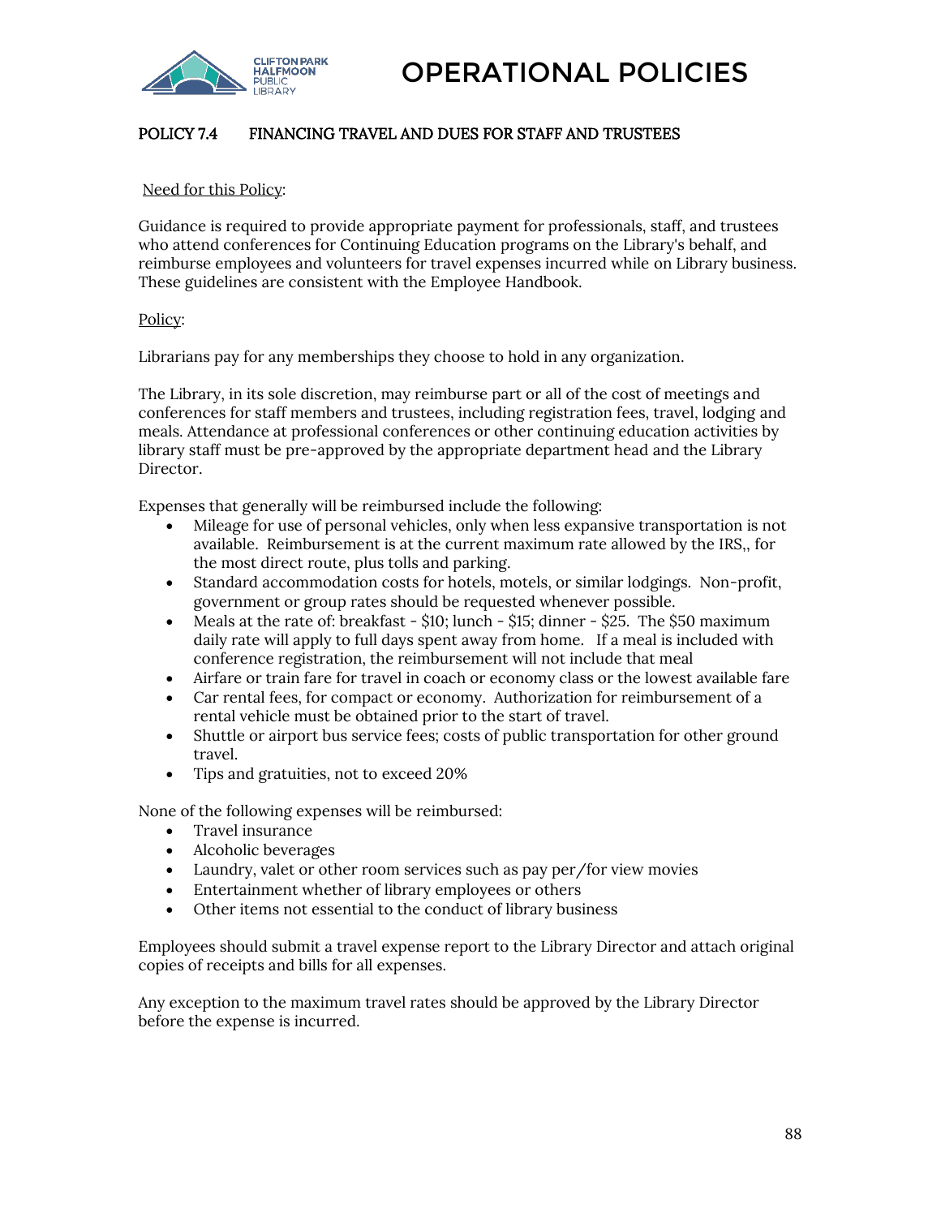# OPERATIONAL POLICIES

## POLICY 7.4 FINANCING TRAVEL AND DUES FOR STAFF AND TRUSTEES

Need for this Policy:

Guidance is required to provide appropriate payment for professionals, staff, and trustees who attend conferences for Continuing Education programs on the Library's behalf, and reimburse employees and volunteers for travel expenses incurred while on Library business. These guidelines are consistent with the Employee Handbook.

Policy:

Librarians pay for any memberships they choose to hold in any organization.

The Library, in its sole discretion, may reimburse part or all of the cost of meetings and conferences for staff members and trustees, including registration fees, travel, lodging and meals. Attendance at professional conferences or other continuing education activities by library staff must be pre-approved by the appropriate department head and the Library Director.

Expenses that generally will be reimbursed include the following:

- Mileage for use of personal vehicles, only when less expansive transportation is not available. Reimbursement is at the current maximum rate allowed by the IRS,, for the most direct route, plus tolls and parking.
- Standard accommodation costs for hotels, motels, or similar lodgings. Non-profit, government or group rates should be requested whenever possible.
- Meals at the rate of: breakfast - $10; lunch - $15; dinner - $25. The $50 maximum daily rate will apply to full days spent away from home. If a meal is included with conference registration, the reimbursement will not include that meal
- Airfare or train fare for travel in coach or economy class or the lowest available fare
- Car rental fees, for compact or economy. Authorization for reimbursement of a rental vehicle must be obtained prior to the start of travel.
- Shuttle or airport bus service fees; costs of public transportation for other ground travel.
- Tips and gratuities, not to exceed 20%

None of the following expenses will be reimbursed:

- Travel insurance
- Alcoholic beverages
- Laundry, valet or other room services such as pay per/for view movies
- Entertainment whether of library employees or others
- Other items not essential to the conduct of library business

Employees should submit a travel expense report to the Library Director and attach original copies of receipts and bills for all expenses.

Any exception to the maximum travel rates should be approved by the Library Director before the expense is incurred.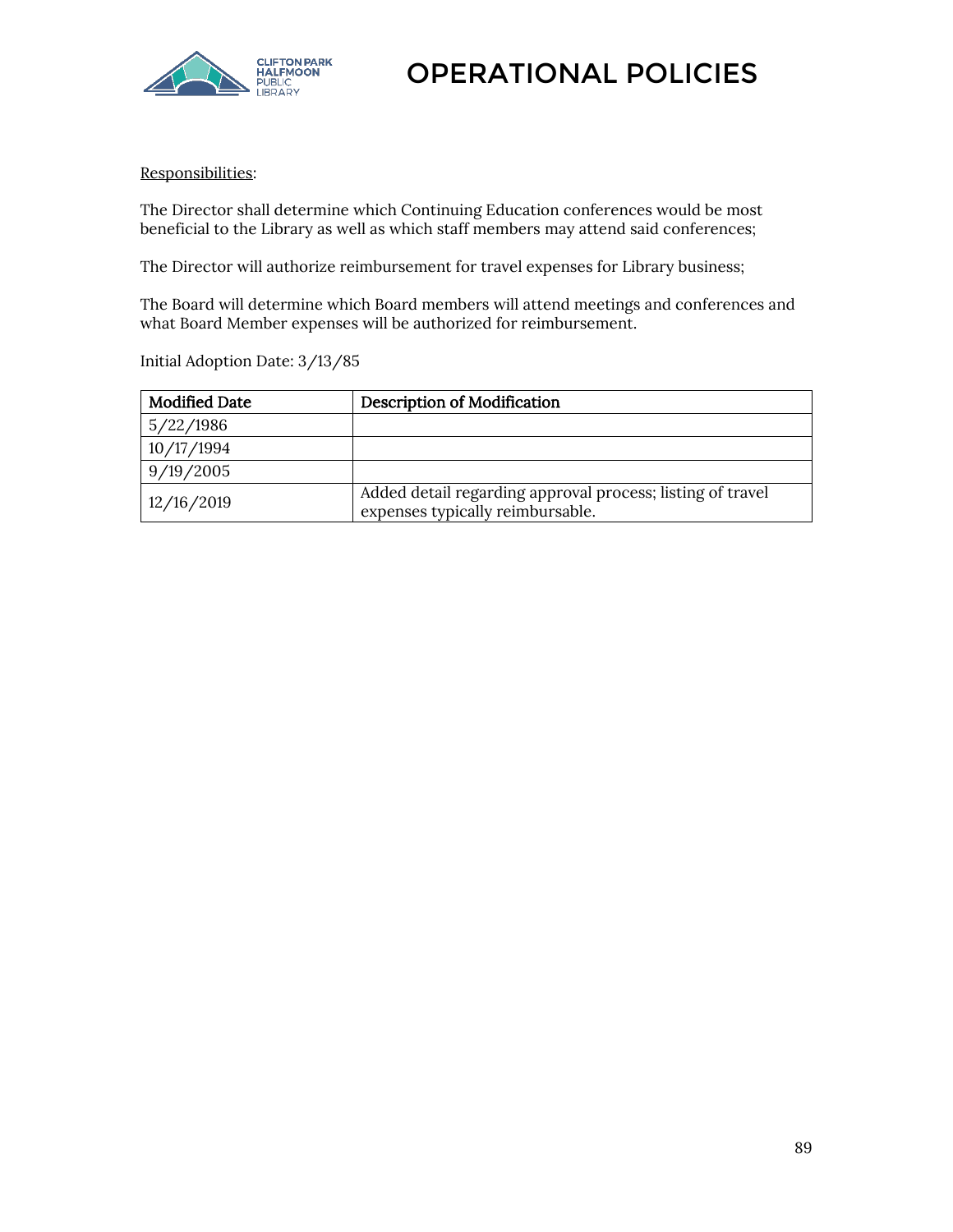Responsibilities:

The Director shall determine which Continuing Education conferences would be most beneficial to the Library as well as which staff members may attend said conferences;

The Director will authorize reimbursement for travel expenses for Library business;

The Board will determine which Board members will attend meetings and conferences and what Board Member expenses will be authorized for reimbursement.

Initial Adoption Date: 3/13/85

| Modified Date | Description of Modification |
| --- | --- |
| 5/22/1986 | |
| 10/17/1994 | |
| 9/19/2005 | |
| 12/16/2019 | Added detail regarding approval process; listing of travel expenses typically reimbursable. |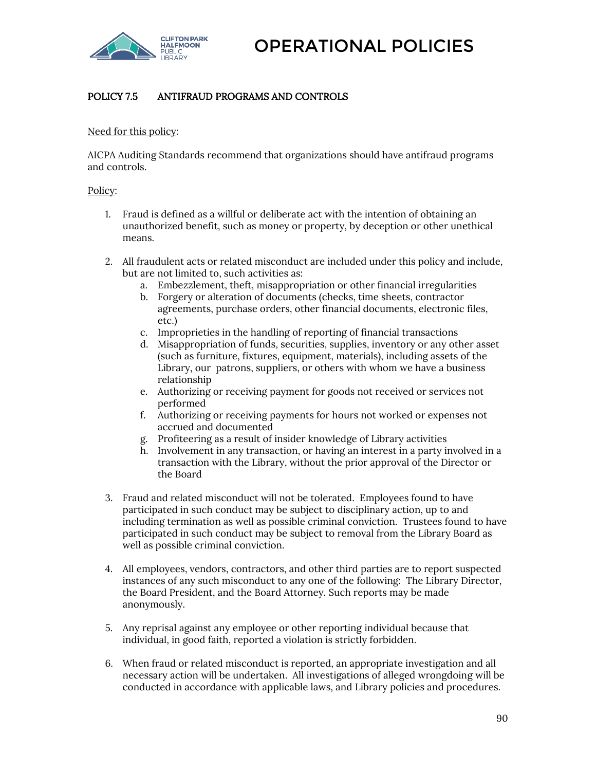# OPERATIONAL POLICIES

## POLICY 7.5 ANTIFRAUD PROGRAMS AND CONTROLS

<u>Need for this policy</u>:

AICPA Auditing Standards recommend that organizations should have antifraud programs and controls.

<u>Policy</u>:

1. Fraud is defined as a willful or deliberate act with the intention of obtaining an unauthorized benefit, such as money or property, by deception or other unethical means.

2. All fraudulent acts or related misconduct are included under this policy and include, but are not limited to, such activities as:
   a. Embezzlement, theft, misappropriation or other financial irregularities
   b. Forgery or alteration of documents (checks, time sheets, contractor agreements, purchase orders, other financial documents, electronic files, etc.)
   c. Improprieties in the handling of reporting of financial transactions
   d. Misappropriation of funds, securities, supplies, inventory or any other asset (such as furniture, fixtures, equipment, materials), including assets of the Library, our patrons, suppliers, or others with whom we have a business relationship
   e. Authorizing or receiving payment for goods not received or services not performed
   f. Authorizing or receiving payments for hours not worked or expenses not accrued and documented
   g. Profiteering as a result of insider knowledge of Library activities
   h. Involvement in any transaction, or having an interest in a party involved in a transaction with the Library, without the prior approval of the Director or the Board

3. Fraud and related misconduct will not be tolerated. Employees found to have participated in such conduct may be subject to disciplinary action, up to and including termination as well as possible criminal conviction. Trustees found to have participated in such conduct may be subject to removal from the Library Board as well as possible criminal conviction.

4. All employees, vendors, contractors, and other third parties are to report suspected instances of any such misconduct to any one of the following: The Library Director, the Board President, and the Board Attorney. Such reports may be made anonymously.

5. Any reprisal against any employee or other reporting individual because that individual, in good faith, reported a violation is strictly forbidden.

6. When fraud or related misconduct is reported, an appropriate investigation and all necessary action will be undertaken. All investigations of alleged wrongdoing will be conducted in accordance with applicable laws, and Library policies and procedures.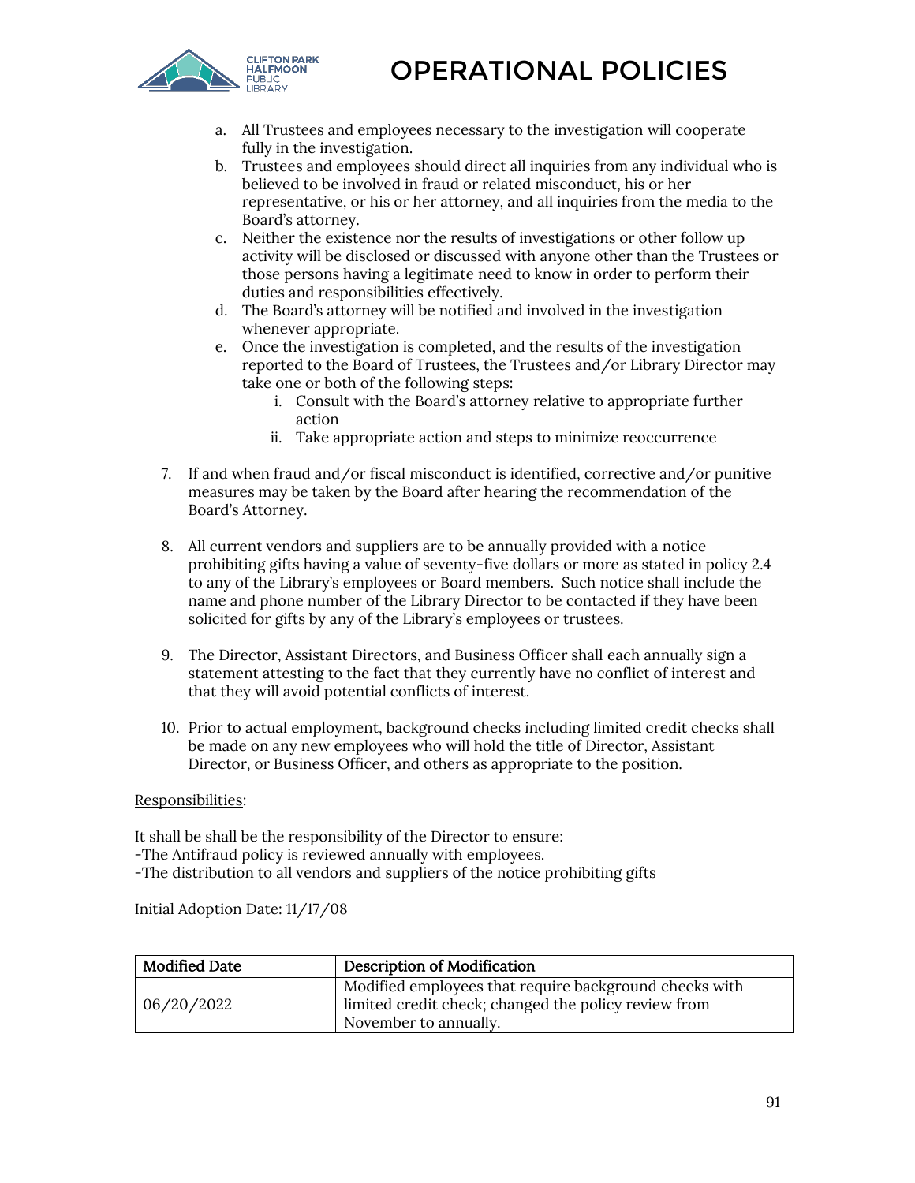a. All Trustees and employees necessary to the investigation will cooperate fully in the investigation.
b. Trustees and employees should direct all inquiries from any individual who is believed to be involved in fraud or related misconduct, his or her representative, or his or her attorney, and all inquiries from the media to the Board's attorney.
c. Neither the existence nor the results of investigations or other follow up activity will be disclosed or discussed with anyone other than the Trustees or those persons having a legitimate need to know in order to perform their duties and responsibilities effectively.
d. The Board's attorney will be notified and involved in the investigation whenever appropriate.
e. Once the investigation is completed, and the results of the investigation reported to the Board of Trustees, the Trustees and/or Library Director may take one or both of the following steps:
   i. Consult with the Board's attorney relative to appropriate further action
   ii. Take appropriate action and steps to minimize reoccurrence

7. If and when fraud and/or fiscal misconduct is identified, corrective and/or punitive measures may be taken by the Board after hearing the recommendation of the Board's Attorney.

8. All current vendors and suppliers are to be annually provided with a notice prohibiting gifts having a value of seventy-five dollars or more as stated in policy 2.4 to any of the Library's employees or Board members. Such notice shall include the name and phone number of the Library Director to be contacted if they have been solicited for gifts by any of the Library's employees or trustees.

9. The Director, Assistant Directors, and Business Officer shall <u>each</u> annually sign a statement attesting to the fact that they currently have no conflict of interest and that they will avoid potential conflicts of interest.

10. Prior to actual employment, background checks including limited credit checks shall be made on any new employees who will hold the title of Director, Assistant Director, or Business Officer, and others as appropriate to the position.

<u>Responsibilities</u>:

It shall be shall be the responsibility of the Director to ensure:
-The Antifraud policy is reviewed annually with employees.
-The distribution to all vendors and suppliers of the notice prohibiting gifts

Initial Adoption Date: 11/17/08

| Modified Date | Description of Modification |
|---|---|
| 06/20/2022 | Modified employees that require background checks with limited credit check; changed the policy review from November to annually. |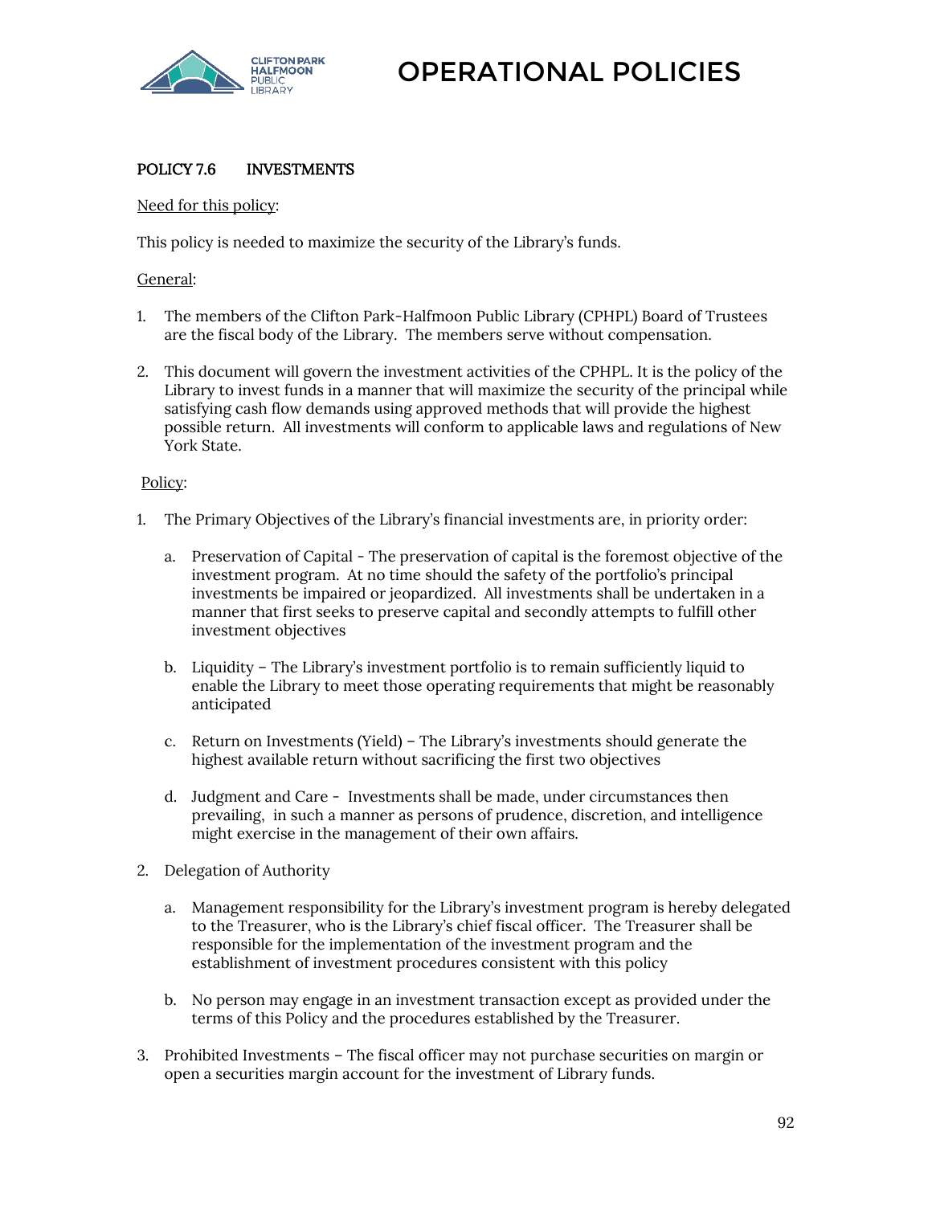# OPERATIONAL POLICIES

## POLICY 7.6 INVESTMENTS

Need for this policy:

This policy is needed to maximize the security of the Library's funds.

General:

1. The members of the Clifton Park-Halfmoon Public Library (CPHPL) Board of Trustees are the fiscal body of the Library. The members serve without compensation.

2. This document will govern the investment activities of the CPHPL. It is the policy of the Library to invest funds in a manner that will maximize the security of the principal while satisfying cash flow demands using approved methods that will provide the highest possible return. All investments will conform to applicable laws and regulations of New York State.

Policy:

1. The Primary Objectives of the Library's financial investments are, in priority order:

   a. Preservation of Capital - The preservation of capital is the foremost objective of the investment program. At no time should the safety of the portfolio's principal investments be impaired or jeopardized. All investments shall be undertaken in a manner that first seeks to preserve capital and secondly attempts to fulfill other investment objectives

   b. Liquidity – The Library's investment portfolio is to remain sufficiently liquid to enable the Library to meet those operating requirements that might be reasonably anticipated

   c. Return on Investments (Yield) – The Library's investments should generate the highest available return without sacrificing the first two objectives

   d. Judgment and Care - Investments shall be made, under circumstances then prevailing, in such a manner as persons of prudence, discretion, and intelligence might exercise in the management of their own affairs.

2. Delegation of Authority

   a. Management responsibility for the Library's investment program is hereby delegated to the Treasurer, who is the Library's chief fiscal officer. The Treasurer shall be responsible for the implementation of the investment program and the establishment of investment procedures consistent with this policy

   b. No person may engage in an investment transaction except as provided under the terms of this Policy and the procedures established by the Treasurer.

3. Prohibited Investments – The fiscal officer may not purchase securities on margin or open a securities margin account for the investment of Library funds.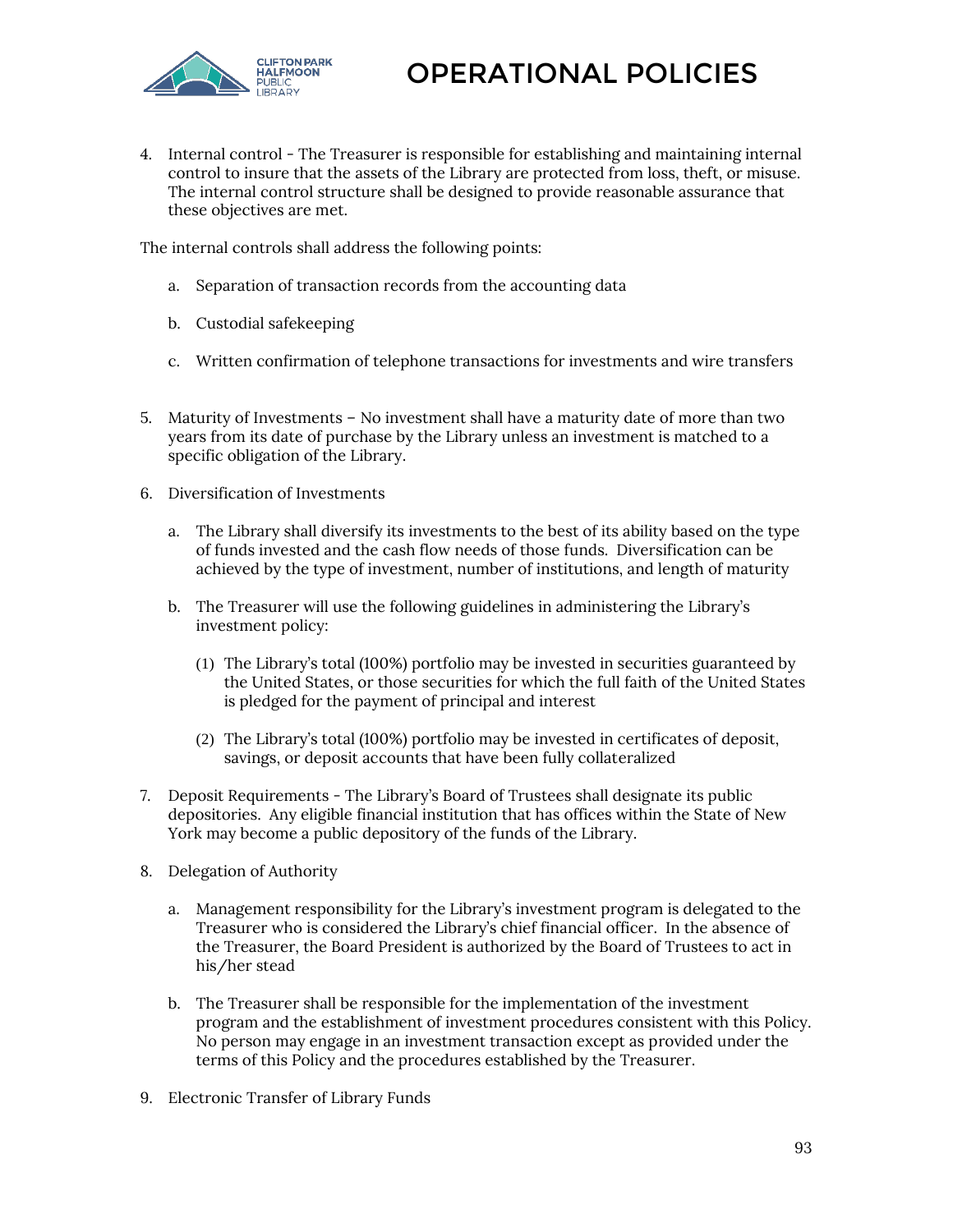4. Internal control - The Treasurer is responsible for establishing and maintaining internal control to insure that the assets of the Library are protected from loss, theft, or misuse. The internal control structure shall be designed to provide reasonable assurance that these objectives are met.

The internal controls shall address the following points:

   a. Separation of transaction records from the accounting data

   b. Custodial safekeeping

   c. Written confirmation of telephone transactions for investments and wire transfers

5. Maturity of Investments – No investment shall have a maturity date of more than two years from its date of purchase by the Library unless an investment is matched to a specific obligation of the Library.

6. Diversification of Investments

   a. The Library shall diversify its investments to the best of its ability based on the type of funds invested and the cash flow needs of those funds. Diversification can be achieved by the type of investment, number of institutions, and length of maturity

   b. The Treasurer will use the following guidelines in administering the Library's investment policy:

      (1) The Library's total (100%) portfolio may be invested in securities guaranteed by the United States, or those securities for which the full faith of the United States is pledged for the payment of principal and interest

      (2) The Library's total (100%) portfolio may be invested in certificates of deposit, savings, or deposit accounts that have been fully collateralized

7. Deposit Requirements - The Library's Board of Trustees shall designate its public depositories. Any eligible financial institution that has offices within the State of New York may become a public depository of the funds of the Library.

8. Delegation of Authority

   a. Management responsibility for the Library's investment program is delegated to the Treasurer who is considered the Library's chief financial officer. In the absence of the Treasurer, the Board President is authorized by the Board of Trustees to act in his/her stead

   b. The Treasurer shall be responsible for the implementation of the investment program and the establishment of investment procedures consistent with this Policy. No person may engage in an investment transaction except as provided under the terms of this Policy and the procedures established by the Treasurer.

9. Electronic Transfer of Library Funds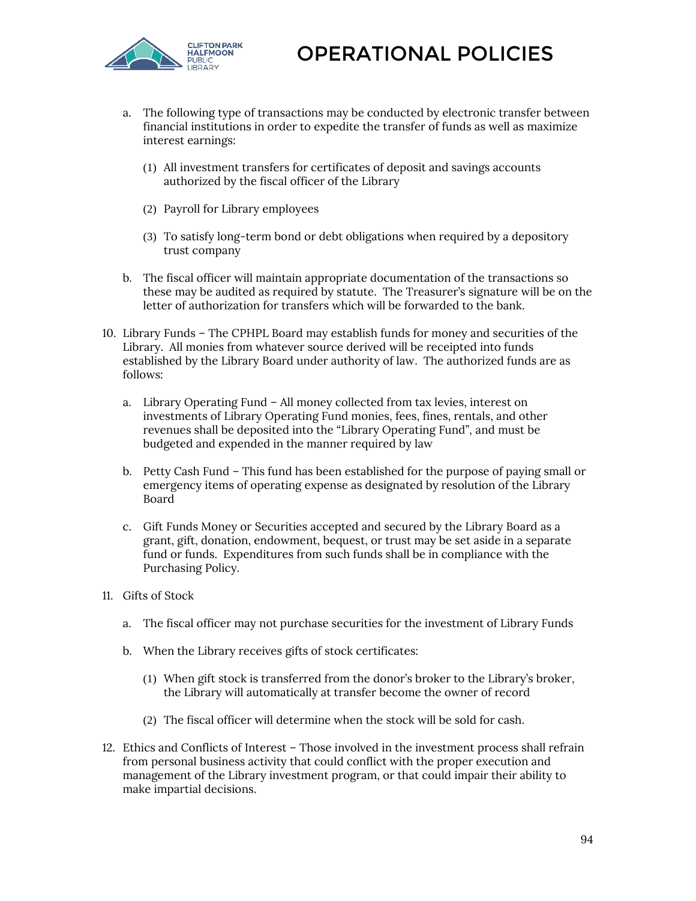a. The following type of transactions may be conducted by electronic transfer between financial institutions in order to expedite the transfer of funds as well as maximize interest earnings:

   (1) All investment transfers for certificates of deposit and savings accounts authorized by the fiscal officer of the Library

   (2) Payroll for Library employees

   (3) To satisfy long-term bond or debt obligations when required by a depository trust company

b. The fiscal officer will maintain appropriate documentation of the transactions so these may be audited as required by statute. The Treasurer's signature will be on the letter of authorization for transfers which will be forwarded to the bank.

10. Library Funds – The CPHPL Board may establish funds for money and securities of the Library. All monies from whatever source derived will be receipted into funds established by the Library Board under authority of law. The authorized funds are as follows:

    a. Library Operating Fund – All money collected from tax levies, interest on investments of Library Operating Fund monies, fees, fines, rentals, and other revenues shall be deposited into the "Library Operating Fund", and must be budgeted and expended in the manner required by law

    b. Petty Cash Fund – This fund has been established for the purpose of paying small or emergency items of operating expense as designated by resolution of the Library Board

    c. Gift Funds Money or Securities accepted and secured by the Library Board as a grant, gift, donation, endowment, bequest, or trust may be set aside in a separate fund or funds. Expenditures from such funds shall be in compliance with the Purchasing Policy.

11. Gifts of Stock

    a. The fiscal officer may not purchase securities for the investment of Library Funds

    b. When the Library receives gifts of stock certificates:

       (1) When gift stock is transferred from the donor's broker to the Library's broker, the Library will automatically at transfer become the owner of record

       (2) The fiscal officer will determine when the stock will be sold for cash.

12. Ethics and Conflicts of Interest – Those involved in the investment process shall refrain from personal business activity that could conflict with the proper execution and management of the Library investment program, or that could impair their ability to make impartial decisions.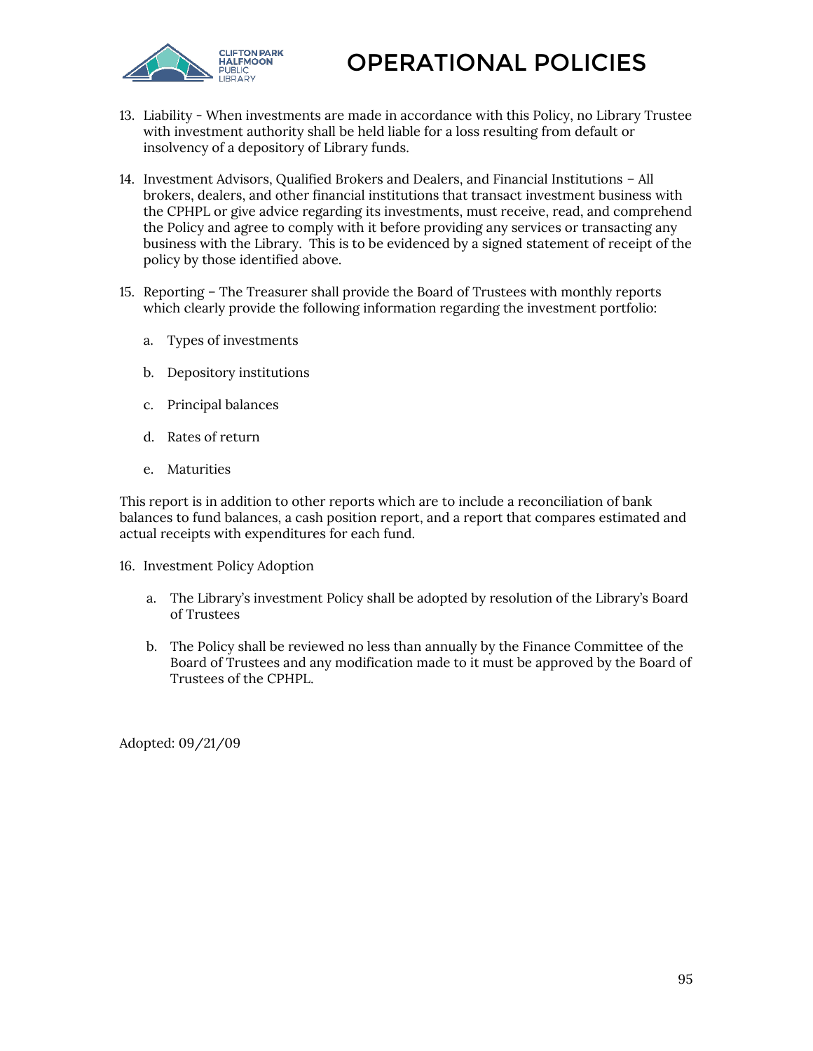13. Liability - When investments are made in accordance with this Policy, no Library Trustee with investment authority shall be held liable for a loss resulting from default or insolvency of a depository of Library funds.

14. Investment Advisors, Qualified Brokers and Dealers, and Financial Institutions – All brokers, dealers, and other financial institutions that transact investment business with the CPHPL or give advice regarding its investments, must receive, read, and comprehend the Policy and agree to comply with it before providing any services or transacting any business with the Library. This is to be evidenced by a signed statement of receipt of the policy by those identified above.

15. Reporting – The Treasurer shall provide the Board of Trustees with monthly reports which clearly provide the following information regarding the investment portfolio:

    a. Types of investments

    b. Depository institutions

    c. Principal balances

    d. Rates of return

    e. Maturities

This report is in addition to other reports which are to include a reconciliation of bank balances to fund balances, a cash position report, and a report that compares estimated and actual receipts with expenditures for each fund.

16. Investment Policy Adoption

    a. The Library's investment Policy shall be adopted by resolution of the Library's Board of Trustees

    b. The Policy shall be reviewed no less than annually by the Finance Committee of the Board of Trustees and any modification made to it must be approved by the Board of Trustees of the CPHPL.

Adopted: 09/21/09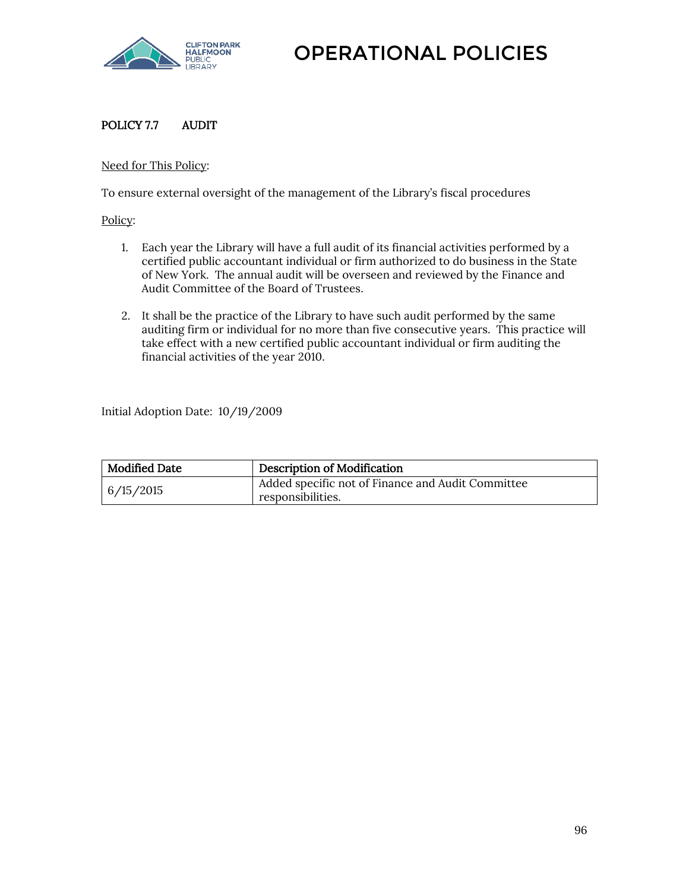# OPERATIONAL POLICIES

## POLICY 7.7 AUDIT

Need for This Policy:

To ensure external oversight of the management of the Library's fiscal procedures

Policy:

1. Each year the Library will have a full audit of its financial activities performed by a certified public accountant individual or firm authorized to do business in the State of New York. The annual audit will be overseen and reviewed by the Finance and Audit Committee of the Board of Trustees.

2. It shall be the practice of the Library to have such audit performed by the same auditing firm or individual for no more than five consecutive years. This practice will take effect with a new certified public accountant individual or firm auditing the financial activities of the year 2010.

Initial Adoption Date: 10/19/2009

| Modified Date | Description of Modification |
| --- | --- |
| 6/15/2015 | Added specific not of Finance and Audit Committee responsibilities. |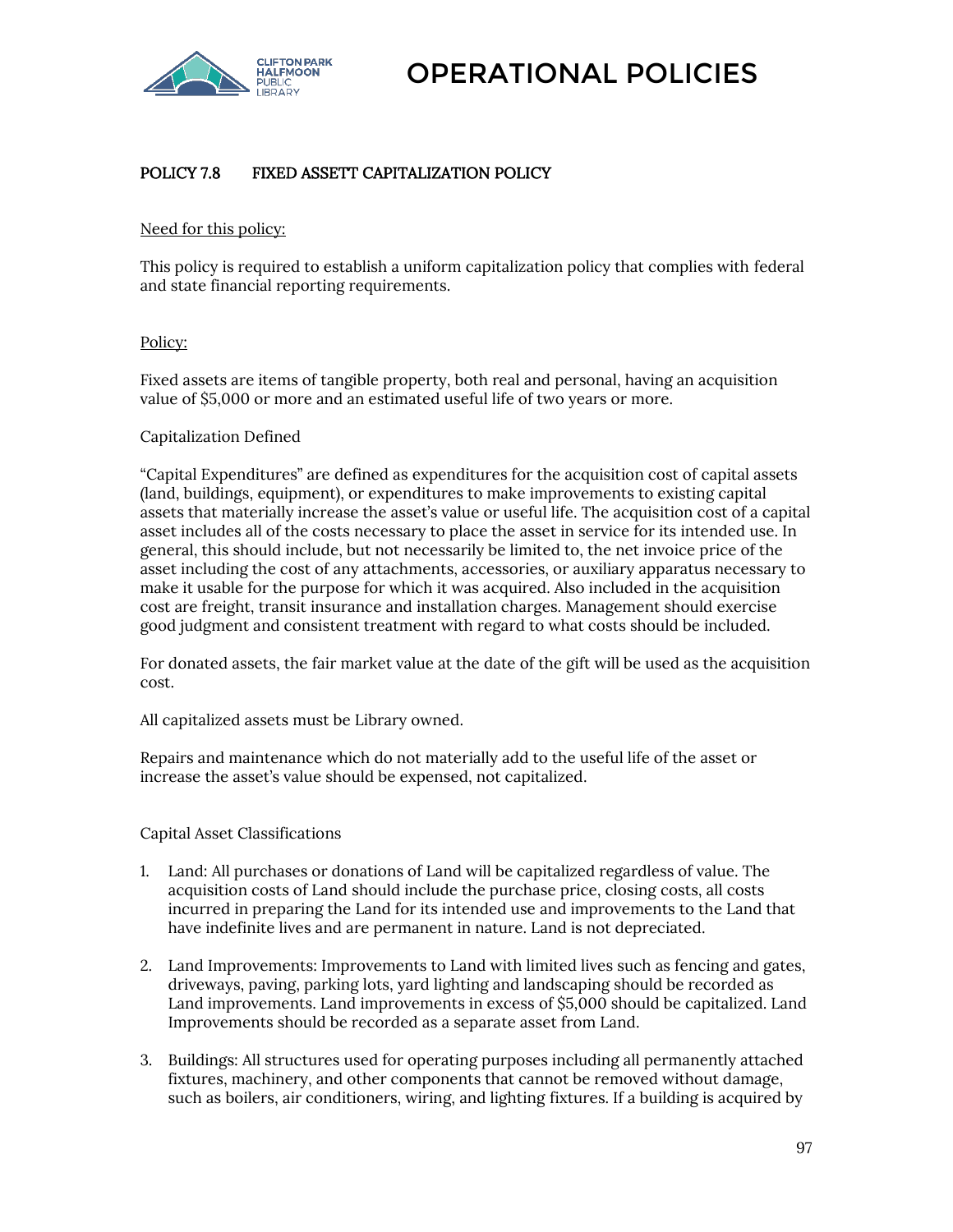# OPERATIONAL POLICIES

## POLICY 7.8 FIXED ASSETT CAPITALIZATION POLICY

Need for this policy:

This policy is required to establish a uniform capitalization policy that complies with federal and state financial reporting requirements.

Policy:

Fixed assets are items of tangible property, both real and personal, having an acquisition value of $5,000 or more and an estimated useful life of two years or more.

Capitalization Defined

"Capital Expenditures" are defined as expenditures for the acquisition cost of capital assets (land, buildings, equipment), or expenditures to make improvements to existing capital assets that materially increase the asset's value or useful life. The acquisition cost of a capital asset includes all of the costs necessary to place the asset in service for its intended use. In general, this should include, but not necessarily be limited to, the net invoice price of the asset including the cost of any attachments, accessories, or auxiliary apparatus necessary to make it usable for the purpose for which it was acquired. Also included in the acquisition cost are freight, transit insurance and installation charges. Management should exercise good judgment and consistent treatment with regard to what costs should be included.

For donated assets, the fair market value at the date of the gift will be used as the acquisition cost.

All capitalized assets must be Library owned.

Repairs and maintenance which do not materially add to the useful life of the asset or increase the asset's value should be expensed, not capitalized.

Capital Asset Classifications

1. Land: All purchases or donations of Land will be capitalized regardless of value. The acquisition costs of Land should include the purchase price, closing costs, all costs incurred in preparing the Land for its intended use and improvements to the Land that have indefinite lives and are permanent in nature. Land is not depreciated.

2. Land Improvements: Improvements to Land with limited lives such as fencing and gates, driveways, paving, parking lots, yard lighting and landscaping should be recorded as Land improvements. Land improvements in excess of $5,000 should be capitalized. Land Improvements should be recorded as a separate asset from Land.

3. Buildings: All structures used for operating purposes including all permanently attached fixtures, machinery, and other components that cannot be removed without damage, such as boilers, air conditioners, wiring, and lighting fixtures. If a building is acquired by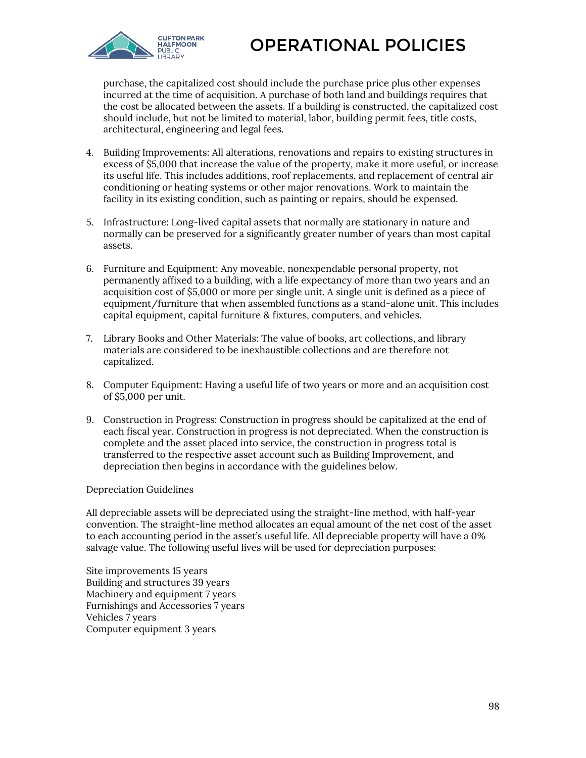purchase, the capitalized cost should include the purchase price plus other expenses incurred at the time of acquisition. A purchase of both land and buildings requires that the cost be allocated between the assets. If a building is constructed, the capitalized cost should include, but not be limited to material, labor, building permit fees, title costs, architectural, engineering and legal fees.

4. Building Improvements: All alterations, renovations and repairs to existing structures in excess of $5,000 that increase the value of the property, make it more useful, or increase its useful life. This includes additions, roof replacements, and replacement of central air conditioning or heating systems or other major renovations. Work to maintain the facility in its existing condition, such as painting or repairs, should be expensed.

5. Infrastructure: Long-lived capital assets that normally are stationary in nature and normally can be preserved for a significantly greater number of years than most capital assets.

6. Furniture and Equipment: Any moveable, nonexpendable personal property, not permanently affixed to a building, with a life expectancy of more than two years and an acquisition cost of $5,000 or more per single unit. A single unit is defined as a piece of equipment/furniture that when assembled functions as a stand-alone unit. This includes capital equipment, capital furniture & fixtures, computers, and vehicles.

7. Library Books and Other Materials: The value of books, art collections, and library materials are considered to be inexhaustible collections and are therefore not capitalized.

8. Computer Equipment: Having a useful life of two years or more and an acquisition cost of $5,000 per unit.

9. Construction in Progress: Construction in progress should be capitalized at the end of each fiscal year. Construction in progress is not depreciated. When the construction is complete and the asset placed into service, the construction in progress total is transferred to the respective asset account such as Building Improvement, and depreciation then begins in accordance with the guidelines below.

Depreciation Guidelines

All depreciable assets will be depreciated using the straight-line method, with half-year convention. The straight-line method allocates an equal amount of the net cost of the asset to each accounting period in the asset's useful life. All depreciable property will have a 0% salvage value. The following useful lives will be used for depreciation purposes:

Site improvements 15 years
Building and structures 39 years
Machinery and equipment 7 years
Furnishings and Accessories 7 years
Vehicles 7 years
Computer equipment 3 years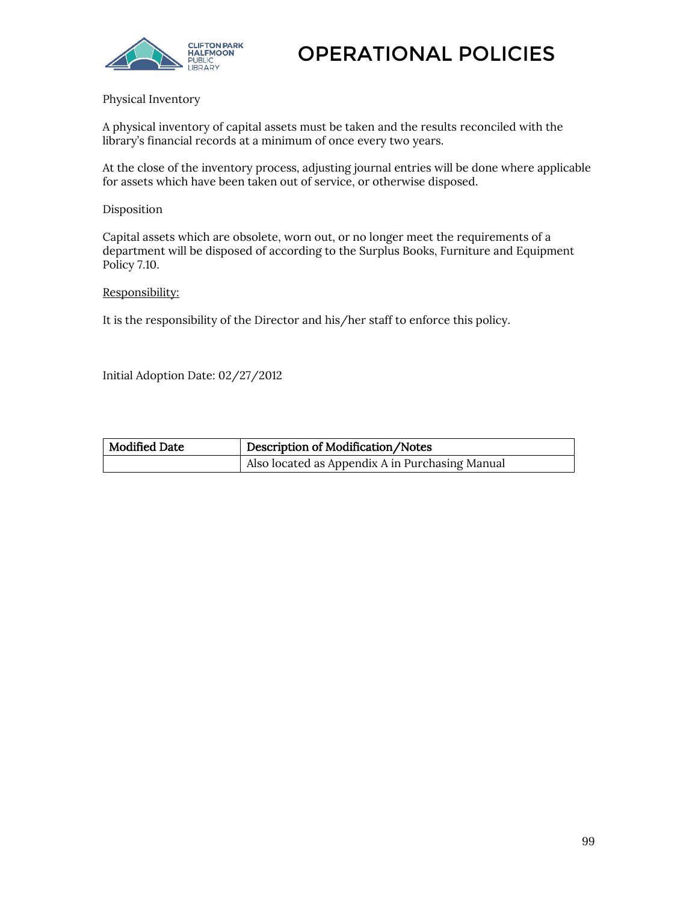Physical Inventory

A physical inventory of capital assets must be taken and the results reconciled with the library's financial records at a minimum of once every two years.

At the close of the inventory process, adjusting journal entries will be done where applicable for assets which have been taken out of service, or otherwise disposed.

Disposition

Capital assets which are obsolete, worn out, or no longer meet the requirements of a department will be disposed of according to the Surplus Books, Furniture and Equipment Policy 7.10.

<u>Responsibility:</u>

It is the responsibility of the Director and his/her staff to enforce this policy.

Initial Adoption Date: 02/27/2012

| Modified Date | Description of Modification/Notes |
| --- | --- |
| | Also located as Appendix A in Purchasing Manual |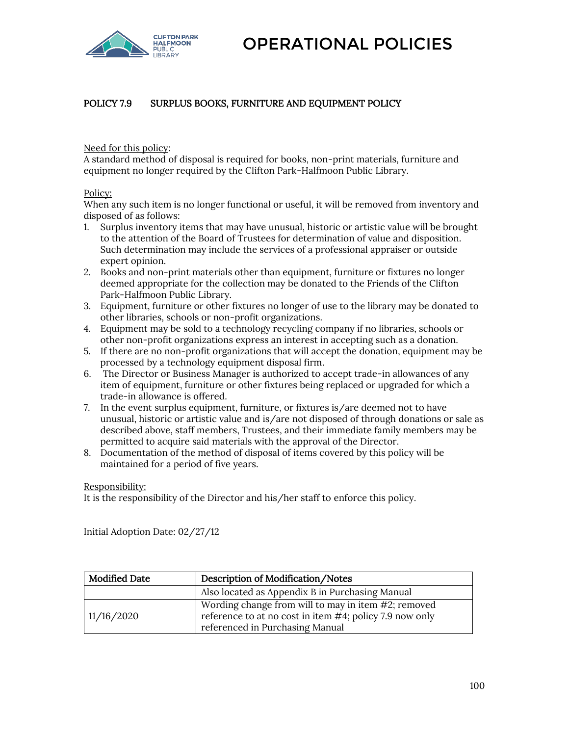# OPERATIONAL POLICIES

## POLICY 7.9 SURPLUS BOOKS, FURNITURE AND EQUIPMENT POLICY

Need for this policy:
A standard method of disposal is required for books, non-print materials, furniture and equipment no longer required by the Clifton Park-Halfmoon Public Library.

Policy:
When any such item is no longer functional or useful, it will be removed from inventory and disposed of as follows:

1. Surplus inventory items that may have unusual, historic or artistic value will be brought to the attention of the Board of Trustees for determination of value and disposition. Such determination may include the services of a professional appraiser or outside expert opinion.
2. Books and non-print materials other than equipment, furniture or fixtures no longer deemed appropriate for the collection may be donated to the Friends of the Clifton Park-Halfmoon Public Library.
3. Equipment, furniture or other fixtures no longer of use to the library may be donated to other libraries, schools or non-profit organizations.
4. Equipment may be sold to a technology recycling company if no libraries, schools or other non-profit organizations express an interest in accepting such as a donation.
5. If there are no non-profit organizations that will accept the donation, equipment may be processed by a technology equipment disposal firm.
6. The Director or Business Manager is authorized to accept trade-in allowances of any item of equipment, furniture or other fixtures being replaced or upgraded for which a trade-in allowance is offered.
7. In the event surplus equipment, furniture, or fixtures is/are deemed not to have unusual, historic or artistic value and is/are not disposed of through donations or sale as described above, staff members, Trustees, and their immediate family members may be permitted to acquire said materials with the approval of the Director.
8. Documentation of the method of disposal of items covered by this policy will be maintained for a period of five years.

Responsibility:
It is the responsibility of the Director and his/her staff to enforce this policy.

Initial Adoption Date: 02/27/12

| Modified Date | Description of Modification/Notes |
|---|---|
| | Also located as Appendix B in Purchasing Manual |
| 11/16/2020 | Wording change from will to may in item #2; removed reference to at no cost in item #4; policy 7.9 now only referenced in Purchasing Manual |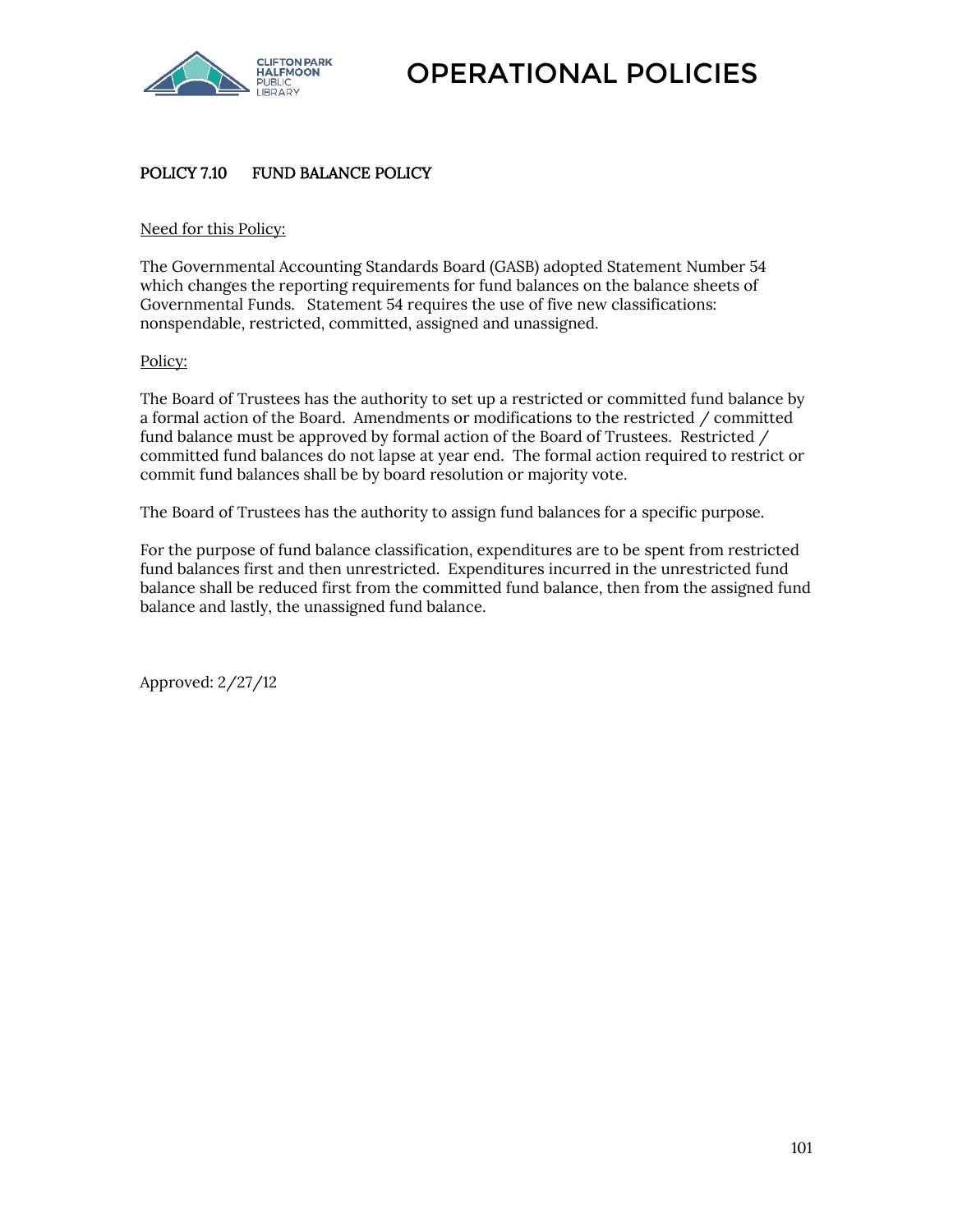## POLICY 7.10 FUND BALANCE POLICY

Need for this Policy:

The Governmental Accounting Standards Board (GASB) adopted Statement Number 54 which changes the reporting requirements for fund balances on the balance sheets of Governmental Funds. Statement 54 requires the use of five new classifications: nonspendable, restricted, committed, assigned and unassigned.

Policy:

The Board of Trustees has the authority to set up a restricted or committed fund balance by a formal action of the Board. Amendments or modifications to the restricted / committed fund balance must be approved by formal action of the Board of Trustees. Restricted / committed fund balances do not lapse at year end. The formal action required to restrict or commit fund balances shall be by board resolution or majority vote.

The Board of Trustees has the authority to assign fund balances for a specific purpose.

For the purpose of fund balance classification, expenditures are to be spent from restricted fund balances first and then unrestricted. Expenditures incurred in the unrestricted fund balance shall be reduced first from the committed fund balance, then from the assigned fund balance and lastly, the unassigned fund balance.

Approved: 2/27/12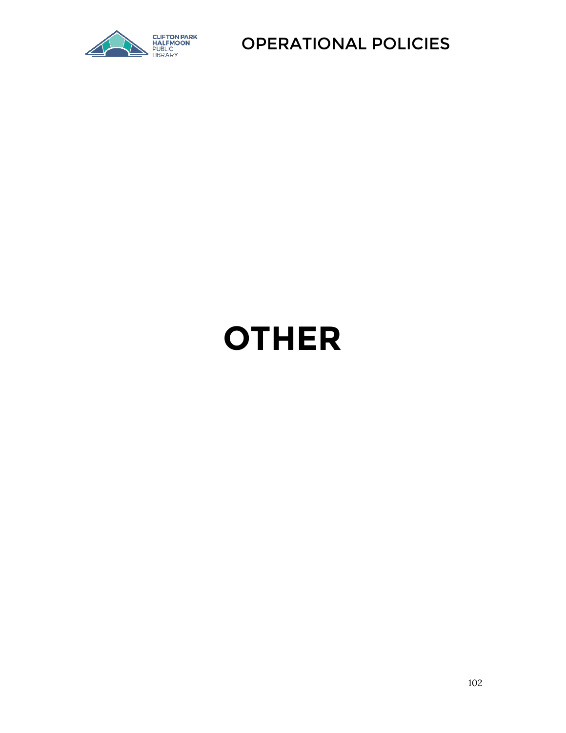# OTHER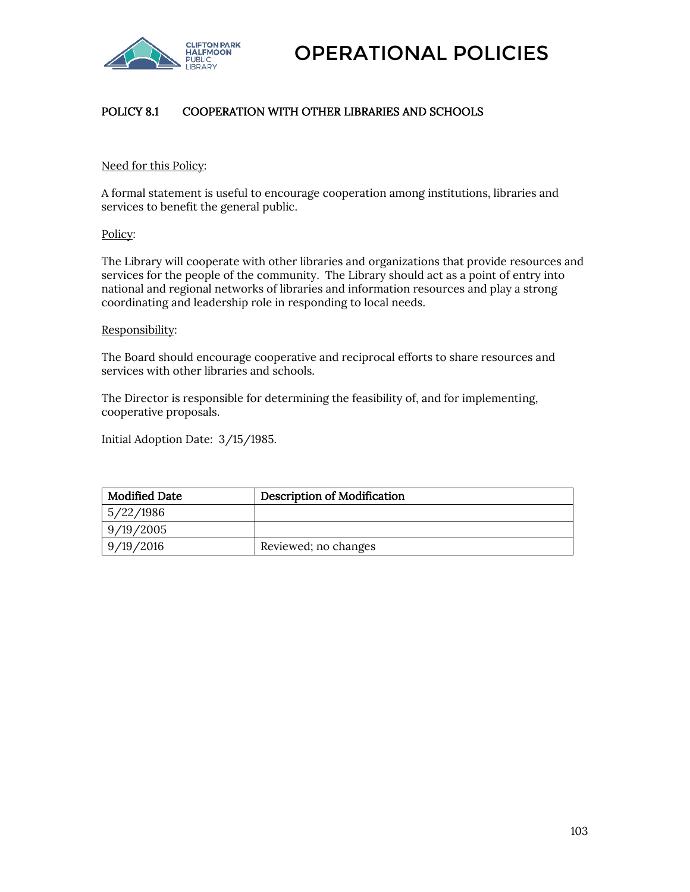# OPERATIONAL POLICIES

## POLICY 8.1 COOPERATION WITH OTHER LIBRARIES AND SCHOOLS

Need for this Policy:

A formal statement is useful to encourage cooperation among institutions, libraries and services to benefit the general public.

Policy:

The Library will cooperate with other libraries and organizations that provide resources and services for the people of the community. The Library should act as a point of entry into national and regional networks of libraries and information resources and play a strong coordinating and leadership role in responding to local needs.

Responsibility:

The Board should encourage cooperative and reciprocal efforts to share resources and services with other libraries and schools.

The Director is responsible for determining the feasibility of, and for implementing, cooperative proposals.

Initial Adoption Date: 3/15/1985.

| Modified Date | Description of Modification |
|---|---|
| 5/22/1986 | |
| 9/19/2005 | |
| 9/19/2016 | Reviewed; no changes |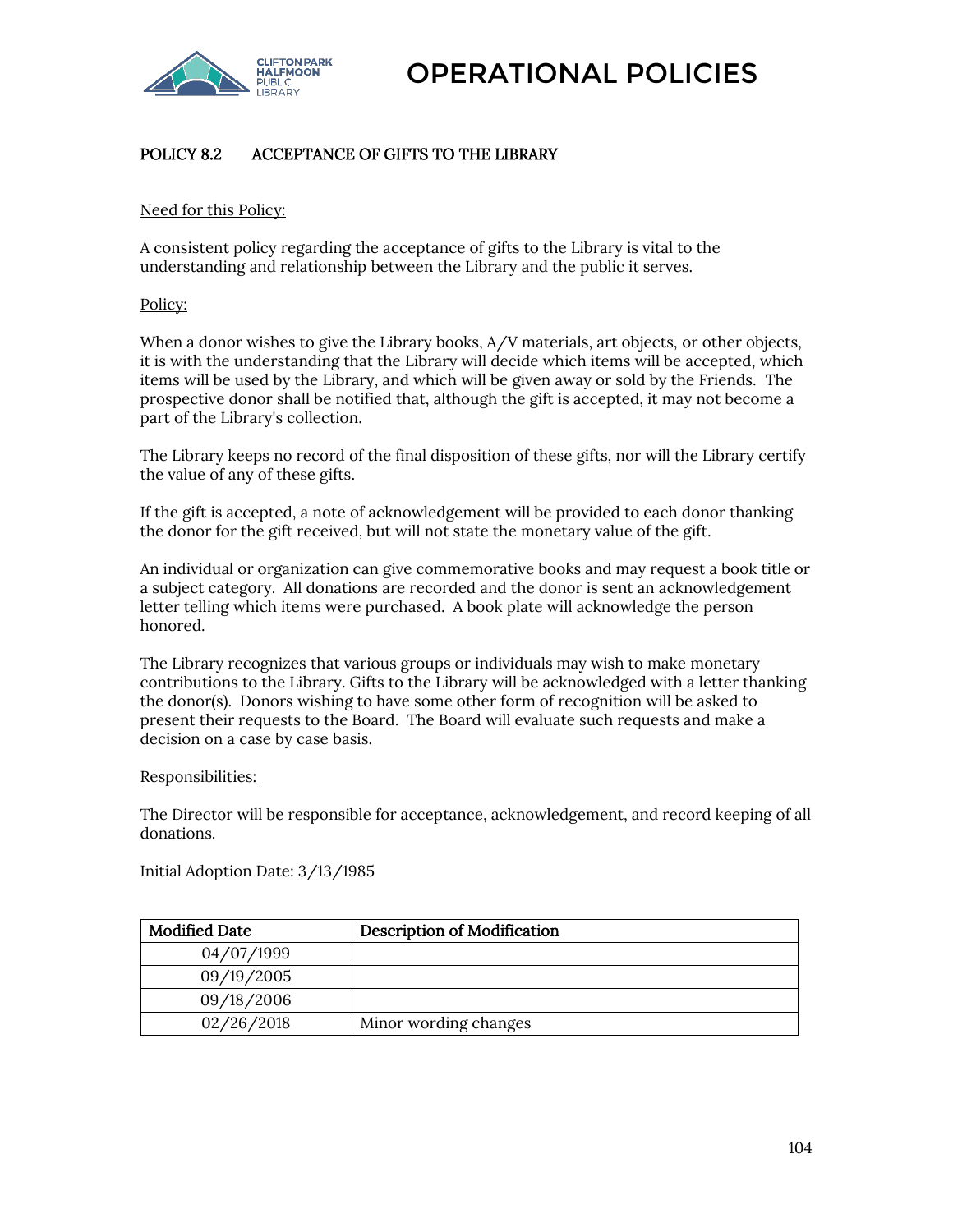# OPERATIONAL POLICIES

## POLICY 8.2 ACCEPTANCE OF GIFTS TO THE LIBRARY

Need for this Policy:

A consistent policy regarding the acceptance of gifts to the Library is vital to the understanding and relationship between the Library and the public it serves.

Policy:

When a donor wishes to give the Library books, A/V materials, art objects, or other objects, it is with the understanding that the Library will decide which items will be accepted, which items will be used by the Library, and which will be given away or sold by the Friends. The prospective donor shall be notified that, although the gift is accepted, it may not become a part of the Library's collection.

The Library keeps no record of the final disposition of these gifts, nor will the Library certify the value of any of these gifts.

If the gift is accepted, a note of acknowledgement will be provided to each donor thanking the donor for the gift received, but will not state the monetary value of the gift.

An individual or organization can give commemorative books and may request a book title or a subject category. All donations are recorded and the donor is sent an acknowledgement letter telling which items were purchased. A book plate will acknowledge the person honored.

The Library recognizes that various groups or individuals may wish to make monetary contributions to the Library. Gifts to the Library will be acknowledged with a letter thanking the donor(s). Donors wishing to have some other form of recognition will be asked to present their requests to the Board. The Board will evaluate such requests and make a decision on a case by case basis.

Responsibilities:

The Director will be responsible for acceptance, acknowledgement, and record keeping of all donations.

Initial Adoption Date: 3/13/1985

| Modified Date | Description of Modification |
|---|---|
| 04/07/1999 | |
| 09/19/2005 | |
| 09/18/2006 | |
| 02/26/2018 | Minor wording changes |